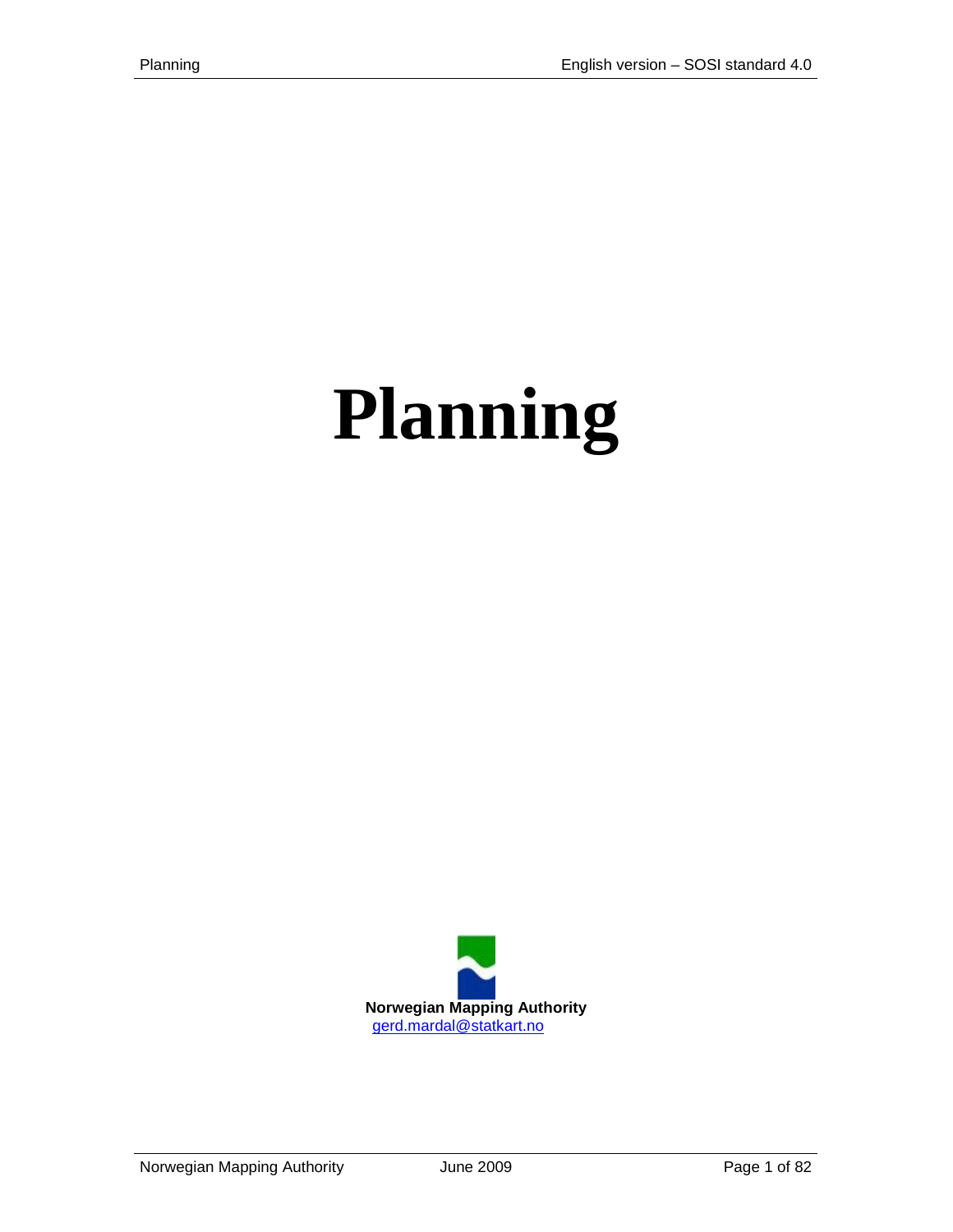# Planning

**Norwegian Mapping Authority**
gerd.mardal@statkart.no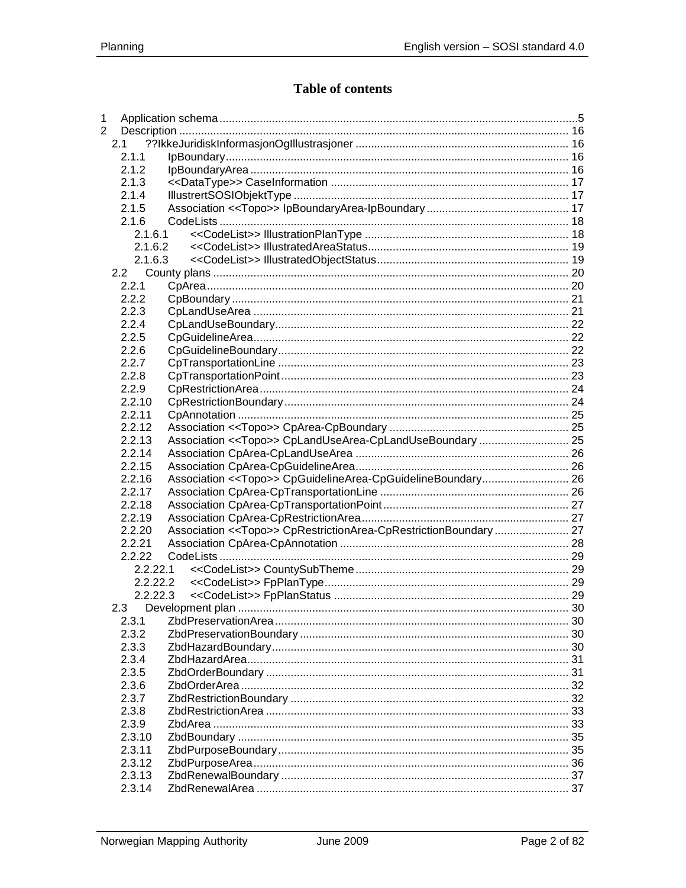# Table of contents

1 Application schema .....5
2 Description ..... 16
  2.1 ??IkkeJuridiskInformasjonOgIllustrasjoner ..... 16
    2.1.1 IpBoundary..... 16
    2.1.2 IpBoundaryArea ..... 16
    2.1.3 <<DataType>> CaseInformation ..... 17
    2.1.4 IllustrertSOSIObjektType ..... 17
    2.1.5 Association <<Topo>> IpBoundaryArea-IpBoundary ..... 17
    2.1.6 CodeLists ..... 18
      2.1.6.1 <<CodeList>> IllustrationPlanType ..... 18
      2.1.6.2 <<CodeList>> IllustratedAreaStatus..... 19
      2.1.6.3 <<CodeList>> IllustratedObjectStatus..... 19
  2.2 County plans ..... 20
    2.2.1 CpArea..... 20
    2.2.2 CpBoundary ..... 21
    2.2.3 CpLandUseArea ..... 21
    2.2.4 CpLandUseBoundary..... 22
    2.2.5 CpGuidelineArea..... 22
    2.2.6 CpGuidelineBoundary..... 22
    2.2.7 CpTransportationLine ..... 23
    2.2.8 CpTransportationPoint ..... 23
    2.2.9 CpRestrictionArea..... 24
    2.2.10 CpRestrictionBoundary..... 24
    2.2.11 CpAnnotation ..... 25
    2.2.12 Association <<Topo>> CpArea-CpBoundary ..... 25
    2.2.13 Association <<Topo>> CpLandUseArea-CpLandUseBoundary ..... 25
    2.2.14 Association CpArea-CpLandUseArea ..... 26
    2.2.15 Association CpArea-CpGuidelineArea..... 26
    2.2.16 Association <<Topo>> CpGuidelineArea-CpGuidelineBoundary..... 26
    2.2.17 Association CpArea-CpTransportationLine ..... 26
    2.2.18 Association CpArea-CpTransportationPoint ..... 27
    2.2.19 Association CpArea-CpRestrictionArea..... 27
    2.2.20 Association <<Topo>> CpRestrictionArea-CpRestrictionBoundary ..... 27
    2.2.21 Association CpArea-CpAnnotation ..... 28
    2.2.22 CodeLists ..... 29
      2.2.22.1 <<CodeList>> CountySubTheme ..... 29
      2.2.22.2 <<CodeList>> FpPlanType..... 29
      2.2.22.3 <<CodeList>> FpPlanStatus ..... 29
  2.3 Development plan ..... 30
    2.3.1 ZbdPreservationArea ..... 30
    2.3.2 ZbdPreservationBoundary ..... 30
    2.3.3 ZbdHazardBoundary..... 30
    2.3.4 ZbdHazardArea..... 31
    2.3.5 ZbdOrderBoundary ..... 31
    2.3.6 ZbdOrderArea ..... 32
    2.3.7 ZbdRestrictionBoundary ..... 32
    2.3.8 ZbdRestrictionArea ..... 33
    2.3.9 ZbdArea ..... 33
    2.3.10 ZbdBoundary ..... 35
    2.3.11 ZbdPurposeBoundary ..... 35
    2.3.12 ZbdPurposeArea..... 36
    2.3.13 ZbdRenewalBoundary ..... 37
    2.3.14 ZbdRenewalArea ..... 37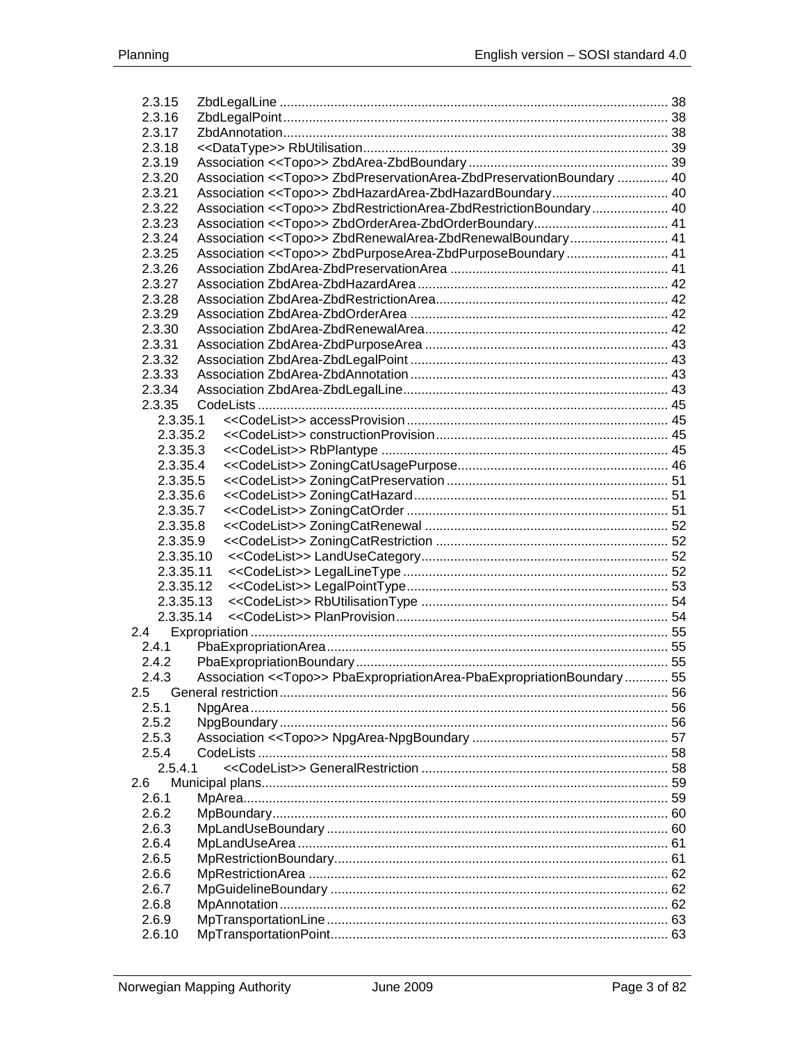2.3.15 ZbdLegalLine .......... 38
2.3.16 ZbdLegalPoint .......... 38
2.3.17 ZbdAnnotation .......... 38
2.3.18 <<DataType>> RbUtilisation .......... 39
2.3.19 Association <<Topo>> ZbdArea-ZbdBoundary .......... 39
2.3.20 Association <<Topo>> ZbdPreservationArea-ZbdPreservationBoundary .......... 40
2.3.21 Association <<Topo>> ZbdHazardArea-ZbdHazardBoundary .......... 40
2.3.22 Association <<Topo>> ZbdRestrictionArea-ZbdRestrictionBoundary .......... 40
2.3.23 Association <<Topo>> ZbdOrderArea-ZbdOrderBoundary .......... 41
2.3.24 Association <<Topo>> ZbdRenewalArea-ZbdRenewalBoundary .......... 41
2.3.25 Association <<Topo>> ZbdPurposeArea-ZbdPurposeBoundary .......... 41
2.3.26 Association ZbdArea-ZbdPreservationArea .......... 41
2.3.27 Association ZbdArea-ZbdHazardArea .......... 42
2.3.28 Association ZbdArea-ZbdRestrictionArea .......... 42
2.3.29 Association ZbdArea-ZbdOrderArea .......... 42
2.3.30 Association ZbdArea-ZbdRenewalArea .......... 42
2.3.31 Association ZbdArea-ZbdPurposeArea .......... 43
2.3.32 Association ZbdArea-ZbdLegalPoint .......... 43
2.3.33 Association ZbdArea-ZbdAnnotation .......... 43
2.3.34 Association ZbdArea-ZbdLegalLine .......... 43
2.3.35 CodeLists .......... 45
- 2.3.35.1 <<CodeList>> accessProvision .......... 45
- 2.3.35.2 <<CodeList>> constructionProvision .......... 45
- 2.3.35.3 <<CodeList>> RbPlantype .......... 45
- 2.3.35.4 <<CodeList>> ZoningCatUsagePurpose .......... 46
- 2.3.35.5 <<CodeList>> ZoningCatPreservation .......... 51
- 2.3.35.6 <<CodeList>> ZoningCatHazard .......... 51
- 2.3.35.7 <<CodeList>> ZoningCatOrder .......... 51
- 2.3.35.8 <<CodeList>> ZoningCatRenewal .......... 52
- 2.3.35.9 <<CodeList>> ZoningCatRestriction .......... 52
- 2.3.35.10 <<CodeList>> LandUseCategory .......... 52
- 2.3.35.11 <<CodeList>> LegalLineType .......... 52
- 2.3.35.12 <<CodeList>> LegalPointType .......... 53
- 2.3.35.13 <<CodeList>> RbUtilisationType .......... 54
- 2.3.35.14 <<CodeList>> PlanProvision .......... 54

2.4 Expropriation .......... 55
2.4.1 PbaExpropriationArea .......... 55
2.4.2 PbaExpropriationBoundary .......... 55
2.4.3 Association <<Topo>> PbaExpropriationArea-PbaExpropriationBoundary .......... 55

2.5 General restriction .......... 56
2.5.1 NpgArea .......... 56
2.5.2 NpgBoundary .......... 56
2.5.3 Association <<Topo>> NpgArea-NpgBoundary .......... 57
2.5.4 CodeLists .......... 58
- 2.5.4.1 <<CodeList>> GeneralRestriction .......... 58

2.6 Municipal plans .......... 59
2.6.1 MpArea .......... 59
2.6.2 MpBoundary .......... 60
2.6.3 MpLandUseBoundary .......... 60
2.6.4 MpLandUseArea .......... 61
2.6.5 MpRestrictionBoundary .......... 61
2.6.6 MpRestrictionArea .......... 62
2.6.7 MpGuidelineBoundary .......... 62
2.6.8 MpAnnotation .......... 62
2.6.9 MpTransportationLine .......... 63
2.6.10 MpTransportationPoint .......... 63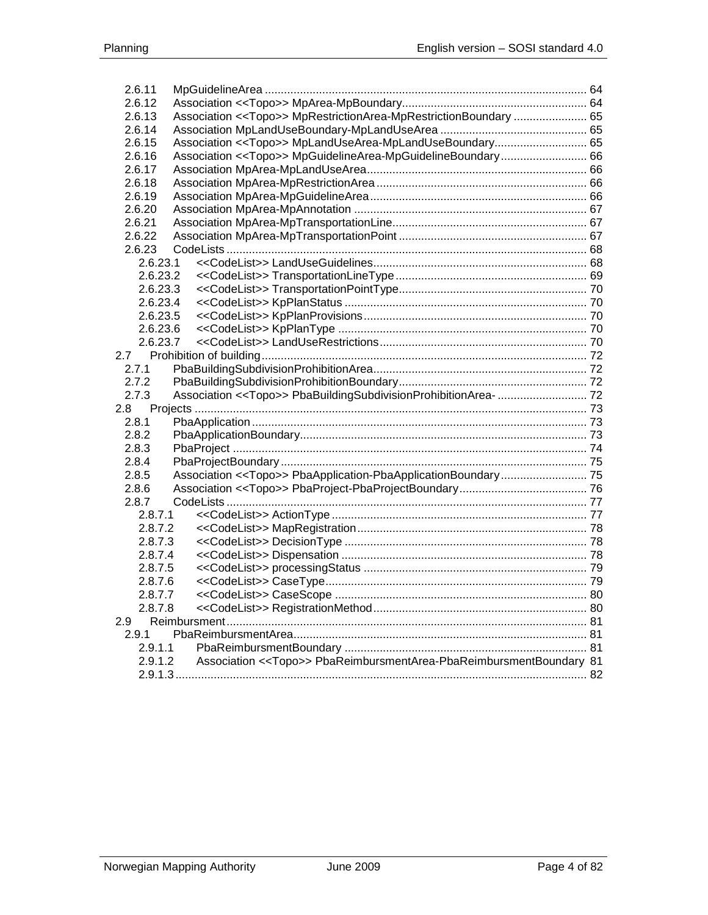- 2.6.11 MpGuidelineArea ..... 64
- 2.6.12 Association <<Topo>> MpArea-MpBoundary ..... 64
- 2.6.13 Association <<Topo>> MpRestrictionArea-MpRestrictionBoundary ..... 65
- 2.6.14 Association MpLandUseBoundary-MpLandUseArea ..... 65
- 2.6.15 Association <<Topo>> MpLandUseArea-MpLandUseBoundary ..... 65
- 2.6.16 Association <<Topo>> MpGuidelineArea-MpGuidelineBoundary ..... 66
- 2.6.17 Association MpArea-MpLandUseArea ..... 66
- 2.6.18 Association MpArea-MpRestrictionArea ..... 66
- 2.6.19 Association MpArea-MpGuidelineArea ..... 66
- 2.6.20 Association MpArea-MpAnnotation ..... 67
- 2.6.21 Association MpArea-MpTransportationLine ..... 67
- 2.6.22 Association MpArea-MpTransportationPoint ..... 67
- 2.6.23 CodeLists ..... 68
  - 2.6.23.1 <<CodeList>> LandUseGuidelines ..... 68
  - 2.6.23.2 <<CodeList>> TransportationLineType ..... 69
  - 2.6.23.3 <<CodeList>> TransportationPointType ..... 70
  - 2.6.23.4 <<CodeList>> KpPlanStatus ..... 70
  - 2.6.23.5 <<CodeList>> KpPlanProvisions ..... 70
  - 2.6.23.6 <<CodeList>> KpPlanType ..... 70
  - 2.6.23.7 <<CodeList>> LandUseRestrictions ..... 70

- 2.7 Prohibition of building ..... 72
  - 2.7.1 PbaBuildingSubdivisionProhibitionArea ..... 72
  - 2.7.2 PbaBuildingSubdivisionProhibitionBoundary ..... 72
  - 2.7.3 Association <<Topo>> PbaBuildingSubdivisionProhibitionArea- ..... 72
- 2.8 Projects ..... 73
  - 2.8.1 PbaApplication ..... 73
  - 2.8.2 PbaApplicationBoundary ..... 73
  - 2.8.3 PbaProject ..... 74
  - 2.8.4 PbaProjectBoundary ..... 75
  - 2.8.5 Association <<Topo>> PbaApplication-PbaApplicationBoundary ..... 75
  - 2.8.6 Association <<Topo>> PbaProject-PbaProjectBoundary ..... 76
  - 2.8.7 CodeLists ..... 77
    - 2.8.7.1 <<CodeList>> ActionType ..... 77
    - 2.8.7.2 <<CodeList>> MapRegistration ..... 78
    - 2.8.7.3 <<CodeList>> DecisionType ..... 78
    - 2.8.7.4 <<CodeList>> Dispensation ..... 78
    - 2.8.7.5 <<CodeList>> processingStatus ..... 79
    - 2.8.7.6 <<CodeList>> CaseType ..... 79
    - 2.8.7.7 <<CodeList>> CaseScope ..... 80
    - 2.8.7.8 <<CodeList>> RegistrationMethod ..... 80
- 2.9 Reimbursment ..... 81
  - 2.9.1 PbaReimbursmentArea ..... 81
    - 2.9.1.1 PbaReimbursmentBoundary ..... 81
    - 2.9.1.2 Association <<Topo>> PbaReimbursmentArea-PbaReimbursmentBoundary 81
    - 2.9.1.3 ..... 82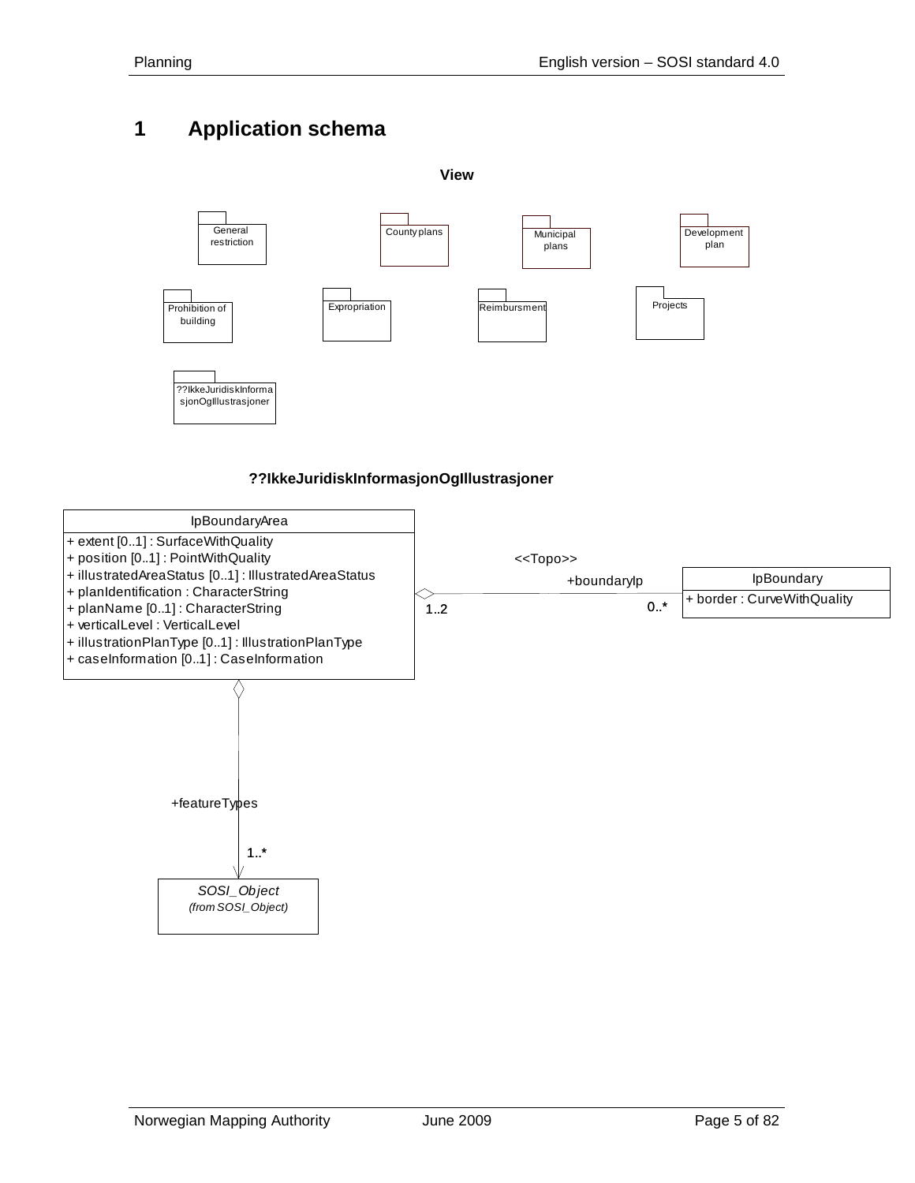# 1 Application schema

**View**

General restriction

County plans

Municipal plans

Development plan

Prohibition of building

Expropriation

Reimbursment

Projects

??IkkeJuridiskInformasjonOgIllustrasjoner

**??IkkeJuridiskInformasjonOgIllustrasjoner**

IpBoundaryArea

+ extent [0..1] : SurfaceWithQuality
+ position [0..1] : PointWithQuality
+ illustratedAreaStatus [0..1] : IllustratedAreaStatus
+ planIdentification : CharacterString
+ planName [0..1] : CharacterString
+ verticalLevel : VerticalLevel
+ illustrationPlanType [0..1] : IllustrationPlanType
+ caseInformation [0..1] : CaseInformation

<<Topo>>

+boundaryIp

1..2

0..*

IpBoundary

+ border : CurveWithQuality

+featureTypes

1..*

*SOSI_Object*

*(from SOSI_Object)*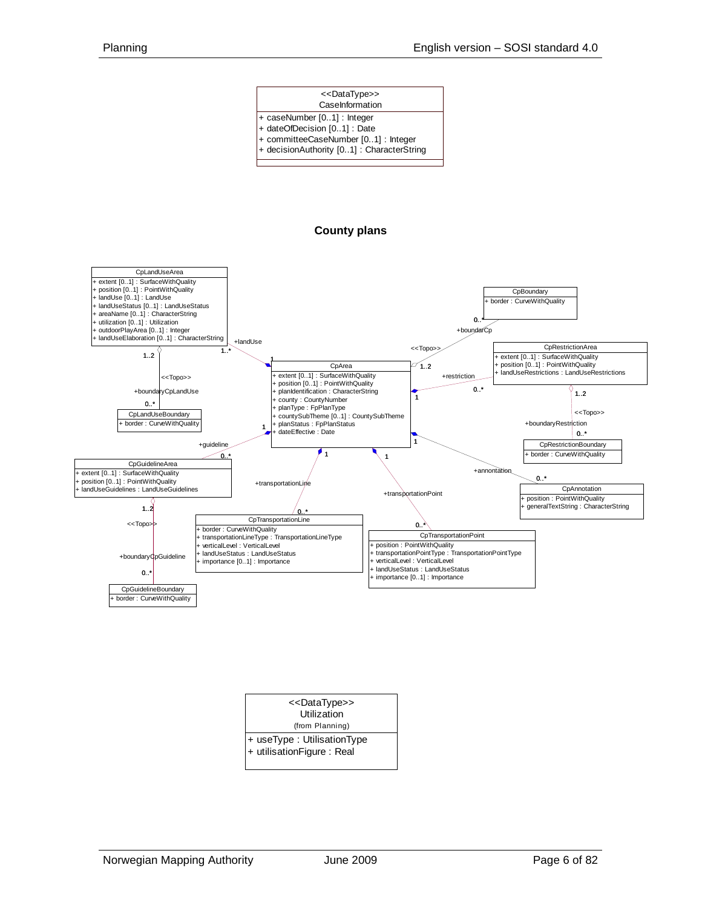<<DataType>>
CaseInformation

+ caseNumber [0..1] : Integer
+ dateOfDecision [0..1] : Date
+ committeeCaseNumber [0..1] : Integer
+ decisionAuthority [0..1] : CharacterString

## County plans

**CpLandUseArea**
+ extent [0..1] : SurfaceWithQuality
+ position [0..1] : PointWithQuality
+ landUse [0..1] : LandUse
+ landUseStatus [0..1] : LandUseStatus
+ areaName [0..1] : CharacterString
+ utilization [0..1] : Utilization
+ outdoorPlayArea [0..1] : Integer
+ landUseElaboration [0..1] : CharacterString

**CpLandUseBoundary**
+ border : CurveWithQuality

**CpBoundary**
+ border : CurveWithQuality

**CpArea**
+ extent [0..1] : SurfaceWithQuality
+ position [0..1] : PointWithQuality
+ planIdentification : CharacterString
+ county : CountyNumber
+ planType : FpPlanType
+ countySubTheme [0..1] : CountySubTheme
+ planStatus : FpPlanStatus
+ dateEffective : Date

**CpRestrictionArea**
+ extent [0..1] : SurfaceWithQuality
+ position [0..1] : PointWithQuality
+ landUseRestrictions : LandUseRestrictions

**CpRestrictionBoundary**
+ border : CurveWithQuality

**CpGuidelineArea**
+ extent [0..1] : SurfaceWithQuality
+ position [0..1] : PointWithQuality
+ landUseGuidelines : LandUseGuidelines

**CpGuidelineBoundary**
+ border : CurveWithQuality

**CpTransportationLine**
+ border : CurveWithQuality
+ transportationLineType : TransportationLineType
+ verticalLevel : VerticalLevel
+ landUseStatus : LandUseStatus
+ importance [0..1] : Importance

**CpTransportationPoint**
+ position : PointWithQuality
+ transportationPointType : TransportationPointType
+ verticalLevel : VerticalLevel
+ landUseStatus : LandUseStatus
+ importance [0..1] : Importance

**CpAnnotation**
+ position : PointWithQuality
+ generalTextString : CharacterString

Associations:
- CpLandUseArea (+landUse, 1..*) — CpArea (1)
- CpLandUseArea (1..2) — CpLandUseBoundary (+boundaryCpLandUse, 0..*) <<Topo>>
- CpBoundary (+boundarCp, 0..*) — CpArea (1..2) <<Topo>>
- CpArea (1) — CpRestrictionArea (+restriction, 0..*)
- CpRestrictionArea (1..2) — CpRestrictionBoundary (+boundaryRestriction, 0..*) <<Topo>>
- CpArea (1) — CpGuidelineArea (+guideline, 0..*)
- CpGuidelineArea (1..2) — CpGuidelineBoundary (+boundaryCpGuideline, 0..*) <<Topo>>
- CpArea (1) — CpTransportationLine (+transportationLine, 0..*)
- CpArea (1) — CpTransportationPoint (+transportationPoint, 0..*)
- CpArea (1) — CpAnnotation (+annontation, 0..*)

<<DataType>>
Utilization
(from Planning)

+ useType : UtilisationType
+ utilisationFigure : Real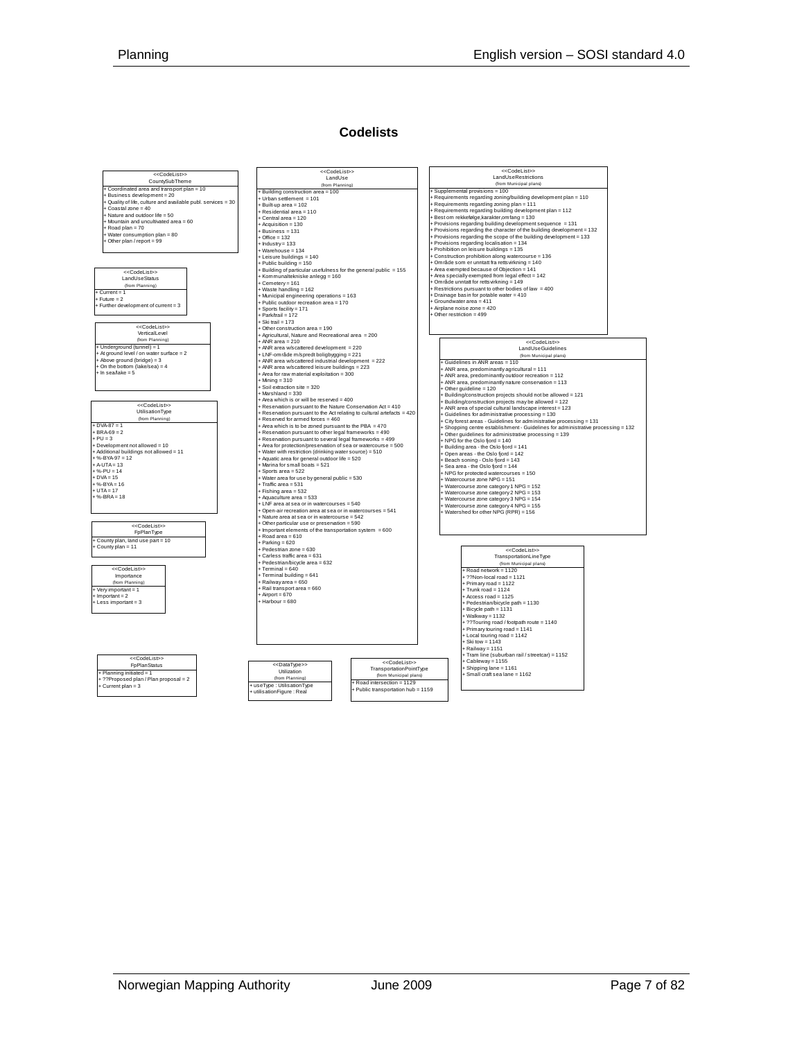## Codelists

**<<CodeList>> CountySubTheme**

- + Coordinated area and transport plan = 10
- + Business development = 20
- + Quality of life, culture and available publ. services = 30
- + Coastal zone = 40
- + Nature and outdoor life = 50
- + Mountain and uncultivated area = 60
- + Road plan = 70
- + Water consumption plan = 80
- + Other plan / report = 99

**<<CodeList>> LandUseStatus** (from Planning)

- + Current = 1
- + Future = 2
- + Further development of current = 3

**<<CodeList>> VerticalLevel** (from Planning)

- + Underground (tunnel) = 1
- + At ground level / on water surface = 2
- + Above ground (bridge) = 3
- + On the bottom (lake/sea) = 4
- + In sea/lake = 5

**<<CodeList>> UtilisationType** (from Planning)

- + DVA-87 = 1
- + BRA-69 = 2
- + PU = 3
- + Development not allowed = 10
- + Additional buildings not allowed = 11
- + %-BYA-97 = 12
- + A-UTA = 13
- + %-PU = 14
- + DVA = 15
- + %-BYA = 16
- + UTA = 17
- + %-BRA = 18

**<<CodeList>> FpPlanType**

- + County plan, land use part = 10
- + County plan = 11

**<<CodeList>> Importance** (from Planning)

- + Very important = 1
- + Important = 2
- + Less important = 3

**<<CodeList>> FpPlanStatus**

- + Planning initiated = 1
- + ??Proposed plan / Plan proposal = 2
- + Current plan = 3

**<<CodeList>> LandUse** (from Planning)

- + Building construction area = 100
- + Urban settlement = 101
- + Built-up area = 102
- + Residential area = 110
- + Central area = 120
- + Acquisition = 130
- + Business = 131
- + Office = 132
- + Industry = 133
- + Warehouse = 134
- + Leisure buildings = 140
- + Public building = 150
- + Building of particular usefulness for the general public = 155
- + Kommunaltekniske anlegg = 160
- + Cemetery = 161
- + Waste handling = 162
- + Municipal engineering operations = 163
- + Public outdoor recreation area = 170
- + Sports facility = 171
- + Park/trail = 172
- + Ski trail = 173
- + Other construction area = 190
- + Agricultural, Nature and Recreational area = 200
- + ANR area = 210
- + ANR area w/scattered development = 220
- + LNF-område m/spredt boligbygging = 221
- + ANR area w/scattered industrial development = 222
- + ANR area w/scattered leisure buildings = 223
- + Area for raw material exploitation = 300
- + Mining = 310
- + Soil extraction site = 320
- + Marshland = 330
- + Area which is or will be reserved = 400
- + Reservation pursuant to the Nature Conservation Act = 410
- + Reservation pursuant to the Act relating to cultural artefacts = 420
- + Reserved for armed forces = 460
- + Area which is to be zoned pursuant to the PBA = 470
- + Reservation pursuant to other legal frameworks = 490
- + Reservation pursuant to several legal frameworks = 499
- + Area for protection/preservation of sea or watercourse = 500
- + Water with restriction (drinking water source) = 510
- + Aquatic area for general outdoor life = 520
- + Marina for small boats = 521
- + Sports area = 522
- + Water area for use by general public = 530
- + Traffic area = 531
- + Fishing area = 532
- + Aquaculture area = 533
- + LNF area at sea or in watercourses = 540
- + Open-air recreation area at sea or in watercourses = 541
- + Nature area at sea or in watercourse = 542
- + Other particular use or preservation = 590
- + Important elements of the transportation system = 600
- + Road area = 610
- + Parking = 620
- + Pedestrian zone = 630
- + Carless traffic area = 631
- + Pedestrian/bicycle area = 632
- + Terminal = 640
- + Terminal building = 641
- + Railway area = 650
- + Rail transport area = 660
- + Airport = 670
- + Harbour = 680

**<<DataType>> Utilization** (from Planning)

- + useType : UtilisationType
- + utilisationFigure : Real

**<<CodeList>> LandUseRestrictions** (from Municipal plans)

- + Supplemental provisions = 100
- + Requirements regarding zoning/building development plan = 110
- + Requirements regarding zoning plan = 111
- + Requirements regarding building development plan = 112
- + Bestem rekkefølge,karakter,omfang = 130
- + Provisions regarding building development sequence = 131
- + Provisions regarding the character of the building development = 132
- + Provisions regarding the scope of the building development = 133
- + Provisions regarding localisation = 134
- + Prohibition on leisure buildings = 135
- + Construction prohibition along watercourse = 136
- + Område som er unntatt fra rettsvirkning = 140
- + Area exempted because of Objection = 141
- + Area specially exempted from legal effect = 142
- + Område unntatt for rettsvirkning = 149
- + Restrictions pursuant to other bodies of law = 400
- + Drainage basin for potable water = 410
- + Groundwater area = 411
- + Airplane noise zone = 420
- + Other restriction = 499

**<<CodeList>> LandUseGuidelines** (from Municipal plans)

- + Guidelines in ANR areas = 110
- + ANR area, predominantly agricultural = 111
- + ANR area, predominantly outdoor recreation = 112
- + ANR area, predominantly nature conservation = 113
- + Other guideline = 120
- + Building/construction projects should not be allowed = 121
- + Building/construction projects may be allowed = 122
- + ANR area of special cultural landscape interest = 123
- + Guidelines for administrative processing = 130
- + City forest areas - Guidelines for administrative processing = 131
- + Shopping centre establishment - Guidelines for administrative processing = 132
- + Other guidelines for administrative processing = 139
- + NPG for the Oslo fjord = 140
- + Building area - the Oslo fjord = 141
- + Open areas - the Oslo fjord = 142
- + Beach zoning - Oslo fjord = 143
- + Sea area - the Oslo fjord = 144
- + NPG for protected watercourses = 150
- + Watercourse zone NPG = 151
- + Watercourse zone category 1 NPG = 152
- + Watercourse zone category 2 NPG = 153
- + Watercourse zone category 3 NPG = 154
- + Watercourse zone category 4 NPG = 155
- + Watershed for other NPG (RPR) = 156

**<<CodeList>> TransportationLineType** (from Municipal plans)

- + Road network = 1120
- + ??Non-local road = 1121
- + Primary road = 1122
- + Trunk road = 1124
- + Access road = 1125
- + Pedestrian/bicycle path = 1130
- + Bicycle path = 1131
- + Walkway = 1132
- + ??Touring road / footpath route = 1140
- + Primary touring road = 1141
- + Local touring road = 1142
- + Ski tow = 1143
- + Railway = 1151
- + Tram line (suburban rail / streetcar) = 1152
- + Cableway = 1155
- + Shipping lane = 1161
- + Small craft sea lane = 1162

**<<CodeList>> TransportationPointType** (from Municipal plans)

- + Road intersection = 1129
- + Public transportation hub = 1159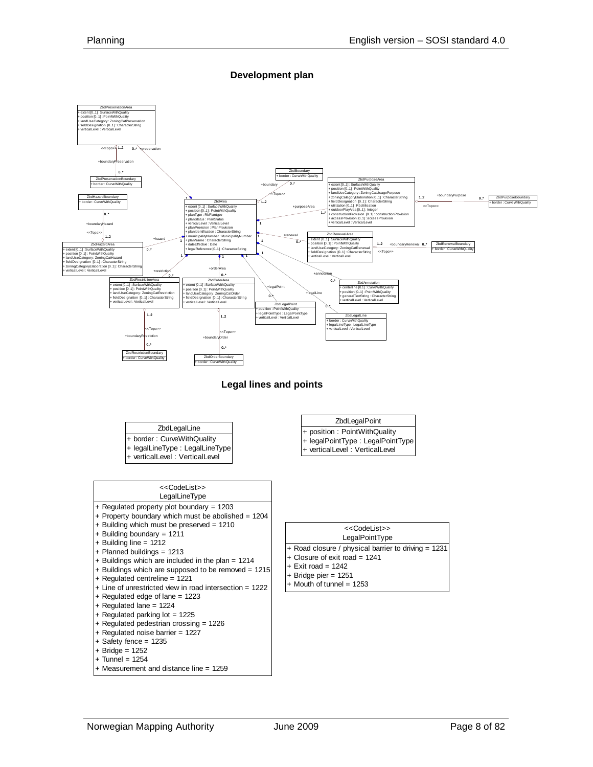## Development plan

ZbdPreservationArea
+ extent [0..1] : SurfaceWithQuality
+ position [0..1] : PointWithQuality
+ landUseCategory : ZoningCatPreservation
+ fieldDesignation [0..1] : CharacterString
+ verticalLevel : VerticalLevel

ZbdPreservationBoundary
+ border : CurveWithQuality

ZbdHazardBoundary
+ border : CurveWithQuality

ZbdHazardArea
+ extent [0..1] : SurfaceWithQuality
+ position [0..1] : PointWithQuality
+ landUseCategory : ZoningCatHazard
+ fieldDesignation [0..1] : CharacterString
+ zoningCategoryElaboration [0..1] : CharacterString
+ verticalLevel : VerticalLevel

ZbdBoundary
+ border : CurveWithQuality

ZbdArea
+ extent [0..1] : SurfaceWithQuality
+ position [0..1] : PointWithQuality
+ planType : RbPlantype
+ planStatus : PlanStatus
+ verticalLevel : VerticalLevel
+ planProvision : PlanProvision
+ planIdentification : CharacterString
+ municipalityNumber : MunicipalityNumber
+ planName : CharacterString
+ dateEffective : Date
+ legalReference [0..1] : CharacterString

ZbdPurposeArea
+ extent [0..1] : SurfaceWithQuality
+ position [0..1] : PointWithQuality
+ landUseCategory : ZoningCatUsagePurpose
+ zoningCategoryElaboration [0..1] : CharacterString
+ fieldDesignation [0..1] : CharacterString
+ utilization [0..1] : RbUtilisation
+ outdoorPlayArea [0..1] : Integer
+ constructionProvision [0..1] : constructionProvision
+ accessProvision [0..1] : accessProvision
+ verticalLevel : VerticalLevel

ZbdPurposeBoundary
+ border : CurveWithQuality

ZbdRenewalArea
+ extent [0..1] : SurfaceWithQuality
+ position [0..1] : PointWithQuality
+ landUseCategory : ZoningCatRenewal
+ fieldDesignation [0..1] : CharacterString
+ verticalLevel : VerticalLevel

ZbdRenewalBoundary
+ border : CurveWithQuality

ZbdRestrictionArea
+ extent [0..1] : SurfaceWithQuality
+ position [0..1] : PointWithQuality
+ landUseCategory : ZoningCatRestriction
+ fieldDesignation [0..1] : CharacterString
+ verticalLevel : VerticalLevel

ZbdOrderArea
+ extent [0..1] : SurfaceWithQuality
+ position [0..1] : PointWithQuality
+ landUseCategory : ZoningCatOrder
+ fieldDesignation [0..1] : CharacterString
+ verticalLevel : VerticalLevel

ZbdAnnotation
+ centerline [0..1] : CurveWithQuality
+ position [0..1] : PointWithQuality
+ generalTextString : CharacterString
+ verticalLevel : VerticalLevel

ZbdLegalPoint
+ position : PointWithQuality
+ legalPointType : LegalPointType
+ verticalLevel : VerticalLevel

ZbdLegalLine
+ border : CurveWithQuality
+ legalLineType : LegalLineType
+ verticalLevel : VerticalLevel

ZbdRestrictionBoundary
+ border : CurveWithQuality

ZbdOrderBoundary
+ border : CurveWithQuality

Associations: +preservation, +boundaryPreservation, +boundary, +boundaryHazard, +hazard, +purposeArea, +boundaryPurpose, +renewal, +boundaryRenewal, +restriction, +orderArea, +annotation, +legalPoint, +legalLine, +boundaryRestriction, +boundaryOrder (<<Topo>>)

## Legal lines and points

| ZbdLegalLine |
|---|
| + border : CurveWithQuality |
| + legalLineType : LegalLineType |
| + verticalLevel : VerticalLevel |

| ZbdLegalPoint |
|---|
| + position : PointWithQuality |
| + legalPointType : LegalPointType |
| + verticalLevel : VerticalLevel |

| <<CodeList>> LegalLineType |
|---|
| + Regulated property plot boundary = 1203 |
| + Property boundary which must be abolished = 1204 |
| + Building which must be preserved = 1210 |
| + Building boundary = 1211 |
| + Building line = 1212 |
| + Planned buildings = 1213 |
| + Buildings which are included in the plan = 1214 |
| + Buildings which are supposed to be removed = 1215 |
| + Regulated centreline = 1221 |
| + Line of unrestricted view in road intersection = 1222 |
| + Regulated edge of lane = 1223 |
| + Regulated lane = 1224 |
| + Regulated parking lot = 1225 |
| + Regulated pedestrian crossing = 1226 |
| + Regulated noise barrier = 1227 |
| + Safety fence = 1235 |
| + Bridge = 1252 |
| + Tunnel = 1254 |
| + Measurement and distance line = 1259 |

| <<CodeList>> LegalPointType |
|---|
| + Road closure / physical barrier to driving = 1231 |
| + Closure of exit road = 1241 |
| + Exit road = 1242 |
| + Bridge pier = 1251 |
| + Mouth of tunnel = 1253 |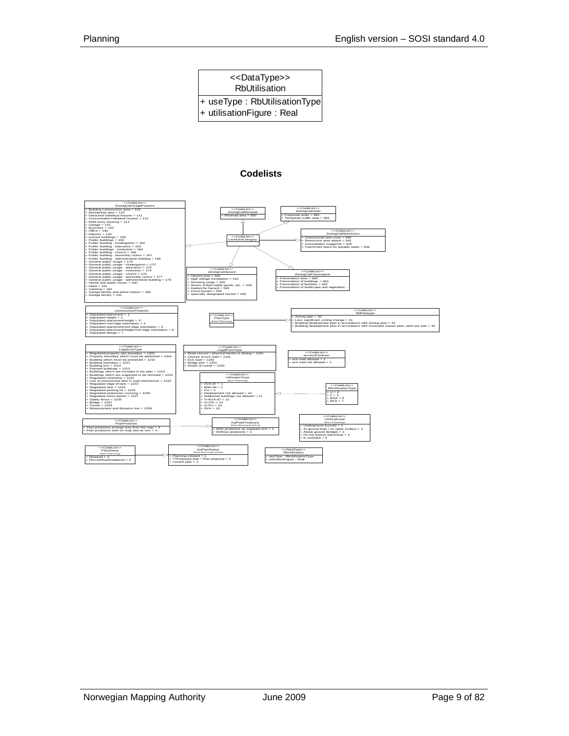<<DataType>>
RbUtilisation

+ useType : RbUtilisationType
+ utilisationFigure : Real

**Codelists**

<<CodeList>>
ZoningCatUsagePurpose

+ Building construction area = 100
+ Residential area = 110
+ Detached individual houses = 111
+ Concentrated individual houses = 112
+ Multi-story housing = 113
+ Garage = 115
+ Business = 120
+ Office = 130
+ Industry = 140
+ Leisure buildings = 150
+ Public buildings = 160
+ Public building - kindergarten = 162
+ Public building - education = 163
+ Public buildings - institution = 164
+ Public building - church = 166
+ Public building - assembly rooms = 167
+ Public building - administrative building = 169
+ General public usage = 170
+ General public usage - kindergarten = 172
+ General public usage - education = 173
+ General public usage - institution = 174
+ General public usage - church = 176
+ General public usage - assembly rooms = 177
+ General public usage - administrative building = 179
+ Hostel and public house = 180
+ Hotel = 181
+ Catering = 182
+ Garage facility and petrol station = 190
+ Garage facility = 191
...

<<CodeList>>
ZoningCatRenewal

+ Renewal area = 800

<<CodeList>>
ZoningCatOrder

+ Purposive order = 991
+ Temporary traffic area = 992

<<CodeList>>
LandUseCategory

<<CodeList>>
ZoningCatRestriction

+ Unrestricted view zone = 640
+ Restriction area airport = 641
+ Groundwater magazine = 645
+ Catchment basin for potable water = 646

<<CodeList>>
ZoningCatHazard

+ Hazard area = 500
+ High voltage installation = 510
+ Shooting range = 520
+ Stores of flammable goods, etc. = 530
+ Avalanche hazard = 540
+ Flood hazard = 550
+ Specially designated hazard = 590

<<CodeList>>
ZoningCatPreservation

+ Preservation area = 660
+ Preservation of buildings = 661
+ Preservation of facilities = 662
+ Preservation of landscape and vegetation ...

<<CodeList>>
constructionProvision

+ Stipulated placement = 1
+ Stipulated height = 2
+ Stipulated placement/height = 3
+ Stipulated roof ridge orientation = 4
+ Stipulated placement/roof ridge orientation = 5
+ Stipulated placement/height/roof ridge orientation = 6
+ Stipulated design = 7

<<CodeList>>
PlanType
(from Planning)

<<CodeList>>
RbPlantype

+ Zoning plan = 30
+ Less significant zoning change = 31
+ Building development plan in accordance with Zoning plan = 32
+ Building development plan in accordance with municipal master plan, land use part = 33

<<CodeList>>
LegalLineType

+ Regulated property plot boundary = 1203
+ Property boundary which must be abolished = 1204
+ Building which must be preserved = 1210
+ Building boundary = 1211
+ Building line = 1212
+ Planned buildings = 1213
+ Buildings which are included in the plan = 1214
+ Buildings which are supposed to be removed = 1215
+ Regulated centreline = 1221
+ Line of unrestricted view in road intersection = 1222
+ Regulated edge of lane = 1223
+ Regulated lane = 1224
+ Regulated parking lot = 1225
+ Regulated pedestrian crossing = 1226
+ Regulated noise barrier = 1227
+ Safety fence = 1235
+ Bridge = 1252
+ Tunnel = 1254
+ Measurement and distance line = 1259

<<CodeList>>
LegalPointType

+ Road closure / physical barrier to driving = 1231
+ Closure of exit road = 1241
+ Exit road = 1242
+ Bridge pier = 1251
+ Mouth of tunnel = 1253

<<CodeList>>
accessProvision

+ exit road allowed = 1
+ exit road not allowed = 2

<<CodeList>>
UtilisationType
(from Planning)

+ DVA-87 = 1
+ BRA-69 = 2
+ PU = 3
+ Development not allowed = 10
+ Additional buildings not allowed = 11
+ %-BYA-97 = 12
+ A-UTA = 13
+ %-PU = 14
+ DVA = 15
...

<<CodeList>>
RbUtilisationType

+ U = 4
+ F = 5
+ BGA = 6
+ BFA = 7

<<CodeList>>
PlanProvision

+ Plan provisions emerge only from the map = 3
+ Plan provisions both on map and as text = 4

<<CodeList>>
KpPlanProvisions
(from Municipal plans)

+ With provisions as separate text = 1
+ Without provisions = 2

<<CodeList>>
VerticalLevel
(from Planning)

+ Underground (tunnel) = 1
+ At ground level / on water surface = 2
+ Above ground (bridge) = 3
+ On the bottom (lake/sea) = 4
+ In sea/lake = 5

<<CodeList>>
PlanStatus
(from Planning)

+ Revoked = 4
+ Discontinued/replaced = 5

<<CodeList>>
KpPlanStatus
(from Municipal plans)

+ Planning initiated = 1
+ ??Proposed plan / Plan proposal = 2
+ Current plan = 3

<<DataType>>
RbUtilisation

+ useType : RbUtilisationType
+ utilisationFigure : Real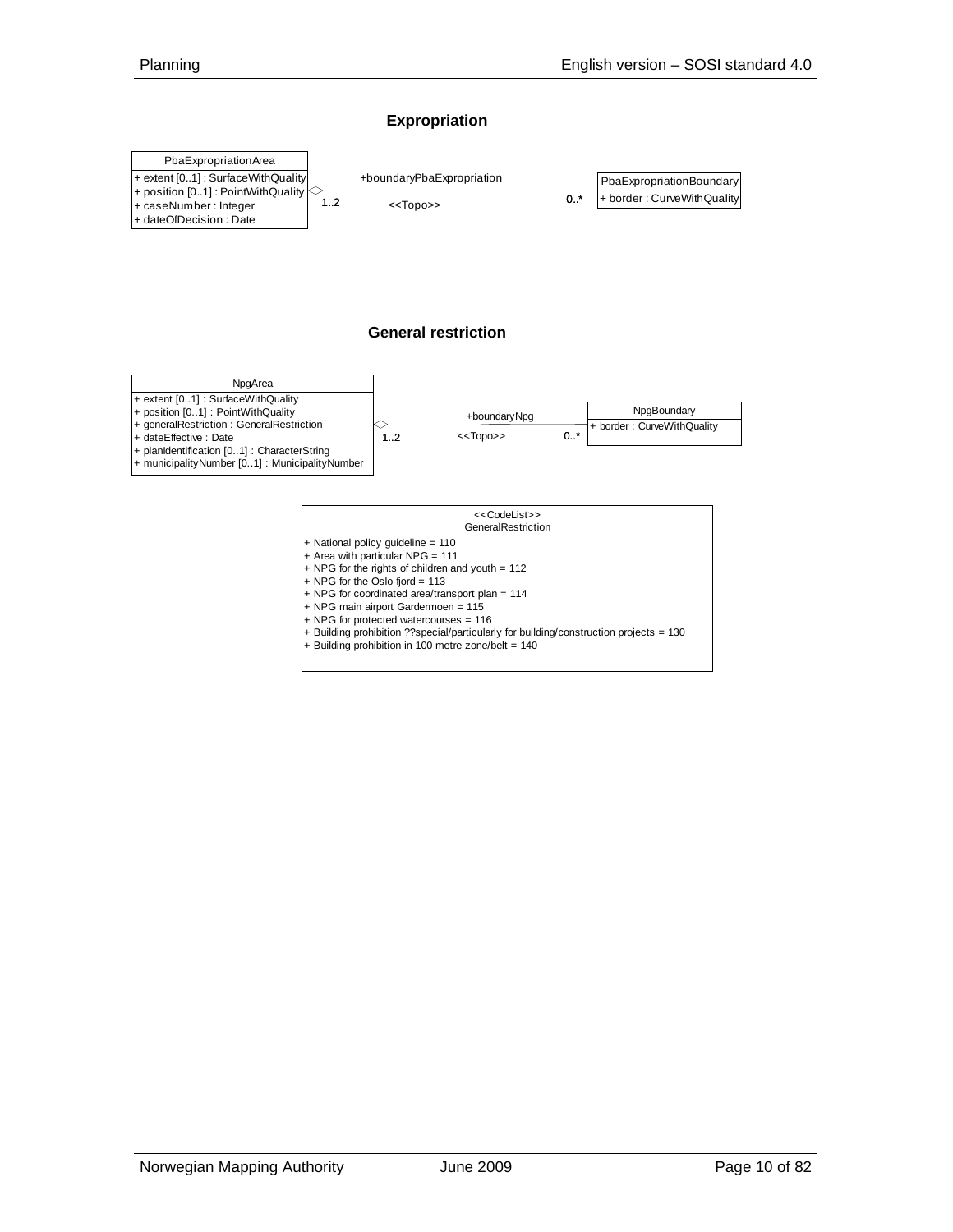## Expropriation

**PbaExpropriationArea**
- + extent [0..1] : SurfaceWithQuality
- + position [0..1] : PointWithQuality
- + caseNumber : Integer
- + dateOfDecision : Date

+boundaryPbaExpropriation <<Topo>> 1..2 — 0..*

**PbaExpropriationBoundary**
- + border : CurveWithQuality

## General restriction

**NpgArea**
- + extent [0..1] : SurfaceWithQuality
- + position [0..1] : PointWithQuality
- + generalRestriction : GeneralRestriction
- + dateEffective : Date
- + planIdentification [0..1] : CharacterString
- + municipalityNumber [0..1] : MunicipalityNumber

+boundaryNpg <<Topo>> 1..2 — 0..*

**NpgBoundary**
- + border : CurveWithQuality

**<<CodeList>>
GeneralRestriction**
- + National policy guideline = 110
- + Area with particular NPG = 111
- + NPG for the rights of children and youth = 112
- + NPG for the Oslo fjord = 113
- + NPG for coordinated area/transport plan = 114
- + NPG main airport Gardermoen = 115
- + NPG for protected watercourses = 116
- + Building prohibition ??special/particularly for building/construction projects = 130
- + Building prohibition in 100 metre zone/belt = 140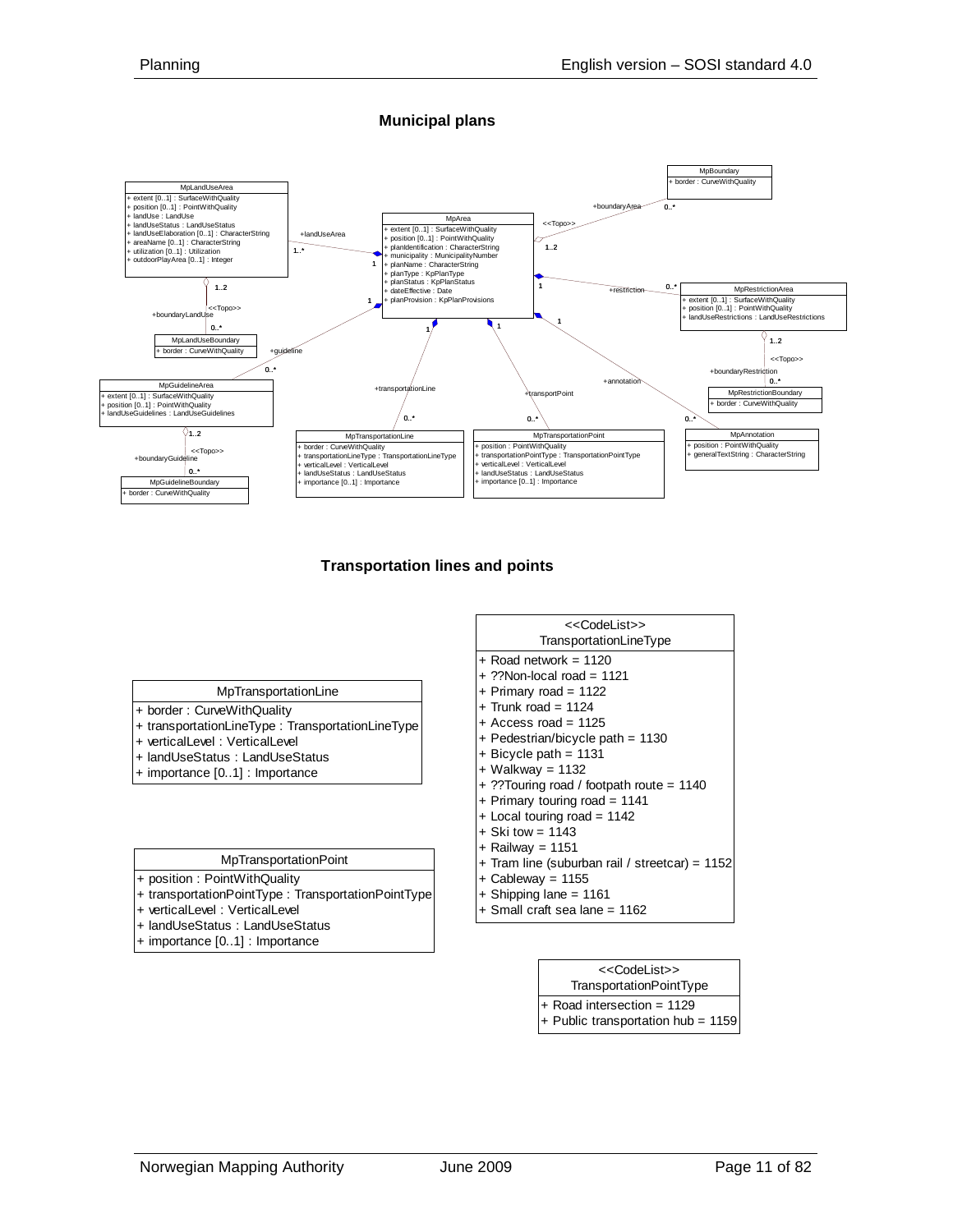## Municipal plans

**MpLandUseArea**
- + extent [0..1] : SurfaceWithQuality
- + position [0..1] : PointWithQuality
- + landUse : LandUse
- + landUseStatus : LandUseStatus
- + landUseElaboration [0..1] : CharacterString
- + areaName [0..1] : CharacterString
- + utilization [0..1] : Utilization
- + outdoorPlayArea [0..1] : Integer

**MpArea**
- + extent [0..1] : SurfaceWithQuality
- + position [0..1] : PointWithQuality
- + planIdentification : CharacterString
- + municipality : MunicipalityNumber
- + planName : CharacterString
- + planType : KpPlanType
- + planStatus : KpPlanStatus
- + dateEffective : Date
- + planProvision : KpPlanProvisions

**MpBoundary**
- + border : CurveWithQuality

**MpRestrictionArea**
- + extent [0..1] : SurfaceWithQuality
- + position [0..1] : PointWithQuality
- + landUseRestrictions : LandUseRestrictions

**MpRestrictionBoundary**
- + border : CurveWithQuality

**MpLandUseBoundary**
- + border : CurveWithQuality

**MpGuidelineArea**
- + extent [0..1] : SurfaceWithQuality
- + position [0..1] : PointWithQuality
- + landUseGuidelines : LandUseGuidelines

**MpGuidelineBoundary**
- + border : CurveWithQuality

**MpTransportationLine**
- + border : CurveWithQuality
- + transportationLineType : TransportationLineType
- + verticalLevel : VerticalLevel
- + landUseStatus : LandUseStatus
- + importance [0..1] : Importance

**MpTransportationPoint**
- + position : PointWithQuality
- + transportationPointType : TransportationPointType
- + verticalLevel : VerticalLevel
- + landUseStatus : LandUseStatus
- + importance [0..1] : Importance

**MpAnnotation**
- + position : PointWithQuality
- + generalTextString : CharacterString

Associations:
- MpArea (1) — +landUseArea (1..*) — MpLandUseArea
- MpArea (1..2) <<Topo>> +boundaryArea (0..*) — MpBoundary
- MpArea (1) — +restriction (0..*) — MpRestrictionArea
- MpArea (1) — +guideline (0..*) — MpGuidelineArea
- MpArea (1) — +transportationLine (0..*) — MpTransportationLine
- MpArea (1) — +transportPoint (0..*) — MpTransportationPoint
- MpArea (1) — +annotation (0..*) — MpAnnotation
- MpLandUseArea (1..2) <<Topo>> +boundaryLandUse (0..*) — MpLandUseBoundary
- MpRestrictionArea (1..2) <<Topo>> +boundaryRestriction (0..*) — MpRestrictionBoundary
- MpGuidelineArea (1..2) <<Topo>> +boundaryGuideline (0..*) — MpGuidelineBoundary

## Transportation lines and points

| MpTransportationLine |
|---|
| + border : CurveWithQuality |
| + transportationLineType : TransportationLineType |
| + verticalLevel : VerticalLevel |
| + landUseStatus : LandUseStatus |
| + importance [0..1] : Importance |

| MpTransportationPoint |
|---|
| + position : PointWithQuality |
| + transportationPointType : TransportationPointType |
| + verticalLevel : VerticalLevel |
| + landUseStatus : LandUseStatus |
| + importance [0..1] : Importance |

| <<CodeList>> TransportationLineType |
|---|
| + Road network = 1120 |
| + ??Non-local road = 1121 |
| + Primary road = 1122 |
| + Trunk road = 1124 |
| + Access road = 1125 |
| + Pedestrian/bicycle path = 1130 |
| + Bicycle path = 1131 |
| + Walkway = 1132 |
| + ??Touring road / footpath route = 1140 |
| + Primary touring road = 1141 |
| + Local touring road = 1142 |
| + Ski tow = 1143 |
| + Railway = 1151 |
| + Tram line (suburban rail / streetcar) = 1152 |
| + Cableway = 1155 |
| + Shipping lane = 1161 |
| + Small craft sea lane = 1162 |

| <<CodeList>> TransportationPointType |
|---|
| + Road intersection = 1129 |
| + Public transportation hub = 1159 |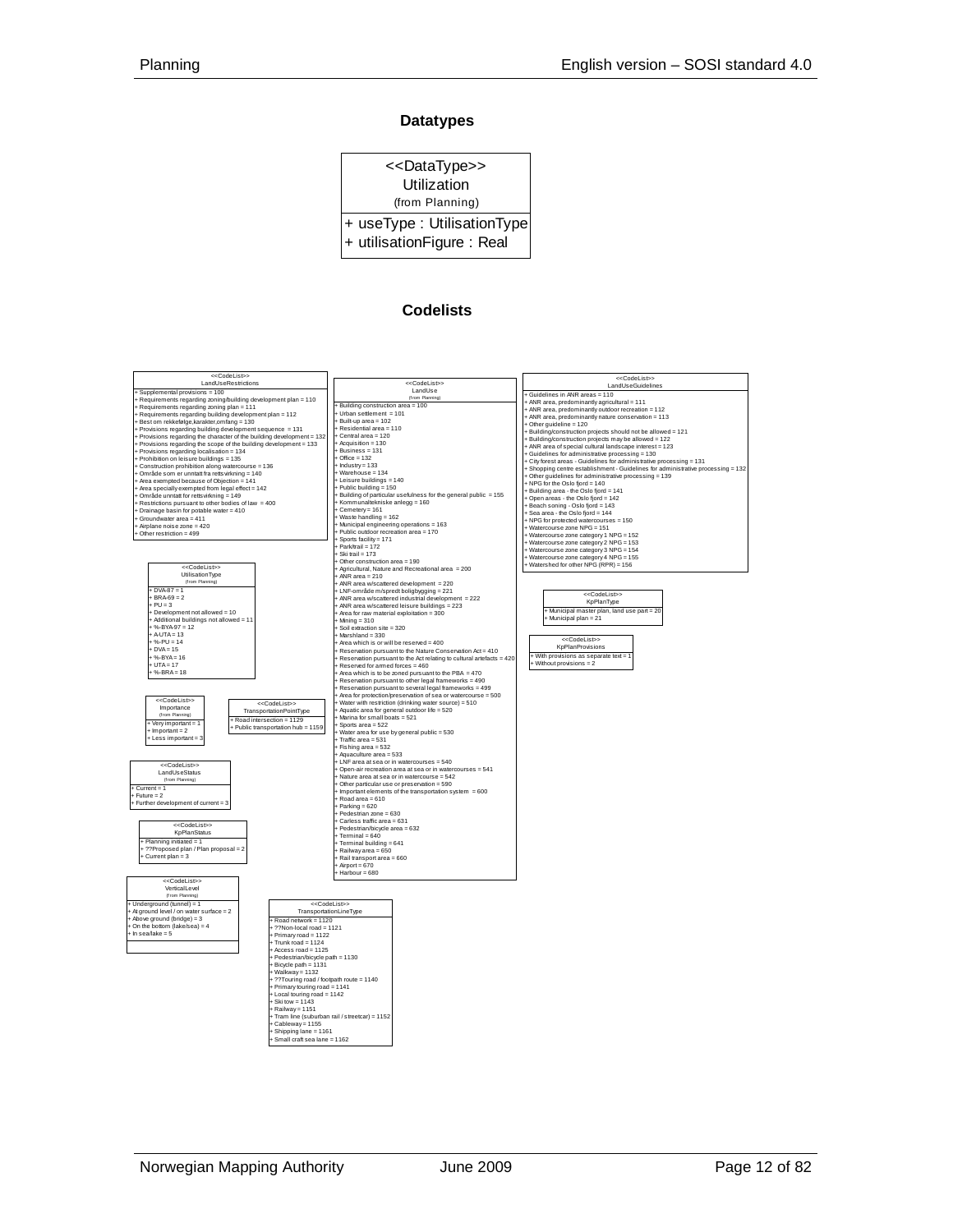## Datatypes

**<<DataType>>**
**Utilization**
(from Planning)

- \+ useType : UtilisationType
- \+ utilisationFigure : Real

## Codelists

**<<CodeList>> LandUseRestrictions**

- \+ Supplemental provisions = 100
- \+ Requirements regarding zoning/building development plan = 110
- \+ Requirements regarding zoning plan = 111
- \+ Requirements regarding building development plan = 112
- \+ Best om rekkefølge,karakter,omfang = 130
- \+ Provisions regarding building development sequence = 131
- \+ Provisions regarding the character of the building development = 132
- \+ Provisions regarding the scope of the building development = 133
- \+ Provisions regarding localisation = 134
- \+ Prohibition on leisure buildings = 135
- \+ Construction prohibition along watercourse = 136
- \+ Område som er unntatt fra rettsvirkning = 140
- \+ Area exempted because of Objection = 141
- \+ Area specially exempted from legal effect = 142
- \+ Område unntatt for rettsvirkning = 149
- \+ Restrictions pursuant to other bodies of law = 400
- \+ Drainage basin for potable water = 410
- \+ Groundwater area = 411
- \+ Airplane noise zone = 420
- \+ Other restriction = 499

**<<CodeList>> LandUse** (from Planning)

- \+ Building construction area = 100
- \+ Urban settlement = 101
- \+ Built-up area = 102
- \+ Residential area = 110
- \+ Central area = 120
- \+ Acquisition = 130
- \+ Business = 131
- \+ Office = 132
- \+ Industry = 133
- \+ Warehouse = 134
- \+ Leisure buildings = 140
- \+ Public building = 150
- \+ Building of particular usefulness for the general public = 155
- \+ Kommunaltekniske anlegg = 160
- \+ Cemetery = 161
- \+ Waste handling = 162
- \+ Municipal engineering operations = 163
- \+ Public outdoor recreation area = 170
- \+ Sports facility = 171
- \+ Park/trail = 172
- \+ Ski trail = 173
- \+ Other construction area = 190
- \+ Agricultural, Nature and Recreational area = 200
- \+ ANR area = 210
- \+ ANR area w/scattered development = 220
- \+ LNF-område m/spredt boligbygging = 221
- \+ ANR area w/scattered industrial development = 222
- \+ ANR area w/scattered leisure buildings = 223
- \+ Area for raw material exploitation = 300
- \+ Mining = 310
- \+ Soil extraction site = 320
- \+ Marshland = 330
- \+ Area which is or will be reserved = 400
- \+ Reservation pursuant to the Nature Conservation Act = 410
- \+ Reservation pursuant to the Act relating to cultural artefacts = 420
- \+ Reserved for armed forces = 460
- \+ Area which is to be zoned pursuant to the PBA = 470
- \+ Reservation pursuant to other legal frameworks = 490
- \+ Reservation pursuant to several legal frameworks = 499
- \+ Area for protection/preservation of sea or watercourse = 500
- \+ Water with restriction (drinking water source) = 510
- \+ Aquatic area for general outdoor life = 520
- \+ Marina for small boats = 521
- \+ Sports area = 522
- \+ Water area for use by general public = 530
- \+ Traffic area = 531
- \+ Fishing area = 532
- \+ Aquaculture area = 533
- \+ LNF area at sea or in watercourses = 540
- \+ Open-air recreation area at sea or in watercourses = 541
- \+ Nature area at sea or in watercourses = 542
- \+ Other particular use or preservation = 590
- \+ Important elements of the transportation system = 600
- \+ Road area = 610
- \+ Parking = 620
- \+ Pedestrian zone = 630
- \+ Carless traffic area = 631
- \+ Pedestrian/bicycle area = 632
- \+ Terminal = 640
- \+ Terminal building = 641
- \+ Railway area = 650
- \+ Rail transport area = 660
- \+ Airport = 670
- \+ Harbour = 680

**<<CodeList>> LandUseGuidelines**

- \+ Guidelines in ANR areas = 110
- \+ ANR area, predominantly agricultural = 111
- \+ ANR area, predominantly outdoor recreation = 112
- \+ ANR area, predominantly nature conservation = 113
- \+ Other guideline = 120
- \+ Building/construction projects should not be allowed = 121
- \+ Building/construction projects may be allowed = 122
- \+ ANR area of special cultural landscape interest = 123
- \+ Guidelines for administrative processing = 130
- \+ City forest areas - Guidelines for administrative processing = 131
- \+ Shopping centre establishment - Guidelines for administrative processing = 132
- \+ Other guidelines for administrative processing = 139
- \+ NPG for the Oslo fjord = 140
- \+ Building area - the Oslo fjord = 141
- \+ Open areas - the Oslo fjord = 142
- \+ Beach soning - Oslo fjord = 143
- \+ Sea area - the Oslo fjord = 144
- \+ NPG for protected watercourses = 150
- \+ Watercourse zone NPG = 151
- \+ Watercourse zone category 1 NPG = 152
- \+ Watercourse zone category 2 NPG = 153
- \+ Watercourse zone category 3 NPG = 154
- \+ Watercourse zone category 4 NPG = 155
- \+ Watershed for other NPG (RPR) = 156

**<<CodeList>> UtilisationType** (from Planning)

- \+ DVA-87 = 1
- \+ BRA-69 = 2
- \+ PU = 3
- \+ Development not allowed = 10
- \+ Additional buildings not allowed = 11
- \+ %-BYA-97 = 12
- \+ A-UTA = 13
- \+ %-PU = 14
- \+ DVA = 15
- \+ %-BYA = 16
- \+ UTA = 17
- \+ %-BRA = 18

**<<CodeList>> KpPlanType**

- \+ Municipal master plan, land use part = 20
- \+ Municipal plan = 21

**<<CodeList>> KpPlanProvisions**

- \+ With provisions as separate text = 1
- \+ Without provisions = 2

**<<CodeList>> Importance** (from Planning)

- \+ Very important = 1
- \+ Important = 2
- \+ Less important = 3

**<<CodeList>> TransportationPointType**

- \+ Road intersection = 1129
- \+ Public transportation hub = 1159

**<<CodeList>> LandUseStatus** (from Planning)

- \+ Current = 1
- \+ Future = 2
- \+ Further development of current = 3

**<<CodeList>> KpPlanStatus**

- \+ Planning initiated = 1
- \+ ??Proposed plan / Plan proposal = 2
- \+ Current plan = 3

**<<CodeList>> VerticalLevel** (from Planning)

- \+ Underground (tunnel) = 1
- \+ At ground level / on water surface = 2
- \+ Above ground (bridge) = 3
- \+ On the bottom (lake/sea) = 4
- \+ In sea/lake = 5

**<<CodeList>> TransportationLineType**

- \+ Road network = 1120
- \+ ??Non-local road = 1121
- \+ Primary road = 1122
- \+ Trunk road = 1124
- \+ Access road = 1125
- \+ Pedestrian/bicycle path = 1130
- \+ Bicycle path = 1131
- \+ Walkway = 1132
- \+ ??Touring road / footpath route = 1140
- \+ Primary touring road = 1141
- \+ Local touring road = 1142
- \+ Ski tow = 1143
- \+ Railway = 1151
- \+ Tram line (suburban rail / streetcar) = 1152
- \+ Cableway = 1155
- \+ Shipping lane = 1161
- \+ Small craft sea lane = 1162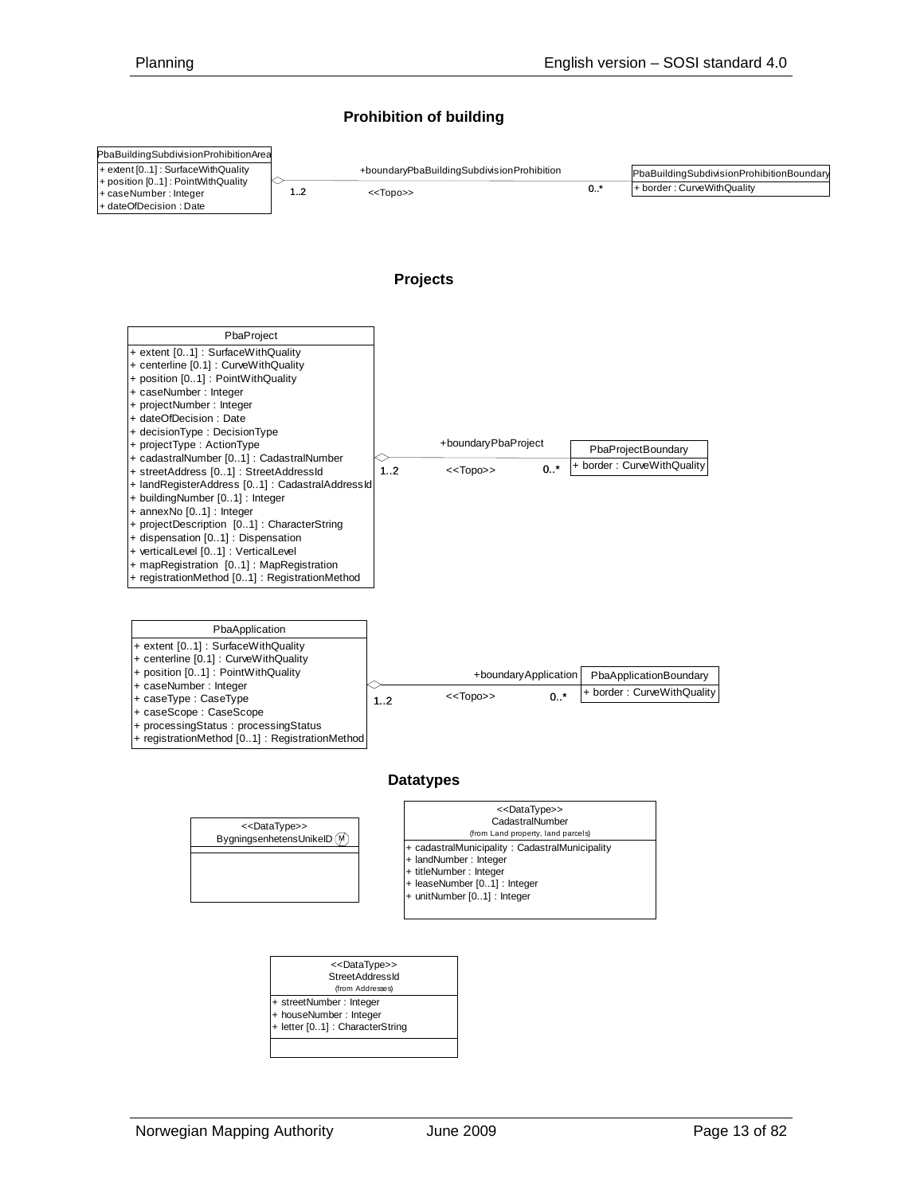## Prohibition of building

**PbaBuildingSubdivisionProhibitionArea**

- + extent [0..1] : SurfaceWithQuality
- + position [0..1] : PointWithQuality
- + caseNumber : Integer
- + dateOfDecision : Date

+boundaryPbaBuildingSubdivisionProhibition (1..2 — 0..*) <<Topo>>

**PbaBuildingSubdivisionProhibitionBoundary**

- + border : CurveWithQuality

## Projects

**PbaProject**

- + extent [0..1] : SurfaceWithQuality
- + centerline [0.1] : CurveWithQuality
- + position [0..1] : PointWithQuality
- + caseNumber : Integer
- + projectNumber : Integer
- + dateOfDecision : Date
- + decisionType : DecisionType
- + projectType : ActionType
- + cadastralNumber [0..1] : CadastralNumber
- + streetAddress [0..1] : StreetAddressId
- + landRegisterAddress [0..1] : CadastralAddressId
- + buildingNumber [0..1] : Integer
- + annexNo [0..1] : Integer
- + projectDescription [0..1] : CharacterString
- + dispensation [0..1] : Dispensation
- + verticalLevel [0..1] : VerticalLevel
- + mapRegistration [0..1] : MapRegistration
- + registrationMethod [0..1] : RegistrationMethod

+boundaryPbaProject (1..2 — 0..*) <<Topo>>

**PbaProjectBoundary**

- + border : CurveWithQuality

**PbaApplication**

- + extent [0..1] : SurfaceWithQuality
- + centerline [0.1] : CurveWithQuality
- + position [0..1] : PointWithQuality
- + caseNumber : Integer
- + caseType : CaseType
- + caseScope : CaseScope
- + processingStatus : processingStatus
- + registrationMethod [0..1] : RegistrationMethod

+boundaryApplication (1..2 — 0..*) <<Topo>>

**PbaApplicationBoundary**

- + border : CurveWithQuality

## Datatypes

**<<DataType>> BygningsenhetensUnikeID**

**<<DataType>> CadastralNumber** (from Land property, land parcels)

- + cadastralMunicipality : CadastralMunicipality
- + landNumber : Integer
- + titleNumber : Integer
- + leaseNumber [0..1] : Integer
- + unitNumber [0..1] : Integer

**<<DataType>> StreetAddressId** (from Addresses)

- + streetNumber : Integer
- + houseNumber : Integer
- + letter [0..1] : CharacterString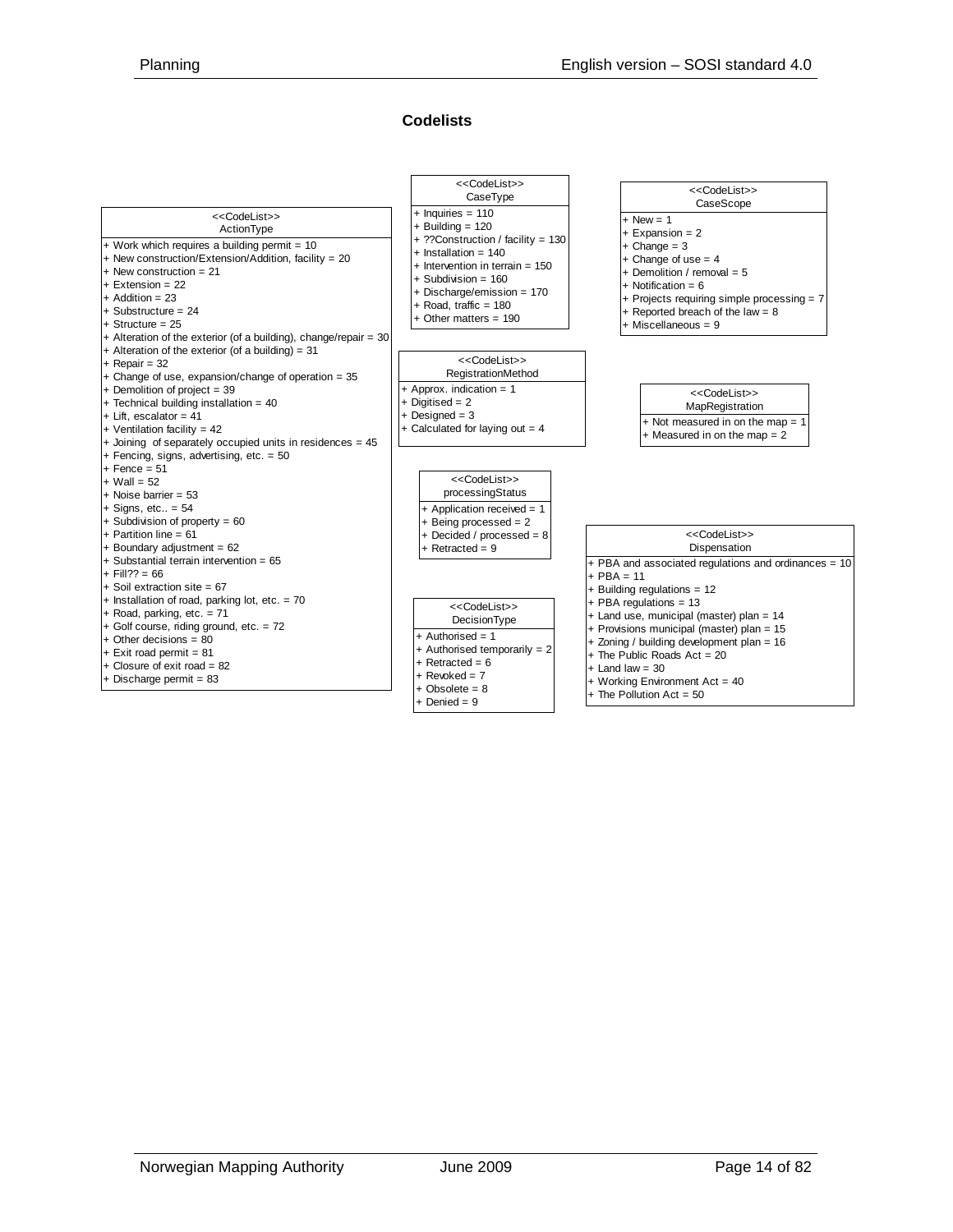## Codelists

**<<CodeList>>**
**ActionType**

- + Work which requires a building permit = 10
- + New construction/Extension/Addition, facility = 20
- + New construction = 21
- + Extension = 22
- + Addition = 23
- + Substructure = 24
- + Structure = 25
- + Alteration of the exterior (of a building), change/repair = 30
- + Alteration of the exterior (of a building) = 31
- + Repair = 32
- + Change of use, expansion/change of operation = 35
- + Demolition of project = 39
- + Technical building installation = 40
- + Lift, escalator = 41
- + Ventilation facility = 42
- + Joining of separately occupied units in residences = 45
- + Fencing, signs, advertising, etc. = 50
- + Fence = 51
- + Wall = 52
- + Noise barrier = 53
- + Signs, etc.. = 54
- + Subdivision of property = 60
- + Partition line = 61
- + Boundary adjustment = 62
- + Substantial terrain intervention = 65
- + Fill?? = 66
- + Soil extraction site = 67
- + Installation of road, parking lot, etc. = 70
- + Road, parking, etc. = 71
- + Golf course, riding ground, etc. = 72
- + Other decisions = 80
- + Exit road permit = 81
- + Closure of exit road = 82
- + Discharge permit = 83

**<<CodeList>>**
**CaseType**

- + Inquiries = 110
- + Building = 120
- + ??Construction / facility = 130
- + Installation = 140
- + Intervention in terrain = 150
- + Subdivision = 160
- + Discharge/emission = 170
- + Road, traffic = 180
- + Other matters = 190

**<<CodeList>>**
**CaseScope**

- + New = 1
- + Expansion = 2
- + Change = 3
- + Change of use = 4
- + Demolition / removal = 5
- + Notification = 6
- + Projects requiring simple processing = 7
- + Reported breach of the law = 8
- + Miscellaneous = 9

**<<CodeList>>**
**RegistrationMethod**

- + Approx. indication = 1
- + Digitised = 2
- + Designed = 3
- + Calculated for laying out = 4

**<<CodeList>>**
**MapRegistration**

- + Not measured in on the map = 1
- + Measured in on the map = 2

**<<CodeList>>**
**processingStatus**

- + Application received = 1
- + Being processed = 2
- + Decided / processed = 8
- + Retracted = 9

**<<CodeList>>**
**Dispensation**

- + PBA and associated regulations and ordinances = 10
- + PBA = 11
- + Building regulations = 12
- + PBA regulations = 13
- + Land use, municipal (master) plan = 14
- + Provisions municipal (master) plan = 15
- + Zoning / building development plan = 16
- + The Public Roads Act = 20
- + Land law = 30
- + Working Environment Act = 40
- + The Pollution Act = 50

**<<CodeList>>**
**DecisionType**

- + Authorised = 1
- + Authorised temporarily = 2
- + Retracted = 6
- + Revoked = 7
- + Obsolete = 8
- + Denied = 9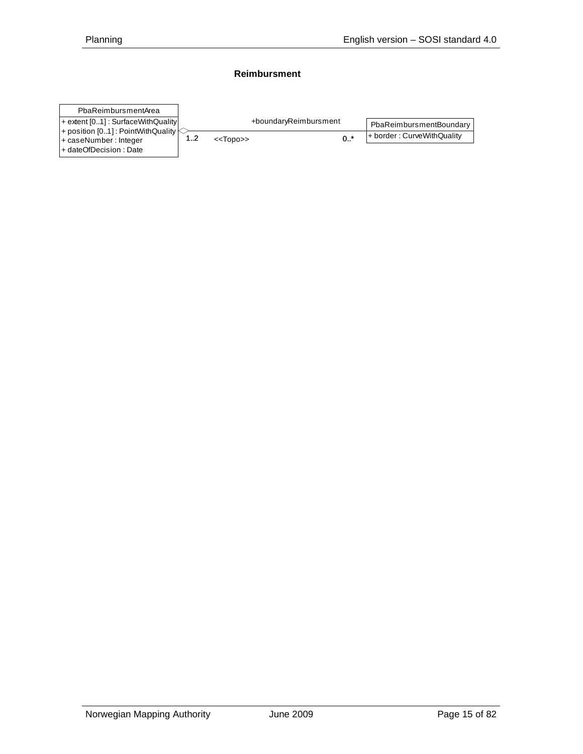**Reimbursment**

PbaReimbursmentArea
+ extent [0..1] : SurfaceWithQuality
+ position [0..1] : PointWithQuality
+ caseNumber : Integer
+ dateOfDecision : Date

+boundaryReimbursment

1..2 <<Topo>> 0..*

PbaReimbursmentBoundary
+ border : CurveWithQuality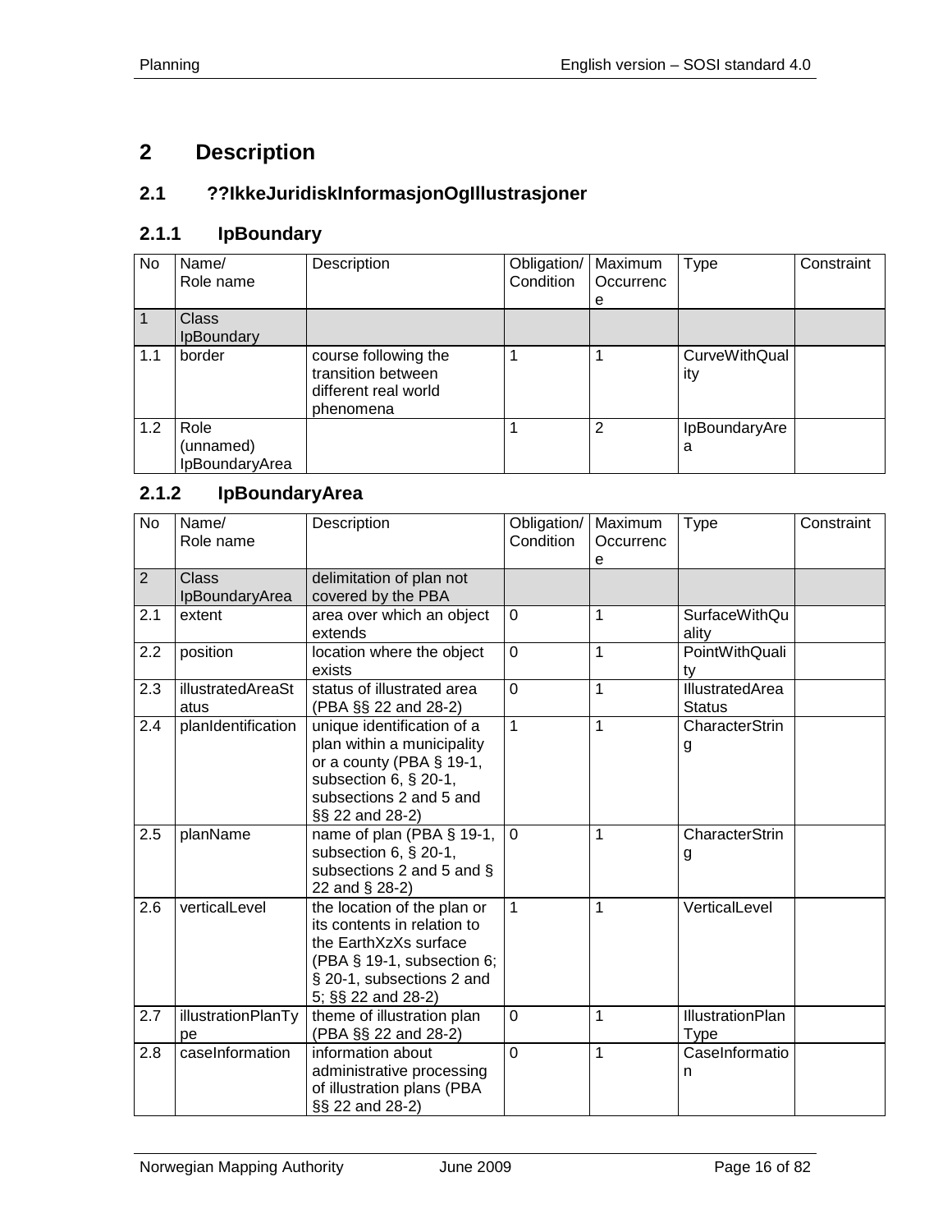# 2 Description

## 2.1 ??IkkeJuridiskInformasjonOgIllustrasjoner

### 2.1.1 IpBoundary

| No | Name/ Role name | Description | Obligation/ Condition | Maximum Occurrence | Type | Constraint |
|---|---|---|---|---|---|---|
| 1 | Class IpBoundary | | | | | |
| 1.1 | border | course following the transition between different real world phenomena | 1 | 1 | CurveWithQuality | |
| 1.2 | Role (unnamed) IpBoundaryArea | | 1 | 2 | IpBoundaryArea | |

### 2.1.2 IpBoundaryArea

| No | Name/ Role name | Description | Obligation/ Condition | Maximum Occurrence | Type | Constraint |
|---|---|---|---|---|---|---|
| 2 | Class IpBoundaryArea | delimitation of plan not covered by the PBA | | | | |
| 2.1 | extent | area over which an object extends | 0 | 1 | SurfaceWithQuality | |
| 2.2 | position | location where the object exists | 0 | 1 | PointWithQuality | |
| 2.3 | illustratedAreaStatus | status of illustrated area (PBA §§ 22 and 28-2) | 0 | 1 | IllustratedArea Status | |
| 2.4 | planIdentification | unique identification of a plan within a municipality or a county (PBA § 19-1, subsection 6, § 20-1, subsections 2 and 5 and §§ 22 and 28-2) | 1 | 1 | CharacterString | |
| 2.5 | planName | name of plan (PBA § 19-1, subsection 6, § 20-1, subsections 2 and 5 and § 22 and § 28-2) | 0 | 1 | CharacterString | |
| 2.6 | verticalLevel | the location of the plan or its contents in relation to the EarthXzXs surface (PBA § 19-1, subsection 6; § 20-1, subsections 2 and 5; §§ 22 and 28-2) | 1 | 1 | VerticalLevel | |
| 2.7 | illustrationPlanType | theme of illustration plan (PBA §§ 22 and 28-2) | 0 | 1 | IllustrationPlan Type | |
| 2.8 | caseInformation | information about administrative processing of illustration plans (PBA §§ 22 and 28-2) | 0 | 1 | CaseInformation | |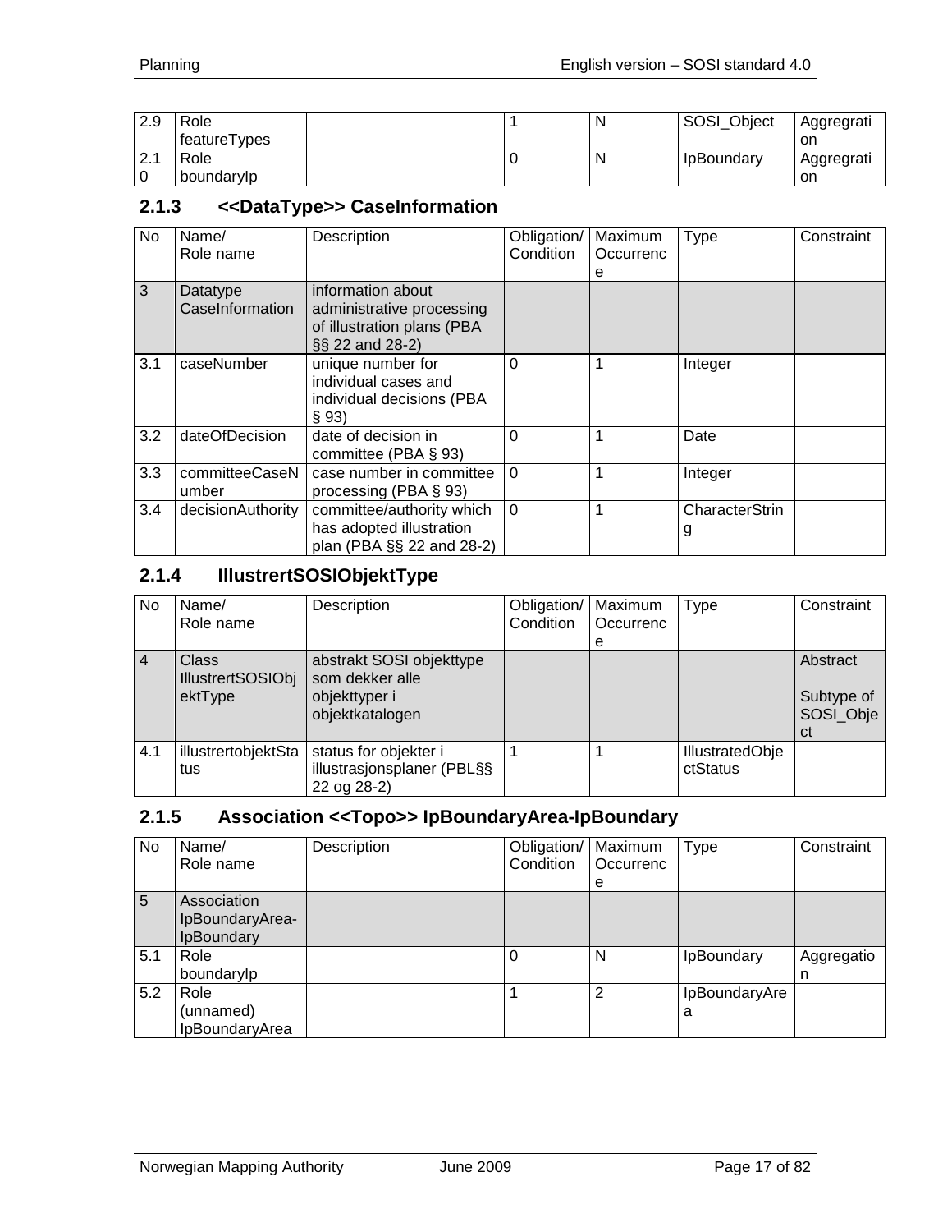| 2.9 | Role featureTypes | | 1 | N | SOSI_Object | Aggregration |
|---|---|---|---|---|---|---|
| 2.10 | Role boundaryIp | | 0 | N | IpBoundary | Aggregration |

### 2.1.3 <<DataType>> CaseInformation

| No | Name/ Role name | Description | Obligation/ Condition | Maximum Occurrence | Type | Constraint |
|---|---|---|---|---|---|---|
| 3 | Datatype CaseInformation | information about administrative processing of illustration plans (PBA §§ 22 and 28-2) | | | | |
| 3.1 | caseNumber | unique number for individual cases and individual decisions (PBA § 93) | 0 | 1 | Integer | |
| 3.2 | dateOfDecision | date of decision in committee (PBA § 93) | 0 | 1 | Date | |
| 3.3 | committeeCaseNumber | case number in committee processing (PBA § 93) | 0 | 1 | Integer | |
| 3.4 | decisionAuthority | committee/authority which has adopted illustration plan (PBA §§ 22 and 28-2) | 0 | 1 | CharacterString | |

### 2.1.4 IllustrertSOSIObjektType

| No | Name/ Role name | Description | Obligation/ Condition | Maximum Occurrence | Type | Constraint |
|---|---|---|---|---|---|---|
| 4 | Class IllustrertSOSIObjektType | abstrakt SOSI objekttype som dekker alle objekttyper i objektkatalogen | | | | Abstract<br>Subtype of SOSI_Object |
| 4.1 | illustrertobjektStatus | status for objekter i illustrasjonsplaner (PBL§§ 22 og 28-2) | 1 | 1 | IllustratedObjectStatus | |

### 2.1.5 Association <<Topo>> IpBoundaryArea-IpBoundary

| No | Name/ Role name | Description | Obligation/ Condition | Maximum Occurrence | Type | Constraint |
|---|---|---|---|---|---|---|
| 5 | Association IpBoundaryArea-IpBoundary | | | | | |
| 5.1 | Role boundaryIp | | 0 | N | IpBoundary | Aggregation |
| 5.2 | Role (unnamed) IpBoundaryArea | | 1 | 2 | IpBoundaryArea | |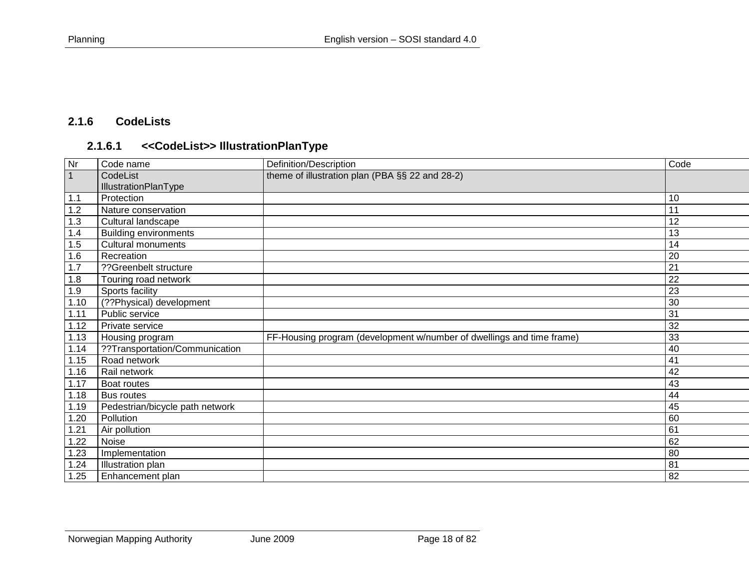### 2.1.6 CodeLists

#### 2.1.6.1 <<CodeList>> IllustrationPlanType

| Nr | Code name | Definition/Description | Code |
|---|---|---|---|
| 1 | CodeList IllustrationPlanType | theme of illustration plan (PBA §§ 22 and 28-2) | |
| 1.1 | Protection | | 10 |
| 1.2 | Nature conservation | | 11 |
| 1.3 | Cultural landscape | | 12 |
| 1.4 | Building environments | | 13 |
| 1.5 | Cultural monuments | | 14 |
| 1.6 | Recreation | | 20 |
| 1.7 | ??Greenbelt structure | | 21 |
| 1.8 | Touring road network | | 22 |
| 1.9 | Sports facility | | 23 |
| 1.10 | (??Physical) development | | 30 |
| 1.11 | Public service | | 31 |
| 1.12 | Private service | | 32 |
| 1.13 | Housing program | FF-Housing program (development w/number of dwellings and time frame) | 33 |
| 1.14 | ??Transportation/Communication | | 40 |
| 1.15 | Road network | | 41 |
| 1.16 | Rail network | | 42 |
| 1.17 | Boat routes | | 43 |
| 1.18 | Bus routes | | 44 |
| 1.19 | Pedestrian/bicycle path network | | 45 |
| 1.20 | Pollution | | 60 |
| 1.21 | Air pollution | | 61 |
| 1.22 | Noise | | 62 |
| 1.23 | Implementation | | 80 |
| 1.24 | Illustration plan | | 81 |
| 1.25 | Enhancement plan | | 82 |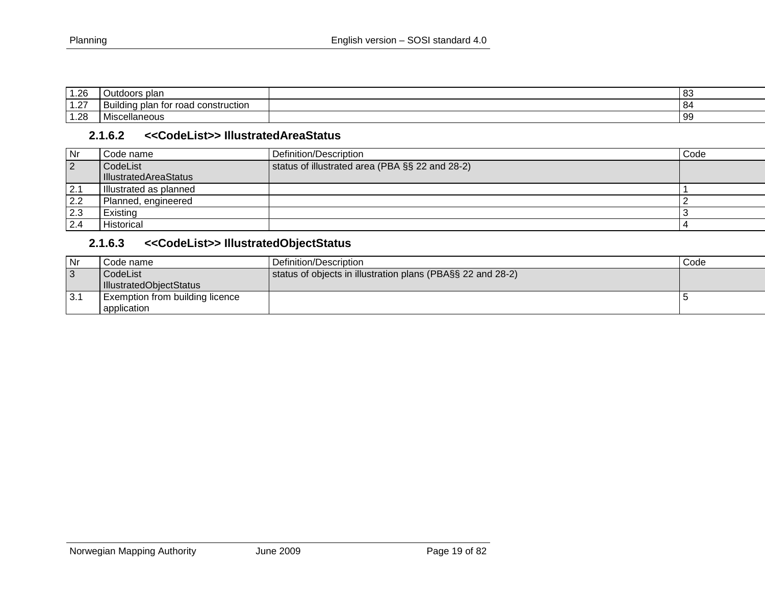| 1.26 | Outdoors plan | | 83 |
|---|---|---|---|
| 1.27 | Building plan for road construction | | 84 |
| 1.28 | Miscellaneous | | 99 |

### 2.1.6.2 <<CodeList>> IllustratedAreaStatus

| Nr | Code name | Definition/Description | Code |
|---|---|---|---|
| 2 | CodeList IllustratedAreaStatus | status of illustrated area (PBA §§ 22 and 28-2) | |
| 2.1 | Illustrated as planned | | 1 |
| 2.2 | Planned, engineered | | 2 |
| 2.3 | Existing | | 3 |
| 2.4 | Historical | | 4 |

### 2.1.6.3 <<CodeList>> IllustratedObjectStatus

| Nr | Code name | Definition/Description | Code |
|---|---|---|---|
| 3 | CodeList IllustratedObjectStatus | status of objects in illustration plans (PBA§§ 22 and 28-2) | |
| 3.1 | Exemption from building licence application | | 5 |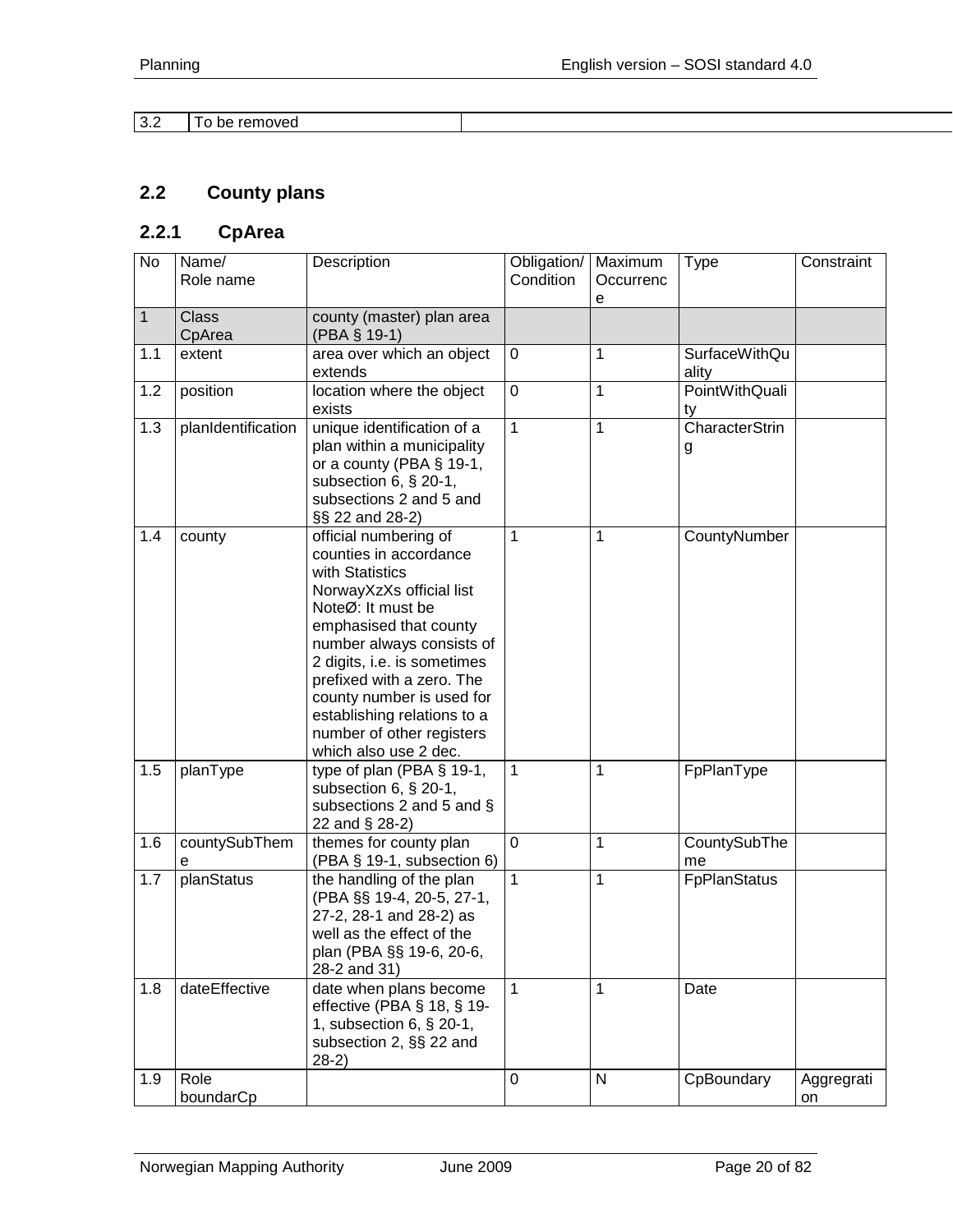| 3.2 | To be removed | |
|---|---|---|

## 2.2 County plans

### 2.2.1 CpArea

| No | Name/ Role name | Description | Obligation/ Condition | Maximum Occurrence | Type | Constraint |
|---|---|---|---|---|---|---|
| 1 | Class CpArea | county (master) plan area (PBA § 19-1) | | | | |
| 1.1 | extent | area over which an object extends | 0 | 1 | SurfaceWithQuality | |
| 1.2 | position | location where the object exists | 0 | 1 | PointWithQuality | |
| 1.3 | planIdentification | unique identification of a plan within a municipality or a county (PBA § 19-1, subsection 6, § 20-1, subsections 2 and 5 and §§ 22 and 28-2) | 1 | 1 | CharacterString | |
| 1.4 | county | official numbering of counties in accordance with Statistics NorwayXzXs official list NoteØ: It must be emphasised that county number always consists of 2 digits, i.e. is sometimes prefixed with a zero. The county number is used for establishing relations to a number of other registers which also use 2 dec. | 1 | 1 | CountyNumber | |
| 1.5 | planType | type of plan (PBA § 19-1, subsection 6, § 20-1, subsections 2 and 5 and § 22 and § 28-2) | 1 | 1 | FpPlanType | |
| 1.6 | countySubTheme | themes for county plan (PBA § 19-1, subsection 6) | 0 | 1 | CountySubTheme | |
| 1.7 | planStatus | the handling of the plan (PBA §§ 19-4, 20-5, 27-1, 27-2, 28-1 and 28-2) as well as the effect of the plan (PBA §§ 19-6, 20-6, 28-2 and 31) | 1 | 1 | FpPlanStatus | |
| 1.8 | dateEffective | date when plans become effective (PBA § 18, § 19-1, subsection 6, § 20-1, subsection 2, §§ 22 and 28-2) | 1 | 1 | Date | |
| 1.9 | Role boundarCp | | 0 | N | CpBoundary | Aggregration |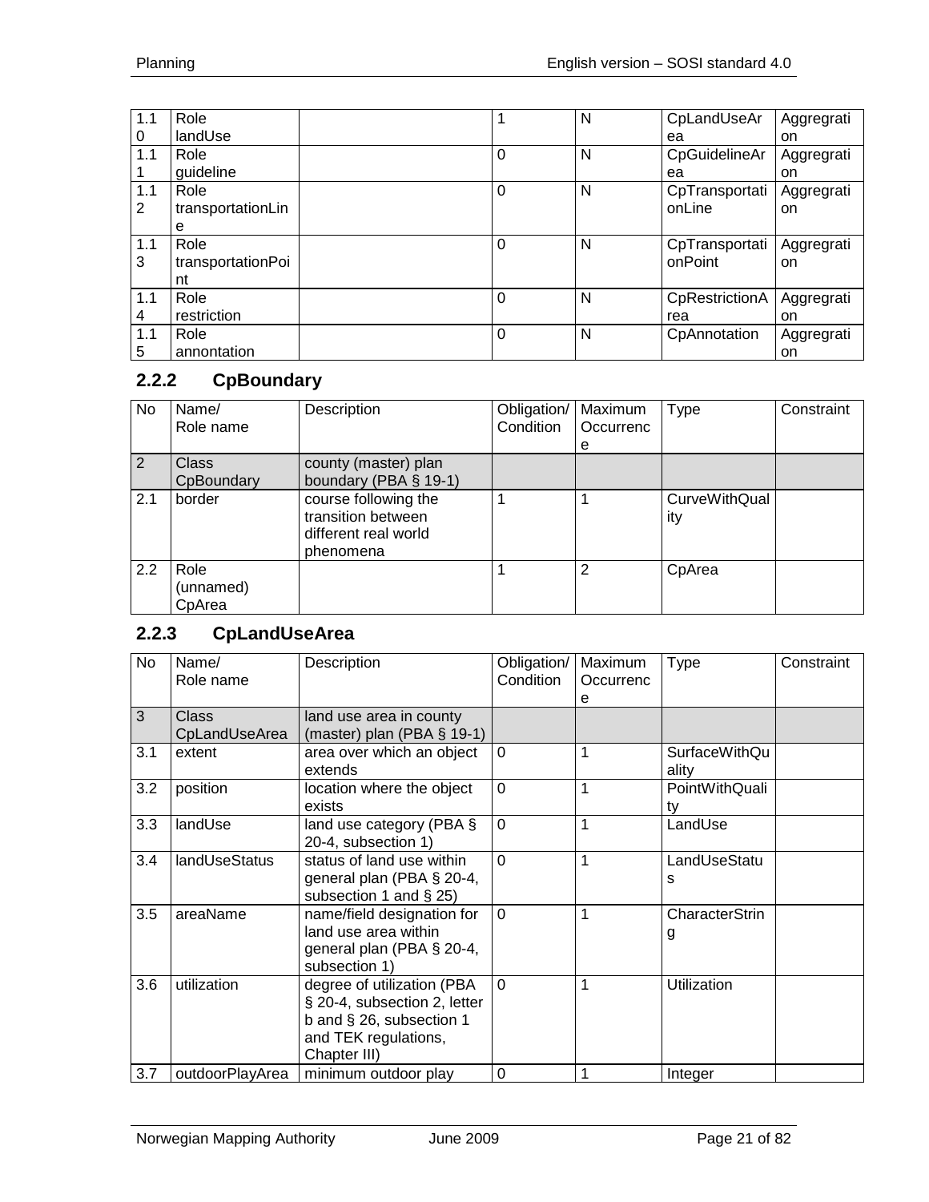| 1.10 | Role landUse | | 1 | N | CpLandUseArea | Aggregration |
|---|---|---|---|---|---|---|
| 1.11 | Role guideline | | 0 | N | CpGuidelineArea | Aggregration |
| 1.12 | Role transportationLine | | 0 | N | CpTransportationLine | Aggregration |
| 1.13 | Role transportationPoint | | 0 | N | CpTransportationPoint | Aggregration |
| 1.14 | Role restriction | | 0 | N | CpRestrictionArea | Aggregration |
| 1.15 | Role annontation | | 0 | N | CpAnnotation | Aggregration |

### 2.2.2 CpBoundary

| No | Name/ Role name | Description | Obligation/ Condition | Maximum Occurrence | Type | Constraint |
|---|---|---|---|---|---|---|
| 2 | Class CpBoundary | county (master) plan boundary (PBA § 19-1) | | | | |
| 2.1 | border | course following the transition between different real world phenomena | 1 | 1 | CurveWithQuality | |
| 2.2 | Role (unnamed) CpArea | | 1 | 2 | CpArea | |

### 2.2.3 CpLandUseArea

| No | Name/ Role name | Description | Obligation/ Condition | Maximum Occurrence | Type | Constraint |
|---|---|---|---|---|---|---|
| 3 | Class CpLandUseArea | land use area in county (master) plan (PBA § 19-1) | | | | |
| 3.1 | extent | area over which an object extends | 0 | 1 | SurfaceWithQuality | |
| 3.2 | position | location where the object exists | 0 | 1 | PointWithQuality | |
| 3.3 | landUse | land use category (PBA § 20-4, subsection 1) | 0 | 1 | LandUse | |
| 3.4 | landUseStatus | status of land use within general plan (PBA § 20-4, subsection 1 and § 25) | 0 | 1 | LandUseStatus | |
| 3.5 | areaName | name/field designation for land use area within general plan (PBA § 20-4, subsection 1) | 0 | 1 | CharacterString | |
| 3.6 | utilization | degree of utilization (PBA § 20-4, subsection 2, letter b and § 26, subsection 1 and TEK regulations, Chapter III) | 0 | 1 | Utilization | |
| 3.7 | outdoorPlayArea | minimum outdoor play | 0 | 1 | Integer | |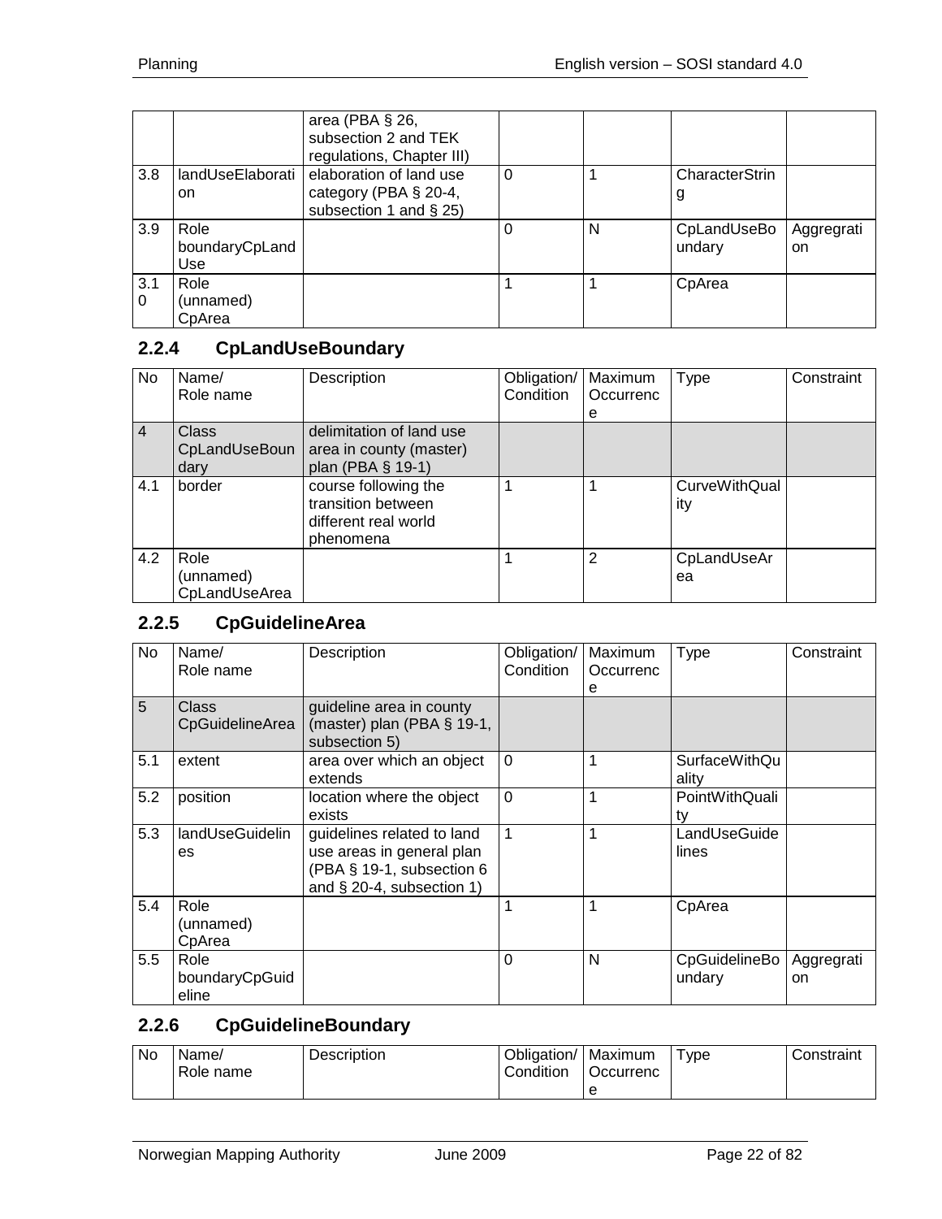|  |  | area (PBA § 26, subsection 2 and TEK regulations, Chapter III) |  |  |  |  |
|---|---|---|---|---|---|---|
| 3.8 | landUseElaboration | elaboration of land use category (PBA § 20-4, subsection 1 and § 25) | 0 | 1 | CharacterString |  |
| 3.9 | Role boundaryCpLandUse |  | 0 | N | CpLandUseBoundary | Aggregration |
| 3.10 | Role (unnamed) CpArea |  | 1 | 1 | CpArea |  |

### 2.2.4 CpLandUseBoundary

| No | Name/ Role name | Description | Obligation/ Condition | Maximum Occurrence | Type | Constraint |
|---|---|---|---|---|---|---|
| 4 | Class CpLandUseBoundary | delimitation of land use area in county (master) plan (PBA § 19-1) |  |  |  |  |
| 4.1 | border | course following the transition between different real world phenomena | 1 | 1 | CurveWithQuality |  |
| 4.2 | Role (unnamed) CpLandUseArea |  | 1 | 2 | CpLandUseArea |  |

### 2.2.5 CpGuidelineArea

| No | Name/ Role name | Description | Obligation/ Condition | Maximum Occurrence | Type | Constraint |
|---|---|---|---|---|---|---|
| 5 | Class CpGuidelineArea | guideline area in county (master) plan (PBA § 19-1, subsection 5) |  |  |  |  |
| 5.1 | extent | area over which an object extends | 0 | 1 | SurfaceWithQuality |  |
| 5.2 | position | location where the object exists | 0 | 1 | PointWithQuality |  |
| 5.3 | landUseGuidelines | guidelines related to land use areas in general plan (PBA § 19-1, subsection 6 and § 20-4, subsection 1) | 1 | 1 | LandUseGuidelines |  |
| 5.4 | Role (unnamed) CpArea |  | 1 | 1 | CpArea |  |
| 5.5 | Role boundaryCpGuideline |  | 0 | N | CpGuidelineBoundary | Aggregration |

### 2.2.6 CpGuidelineBoundary

| No | Name/ Role name | Description | Obligation/ Condition | Maximum Occurrence | Type | Constraint |
|---|---|---|---|---|---|---|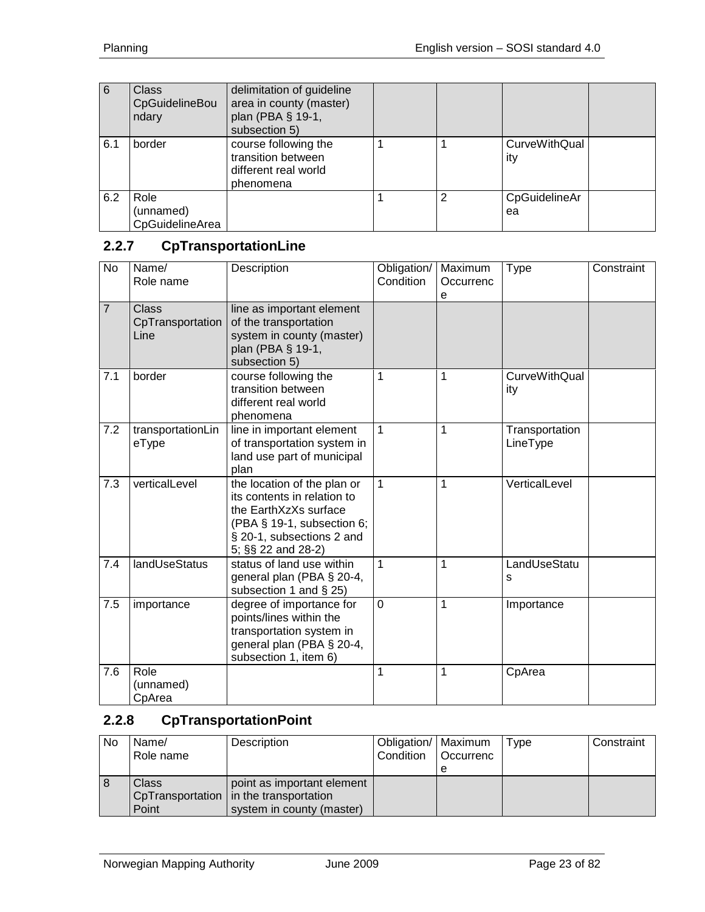| No | Name/ Role name | Description | Obligation/ Condition | Maximum Occurrence | Type | Constraint |
|---|---|---|---|---|---|---|
| 6 | Class CpGuidelineBoundary | delimitation of guideline area in county (master) plan (PBA § 19-1, subsection 5) | | | | |
| 6.1 | border | course following the transition between different real world phenomena | 1 | 1 | CurveWithQuality | |
| 6.2 | Role (unnamed) CpGuidelineArea | | 1 | 2 | CpGuidelineArea | |

### 2.2.7 CpTransportationLine

| No | Name/ Role name | Description | Obligation/ Condition | Maximum Occurrence | Type | Constraint |
|---|---|---|---|---|---|---|
| 7 | Class CpTransportationLine | line as important element of the transportation system in county (master) plan (PBA § 19-1, subsection 5) | | | | |
| 7.1 | border | course following the transition between different real world phenomena | 1 | 1 | CurveWithQuality | |
| 7.2 | transportationLineType | line in important element of transportation system in land use part of municipal plan | 1 | 1 | TransportationLineType | |
| 7.3 | verticalLevel | the location of the plan or its contents in relation to the EarthXzXs surface (PBA § 19-1, subsection 6; § 20-1, subsections 2 and 5; §§ 22 and 28-2) | 1 | 1 | VerticalLevel | |
| 7.4 | landUseStatus | status of land use within general plan (PBA § 20-4, subsection 1 and § 25) | 1 | 1 | LandUseStatus | |
| 7.5 | importance | degree of importance for points/lines within the transportation system in general plan (PBA § 20-4, subsection 1, item 6) | 0 | 1 | Importance | |
| 7.6 | Role (unnamed) CpArea | | 1 | 1 | CpArea | |

### 2.2.8 CpTransportationPoint

| No | Name/ Role name | Description | Obligation/ Condition | Maximum Occurrence | Type | Constraint |
|---|---|---|---|---|---|---|
| 8 | Class CpTransportationPoint | point as important element in the transportation system in county (master) | | | | |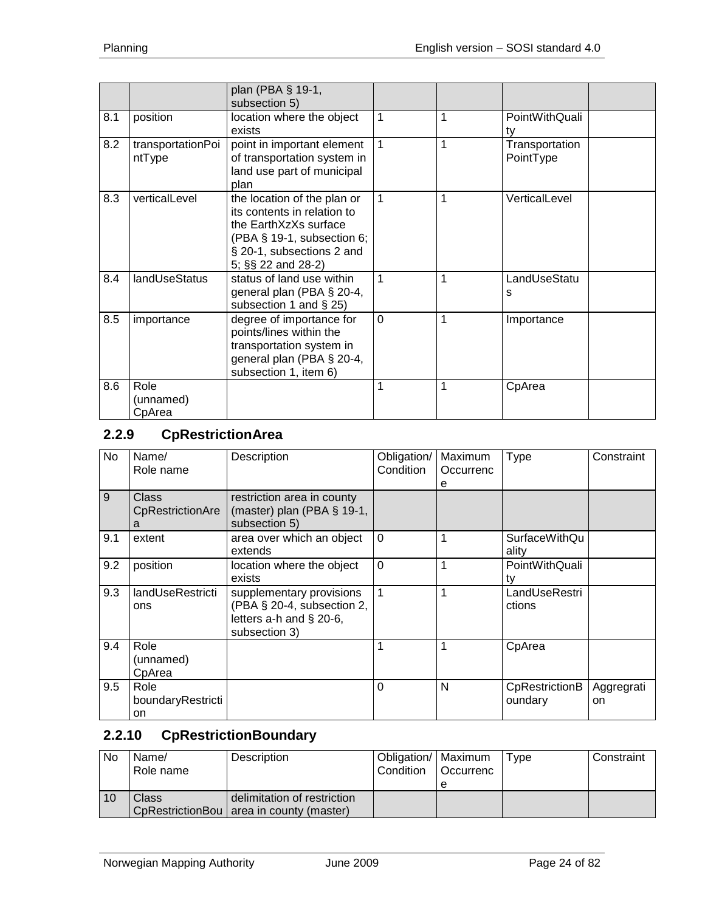| | | plan (PBA § 19-1, subsection 5) | | | | |
|---|---|---|---|---|---|---|
| 8.1 | position | location where the object exists | 1 | 1 | PointWithQuality | |
| 8.2 | transportationPointType | point in important element of transportation system in land use part of municipal plan | 1 | 1 | TransportationPointType | |
| 8.3 | verticalLevel | the location of the plan or its contents in relation to the EarthXzXs surface (PBA § 19-1, subsection 6; § 20-1, subsections 2 and 5; §§ 22 and 28-2) | 1 | 1 | VerticalLevel | |
| 8.4 | landUseStatus | status of land use within general plan (PBA § 20-4, subsection 1 and § 25) | 1 | 1 | LandUseStatus | |
| 8.5 | importance | degree of importance for points/lines within the transportation system in general plan (PBA § 20-4, subsection 1, item 6) | 0 | 1 | Importance | |
| 8.6 | Role (unnamed) CpArea | | 1 | 1 | CpArea | |

### 2.2.9 CpRestrictionArea

| No | Name/ Role name | Description | Obligation/ Condition | Maximum Occurrence | Type | Constraint |
|---|---|---|---|---|---|---|
| 9 | Class CpRestrictionArea | restriction area in county (master) plan (PBA § 19-1, subsection 5) | | | | |
| 9.1 | extent | area over which an object extends | 0 | 1 | SurfaceWithQuality | |
| 9.2 | position | location where the object exists | 0 | 1 | PointWithQuality | |
| 9.3 | landUseRestrictions | supplementary provisions (PBA § 20-4, subsection 2, letters a-h and § 20-6, subsection 3) | 1 | 1 | LandUseRestrictions | |
| 9.4 | Role (unnamed) CpArea | | 1 | 1 | CpArea | |
| 9.5 | Role boundaryRestriction | | 0 | N | CpRestrictionBoundary | Aggregration |

### 2.2.10 CpRestrictionBoundary

| No | Name/ Role name | Description | Obligation/ Condition | Maximum Occurrence | Type | Constraint |
|---|---|---|---|---|---|---|
| 10 | Class CpRestrictionBou | delimitation of restriction area in county (master) | | | | |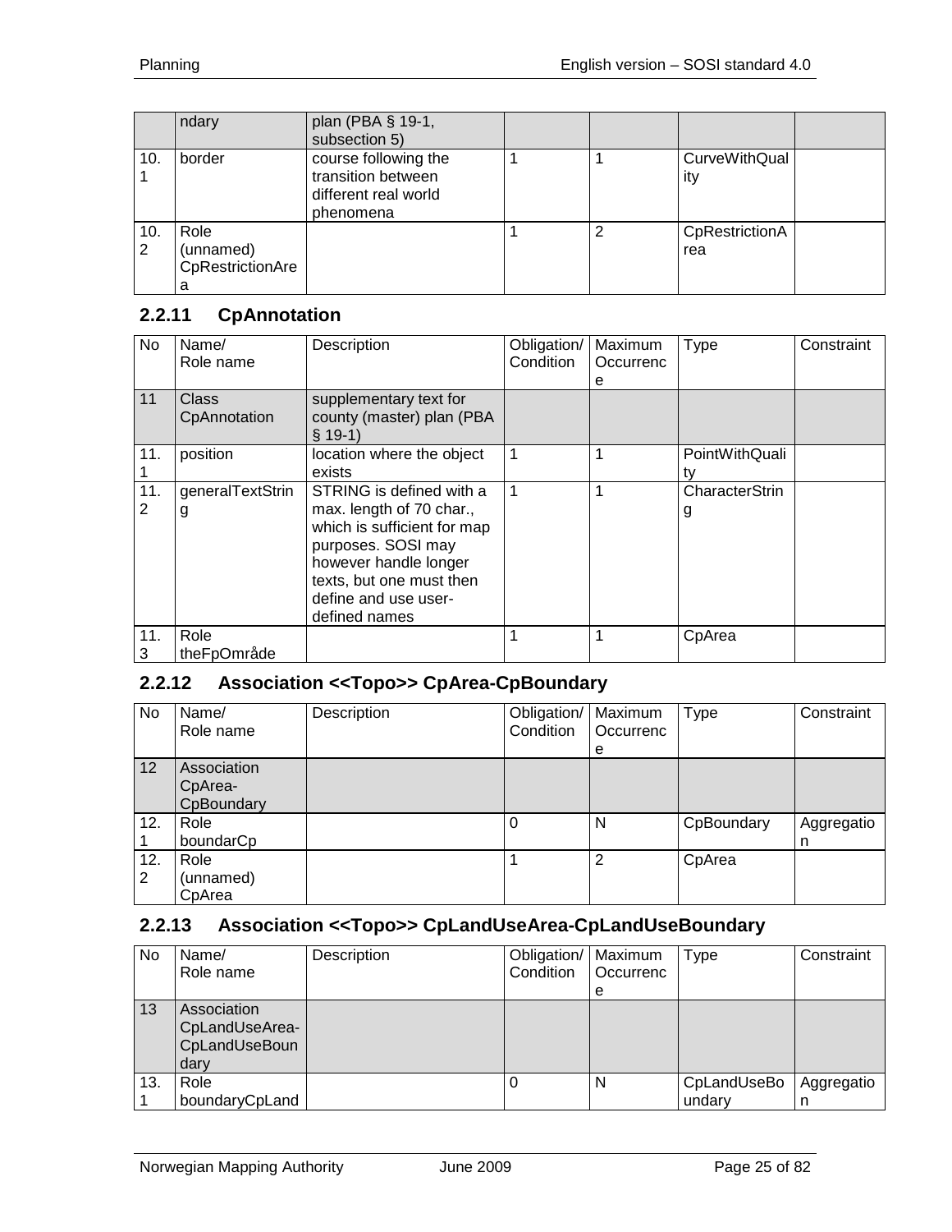| | ndary | plan (PBA § 19-1, subsection 5) | | | | |
|---|---|---|---|---|---|---|
| 10.1 | border | course following the transition between different real world phenomena | 1 | 1 | CurveWithQuality | |
| 10.2 | Role (unnamed) CpRestrictionArea | | 1 | 2 | CpRestrictionArea | |

### 2.2.11 CpAnnotation

| No | Name/ Role name | Description | Obligation/ Condition | Maximum Occurrence | Type | Constraint |
|---|---|---|---|---|---|---|
| 11 | Class CpAnnotation | supplementary text for county (master) plan (PBA § 19-1) | | | | |
| 11.1 | position | location where the object exists | 1 | 1 | PointWithQuality | |
| 11.2 | generalTextString | STRING is defined with a max. length of 70 char., which is sufficient for map purposes. SOSI may however handle longer texts, but one must then define and use user-defined names | 1 | 1 | CharacterString | |
| 11.3 | Role theFpOmråde | | 1 | 1 | CpArea | |

### 2.2.12 Association <<Topo>> CpArea-CpBoundary

| No | Name/ Role name | Description | Obligation/ Condition | Maximum Occurrence | Type | Constraint |
|---|---|---|---|---|---|---|
| 12 | Association CpArea-CpBoundary | | | | | |
| 12.1 | Role boundarCp | | 0 | N | CpBoundary | Aggregation |
| 12.2 | Role (unnamed) CpArea | | 1 | 2 | CpArea | |

### 2.2.13 Association <<Topo>> CpLandUseArea-CpLandUseBoundary

| No | Name/ Role name | Description | Obligation/ Condition | Maximum Occurrence | Type | Constraint |
|---|---|---|---|---|---|---|
| 13 | Association CpLandUseArea-CpLandUseBoundary | | | | | |
| 13.1 | Role boundaryCpLand | | 0 | N | CpLandUseBoundary | Aggregation |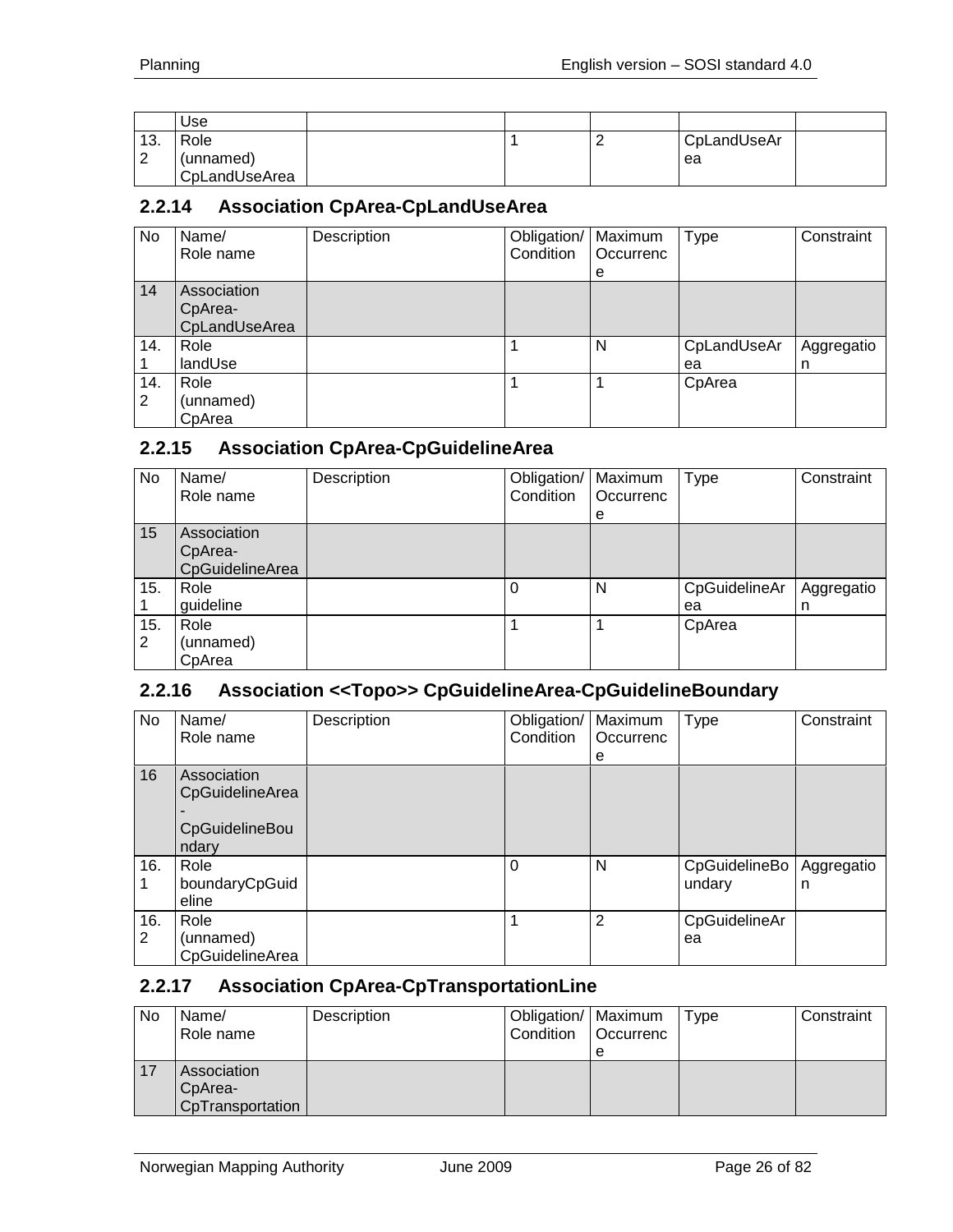| | Use | | | | | |
|---|---|---|---|---|---|---|
| 13.2 | Role (unnamed) CpLandUseArea | | 1 | 2 | CpLandUseArea | |

### 2.2.14 Association CpArea-CpLandUseArea

| No | Name/ Role name | Description | Obligation/ Condition | Maximum Occurrence | Type | Constraint |
|---|---|---|---|---|---|---|
| 14 | Association CpArea-CpLandUseArea | | | | | |
| 14.1 | Role landUse | | 1 | N | CpLandUseArea | Aggregation |
| 14.2 | Role (unnamed) CpArea | | 1 | 1 | CpArea | |

### 2.2.15 Association CpArea-CpGuidelineArea

| No | Name/ Role name | Description | Obligation/ Condition | Maximum Occurrence | Type | Constraint |
|---|---|---|---|---|---|---|
| 15 | Association CpArea-CpGuidelineArea | | | | | |
| 15.1 | Role guideline | | 0 | N | CpGuidelineArea | Aggregation |
| 15.2 | Role (unnamed) CpArea | | 1 | 1 | CpArea | |

### 2.2.16 Association <<Topo>> CpGuidelineArea-CpGuidelineBoundary

| No | Name/ Role name | Description | Obligation/ Condition | Maximum Occurrence | Type | Constraint |
|---|---|---|---|---|---|---|
| 16 | Association CpGuidelineArea-CpGuidelineBoundary | | | | | |
| 16.1 | Role boundaryCpGuideline | | 0 | N | CpGuidelineBoundary | Aggregation |
| 16.2 | Role (unnamed) CpGuidelineArea | | 1 | 2 | CpGuidelineArea | |

### 2.2.17 Association CpArea-CpTransportationLine

| No | Name/ Role name | Description | Obligation/ Condition | Maximum Occurrence | Type | Constraint |
|---|---|---|---|---|---|---|
| 17 | Association CpArea-CpTransportation | | | | | |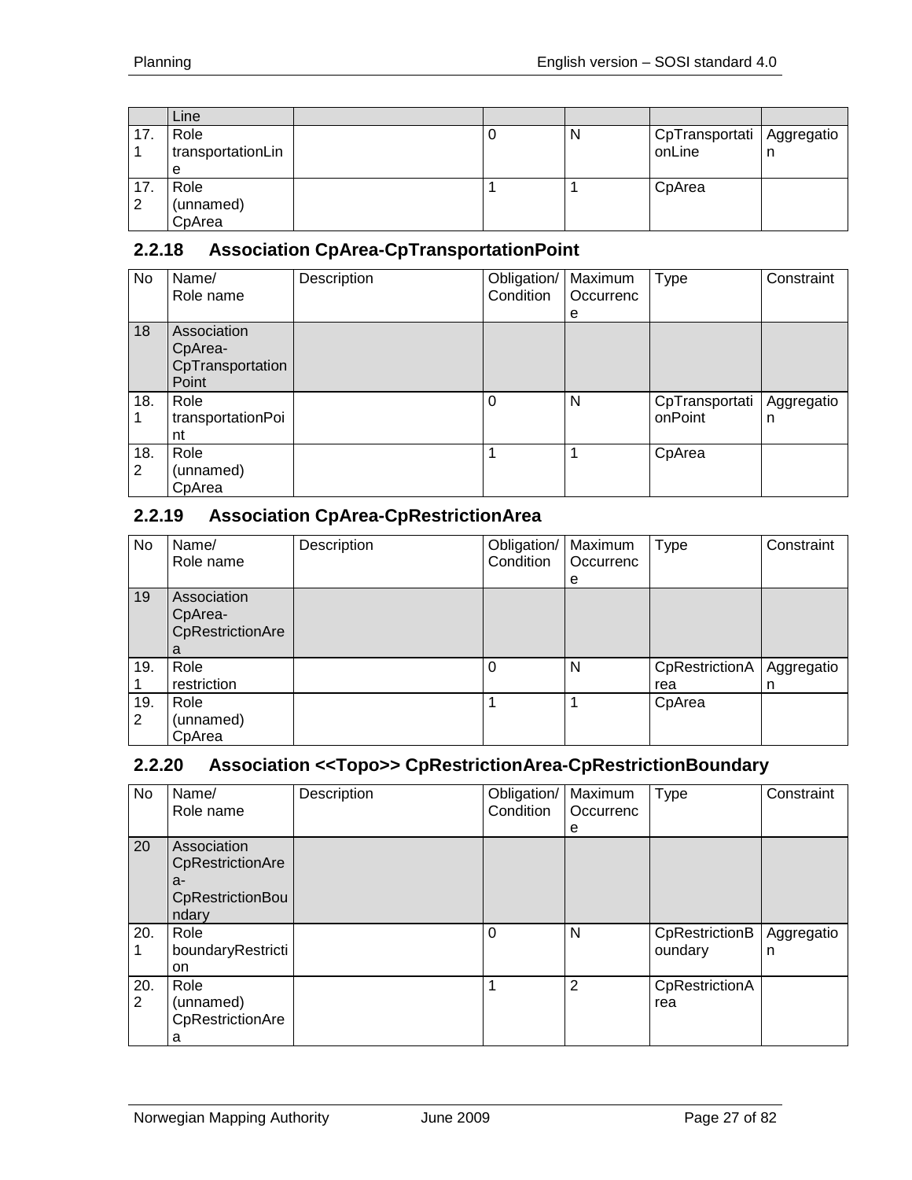| | Line | | | | | |
|---|---|---|---|---|---|---|
| 17.1 | Role transportationLine | | 0 | N | CpTransportationLine | Aggregation |
| 17.2 | Role (unnamed) CpArea | | 1 | 1 | CpArea | |

### 2.2.18 Association CpArea-CpTransportationPoint

| No | Name/ Role name | Description | Obligation/ Condition | Maximum Occurrence | Type | Constraint |
|---|---|---|---|---|---|---|
| 18 | Association CpArea-CpTransportationPoint | | | | | |
| 18.1 | Role transportationPoint | | 0 | N | CpTransportationPoint | Aggregation |
| 18.2 | Role (unnamed) CpArea | | 1 | 1 | CpArea | |

### 2.2.19 Association CpArea-CpRestrictionArea

| No | Name/ Role name | Description | Obligation/ Condition | Maximum Occurrence | Type | Constraint |
|---|---|---|---|---|---|---|
| 19 | Association CpArea-CpRestrictionArea | | | | | |
| 19.1 | Role restriction | | 0 | N | CpRestrictionArea | Aggregation |
| 19.2 | Role (unnamed) CpArea | | 1 | 1 | CpArea | |

### 2.2.20 Association <<Topo>> CpRestrictionArea-CpRestrictionBoundary

| No | Name/ Role name | Description | Obligation/ Condition | Maximum Occurrence | Type | Constraint |
|---|---|---|---|---|---|---|
| 20 | Association CpRestrictionArea-CpRestrictionBoundary | | | | | |
| 20.1 | Role boundaryRestriction | | 0 | N | CpRestrictionBoundary | Aggregation |
| 20.2 | Role (unnamed) CpRestrictionArea | | 1 | 2 | CpRestrictionArea | |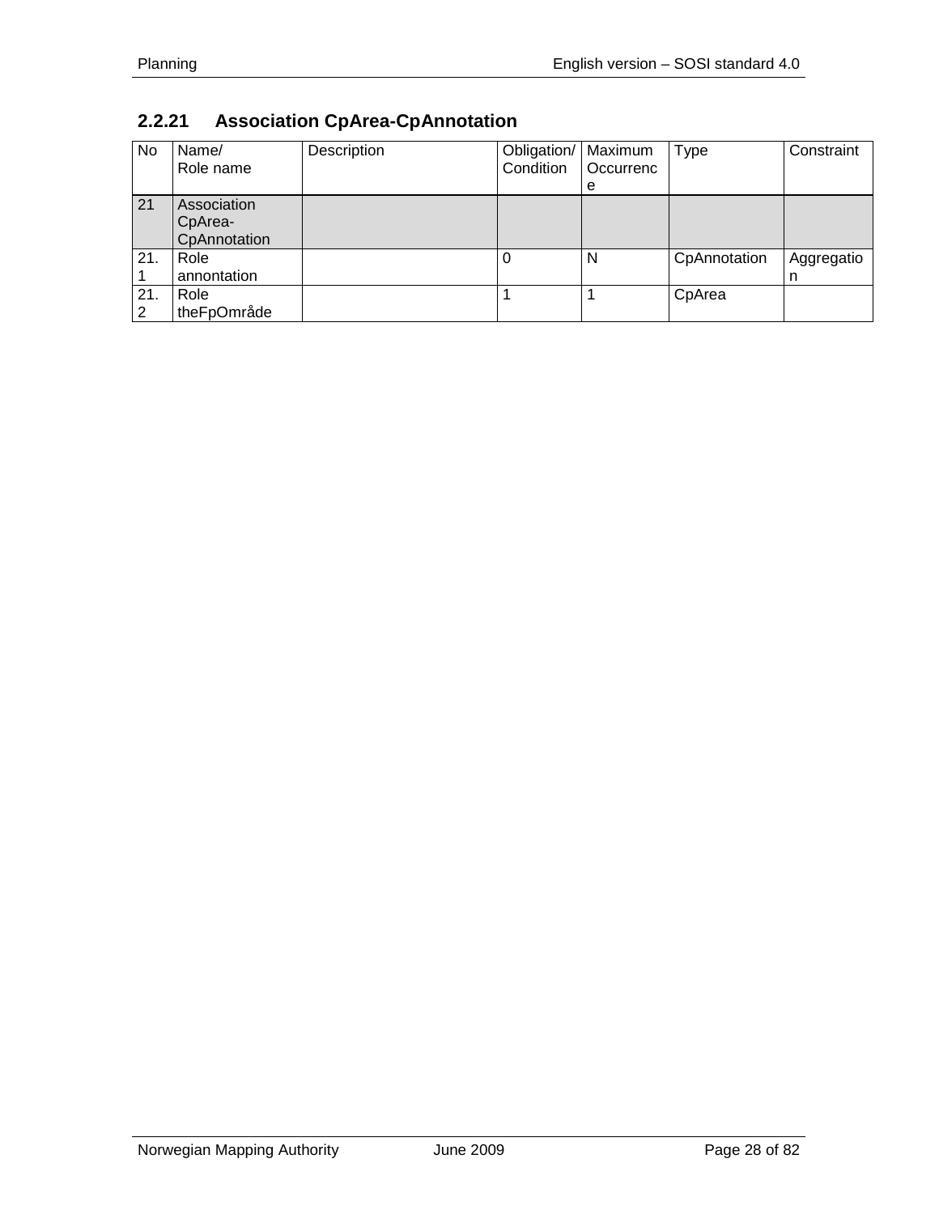### 2.2.21 Association CpArea-CpAnnotation

| No | Name/<br>Role name | Description | Obligation/<br>Condition | Maximum<br>Occurrence | Type | Constraint |
|---|---|---|---|---|---|---|
| 21 | Association CpArea-CpAnnotation | | | | | |
| 21.1 | Role annontation | | 0 | N | CpAnnotation | Aggregation |
| 21.2 | Role theFpOmråde | | 1 | 1 | CpArea | |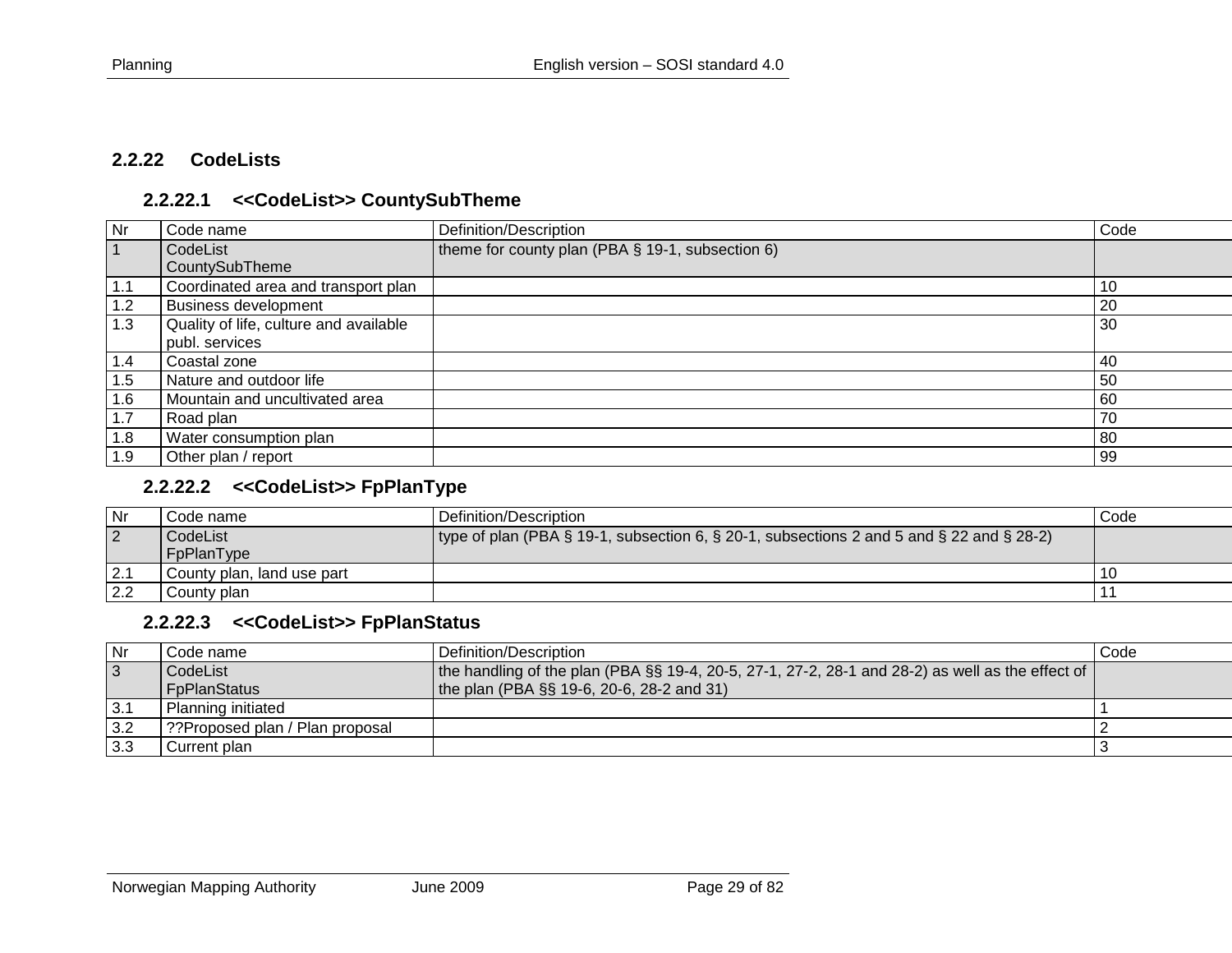### 2.2.22 CodeLists

#### 2.2.22.1 <<CodeList>> CountySubTheme

| Nr | Code name | Definition/Description | Code |
|---|---|---|---|
| 1 | CodeList CountySubTheme | theme for county plan (PBA § 19-1, subsection 6) | |
| 1.1 | Coordinated area and transport plan | | 10 |
| 1.2 | Business development | | 20 |
| 1.3 | Quality of life, culture and available publ. services | | 30 |
| 1.4 | Coastal zone | | 40 |
| 1.5 | Nature and outdoor life | | 50 |
| 1.6 | Mountain and uncultivated area | | 60 |
| 1.7 | Road plan | | 70 |
| 1.8 | Water consumption plan | | 80 |
| 1.9 | Other plan / report | | 99 |

#### 2.2.22.2 <<CodeList>> FpPlanType

| Nr | Code name | Definition/Description | Code |
|---|---|---|---|
| 2 | CodeList FpPlanType | type of plan (PBA § 19-1, subsection 6, § 20-1, subsections 2 and 5 and § 22 and § 28-2) | |
| 2.1 | County plan, land use part | | 10 |
| 2.2 | County plan | | 11 |

#### 2.2.22.3 <<CodeList>> FpPlanStatus

| Nr | Code name | Definition/Description | Code |
|---|---|---|---|
| 3 | CodeList FpPlanStatus | the handling of the plan (PBA §§ 19-4, 20-5, 27-1, 27-2, 28-1 and 28-2) as well as the effect of the plan (PBA §§ 19-6, 20-6, 28-2 and 31) | |
| 3.1 | Planning initiated | | 1 |
| 3.2 | ??Proposed plan / Plan proposal | | 2 |
| 3.3 | Current plan | | 3 |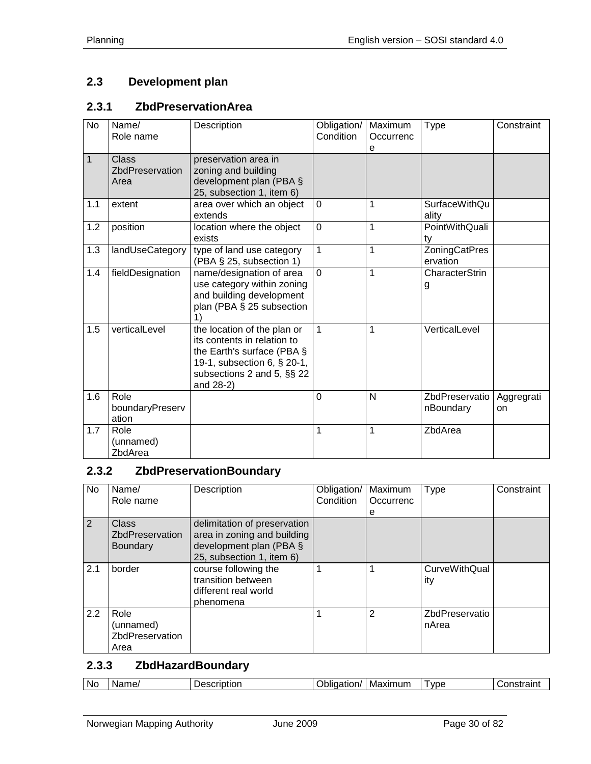## 2.3 Development plan

### 2.3.1 ZbdPreservationArea

| No | Name/ Role name | Description | Obligation/ Condition | Maximum Occurrence | Type | Constraint |
|---|---|---|---|---|---|---|
| 1 | Class ZbdPreservationArea | preservation area in zoning and building development plan (PBA § 25, subsection 1, item 6) | | | | |
| 1.1 | extent | area over which an object extends | 0 | 1 | SurfaceWithQuality | |
| 1.2 | position | location where the object exists | 0 | 1 | PointWithQuality | |
| 1.3 | landUseCategory | type of land use category (PBA § 25, subsection 1) | 1 | 1 | ZoningCatPreservation | |
| 1.4 | fieldDesignation | name/designation of area use category within zoning and building development plan (PBA § 25 subsection 1) | 0 | 1 | CharacterString | |
| 1.5 | verticalLevel | the location of the plan or its contents in relation to the Earth's surface (PBA § 19-1, subsection 6, § 20-1, subsections 2 and 5, §§ 22 and 28-2) | 1 | 1 | VerticalLevel | |
| 1.6 | Role boundaryPreservation | | 0 | N | ZbdPreservationBoundary | Aggregation |
| 1.7 | Role (unnamed) ZbdArea | | 1 | 1 | ZbdArea | |

### 2.3.2 ZbdPreservationBoundary

| No | Name/ Role name | Description | Obligation/ Condition | Maximum Occurrence | Type | Constraint |
|---|---|---|---|---|---|---|
| 2 | Class ZbdPreservationBoundary | delimitation of preservation area in zoning and building development plan (PBA § 25, subsection 1, item 6) | | | | |
| 2.1 | border | course following the transition between different real world phenomena | 1 | 1 | CurveWithQuality | |
| 2.2 | Role (unnamed) ZbdPreservationArea | | 1 | 2 | ZbdPreservationArea | |

### 2.3.3 ZbdHazardBoundary

| No | Name/ | Description | Obligation/ | Maximum | Type | Constraint |
|---|---|---|---|---|---|---|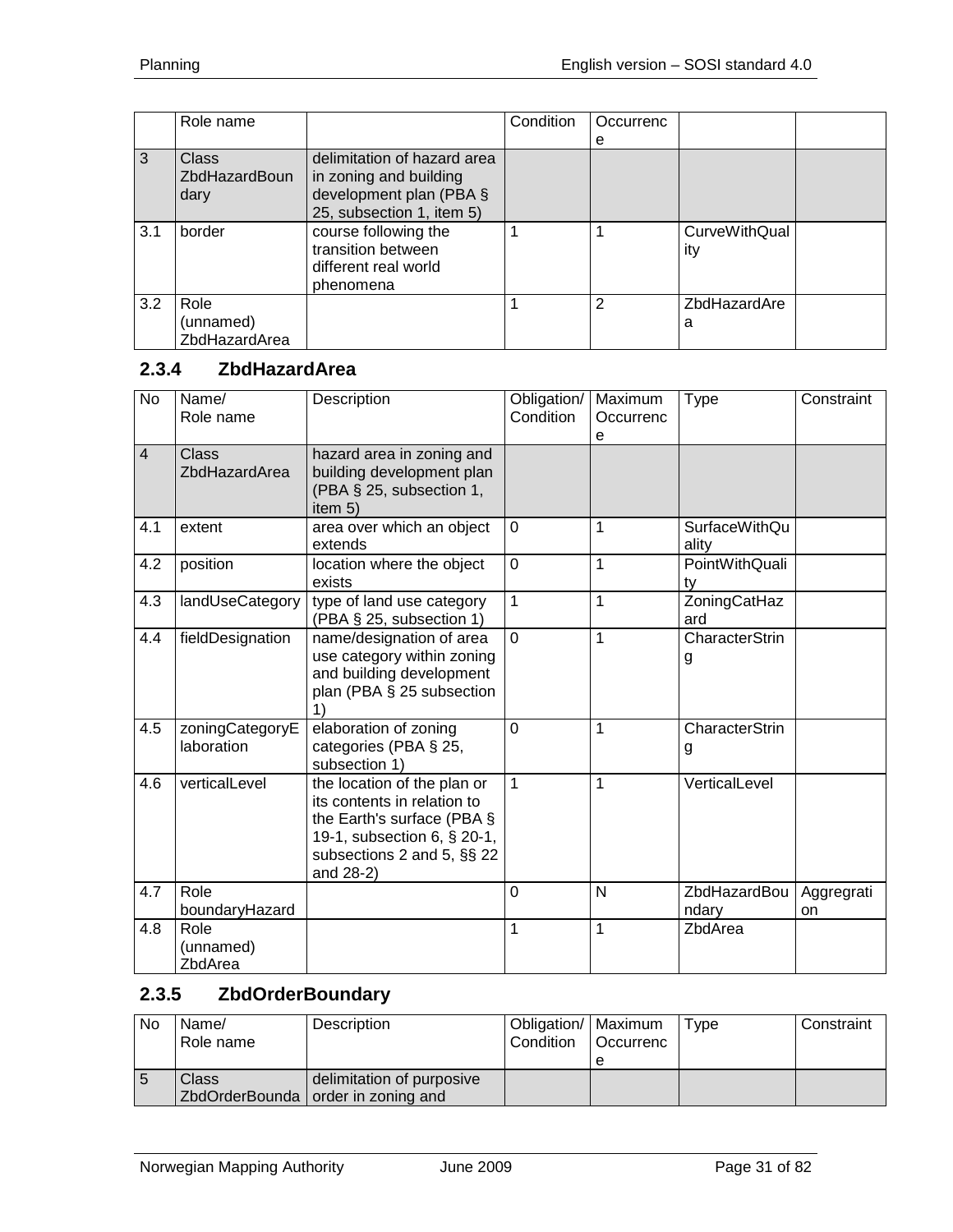| | Role name | | Condition | Occurrence | | |
|---|---|---|---|---|---|---|
| 3 | Class ZbdHazardBoundary | delimitation of hazard area in zoning and building development plan (PBA § 25, subsection 1, item 5) | | | | |
| 3.1 | border | course following the transition between different real world phenomena | 1 | 1 | CurveWithQuality | |
| 3.2 | Role (unnamed) ZbdHazardArea | | 1 | 2 | ZbdHazardArea | |

### 2.3.4 ZbdHazardArea

| No | Name/ Role name | Description | Obligation/ Condition | Maximum Occurrence | Type | Constraint |
|---|---|---|---|---|---|---|
| 4 | Class ZbdHazardArea | hazard area in zoning and building development plan (PBA § 25, subsection 1, item 5) | | | | |
| 4.1 | extent | area over which an object extends | 0 | 1 | SurfaceWithQuality | |
| 4.2 | position | location where the object exists | 0 | 1 | PointWithQuality | |
| 4.3 | landUseCategory | type of land use category (PBA § 25, subsection 1) | 1 | 1 | ZoningCatHazard | |
| 4.4 | fieldDesignation | name/designation of area use category within zoning and building development plan (PBA § 25 subsection 1) | 0 | 1 | CharacterString | |
| 4.5 | zoningCategoryElaboration | elaboration of zoning categories (PBA § 25, subsection 1) | 0 | 1 | CharacterString | |
| 4.6 | verticalLevel | the location of the plan or its contents in relation to the Earth's surface (PBA § 19-1, subsection 6, § 20-1, subsections 2 and 5, §§ 22 and 28-2) | 1 | 1 | VerticalLevel | |
| 4.7 | Role boundaryHazard | | 0 | N | ZbdHazardBoundary | Aggregration |
| 4.8 | Role (unnamed) ZbdArea | | 1 | 1 | ZbdArea | |

### 2.3.5 ZbdOrderBoundary

| No | Name/ Role name | Description | Obligation/ Condition | Maximum Occurrence | Type | Constraint |
|---|---|---|---|---|---|---|
| 5 | Class ZbdOrderBounda | delimitation of purposive order in zoning and | | | | |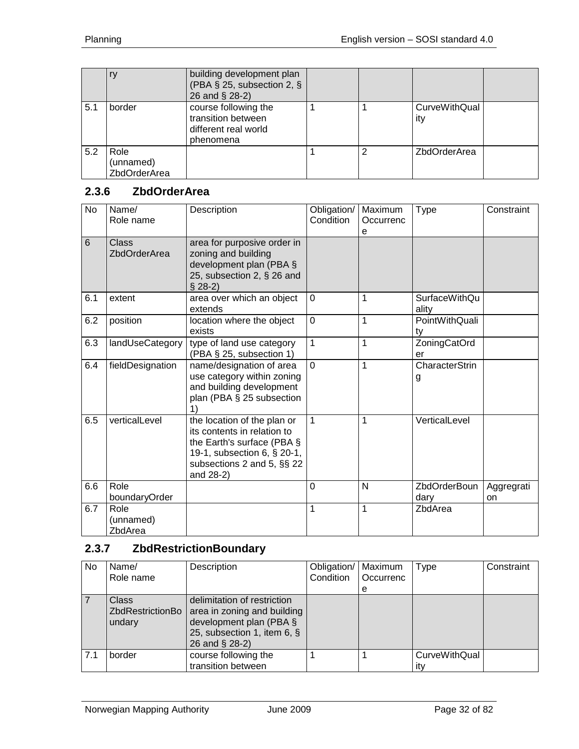|  | ry | building development plan (PBA § 25, subsection 2, § 26 and § 28-2) |  |  |  |  |
|---|---|---|---|---|---|---|
| 5.1 | border | course following the transition between different real world phenomena | 1 | 1 | CurveWithQuality |  |
| 5.2 | Role (unnamed) ZbdOrderArea |  | 1 | 2 | ZbdOrderArea |  |

### 2.3.6 ZbdOrderArea

| No | Name/ Role name | Description | Obligation/ Condition | Maximum Occurrence | Type | Constraint |
|---|---|---|---|---|---|---|
| 6 | Class ZbdOrderArea | area for purposive order in zoning and building development plan (PBA § 25, subsection 2, § 26 and § 28-2) |  |  |  |  |
| 6.1 | extent | area over which an object extends | 0 | 1 | SurfaceWithQuality |  |
| 6.2 | position | location where the object exists | 0 | 1 | PointWithQuality |  |
| 6.3 | landUseCategory | type of land use category (PBA § 25, subsection 1) | 1 | 1 | ZoningCatOrder |  |
| 6.4 | fieldDesignation | name/designation of area use category within zoning and building development plan (PBA § 25 subsection 1) | 0 | 1 | CharacterString |  |
| 6.5 | verticalLevel | the location of the plan or its contents in relation to the Earth's surface (PBA § 19-1, subsection 6, § 20-1, subsections 2 and 5, §§ 22 and 28-2) | 1 | 1 | VerticalLevel |  |
| 6.6 | Role boundaryOrder |  | 0 | N | ZbdOrderBoundary | Aggregration |
| 6.7 | Role (unnamed) ZbdArea |  | 1 | 1 | ZbdArea |  |

### 2.3.7 ZbdRestrictionBoundary

| No | Name/ Role name | Description | Obligation/ Condition | Maximum Occurrence | Type | Constraint |
|---|---|---|---|---|---|---|
| 7 | Class ZbdRestrictionBoundary | delimitation of restriction area in zoning and building development plan (PBA § 25, subsection 1, item 6, § 26 and § 28-2) |  |  |  |  |
| 7.1 | border | course following the transition between | 1 | 1 | CurveWithQuality |  |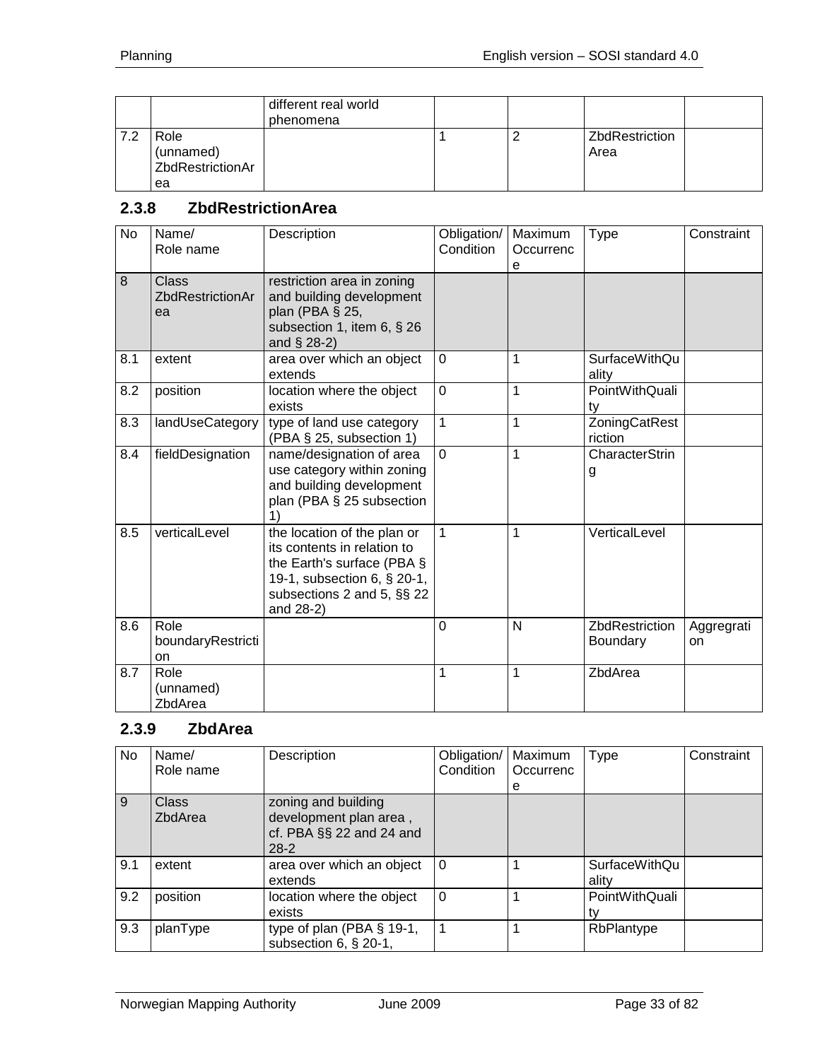| | | different real world phenomena | | | | |
|---|---|---|---|---|---|---|
| 7.2 | Role (unnamed) ZbdRestrictionArea | | 1 | 2 | ZbdRestrictionArea | |

### 2.3.8 ZbdRestrictionArea

| No | Name/ Role name | Description | Obligation/ Condition | Maximum Occurrence | Type | Constraint |
|---|---|---|---|---|---|---|
| 8 | Class ZbdRestrictionArea | restriction area in zoning and building development plan (PBA § 25, subsection 1, item 6, § 26 and § 28-2) | | | | |
| 8.1 | extent | area over which an object extends | 0 | 1 | SurfaceWithQuality | |
| 8.2 | position | location where the object exists | 0 | 1 | PointWithQuality | |
| 8.3 | landUseCategory | type of land use category (PBA § 25, subsection 1) | 1 | 1 | ZoningCatRestriction | |
| 8.4 | fieldDesignation | name/designation of area use category within zoning and building development plan (PBA § 25 subsection 1) | 0 | 1 | CharacterString | |
| 8.5 | verticalLevel | the location of the plan or its contents in relation to the Earth's surface (PBA § 19-1, subsection 6, § 20-1, subsections 2 and 5, §§ 22 and 28-2) | 1 | 1 | VerticalLevel | |
| 8.6 | Role boundaryRestriction | | 0 | N | ZbdRestrictionBoundary | Aggregration |
| 8.7 | Role (unnamed) ZbdArea | | 1 | 1 | ZbdArea | |

### 2.3.9 ZbdArea

| No | Name/ Role name | Description | Obligation/ Condition | Maximum Occurrence | Type | Constraint |
|---|---|---|---|---|---|---|
| 9 | Class ZbdArea | zoning and building development plan area , cf. PBA §§ 22 and 24 and 28-2 | | | | |
| 9.1 | extent | area over which an object extends | 0 | 1 | SurfaceWithQuality | |
| 9.2 | position | location where the object exists | 0 | 1 | PointWithQuality | |
| 9.3 | planType | type of plan (PBA § 19-1, subsection 6, § 20-1, | 1 | 1 | RbPlantype | |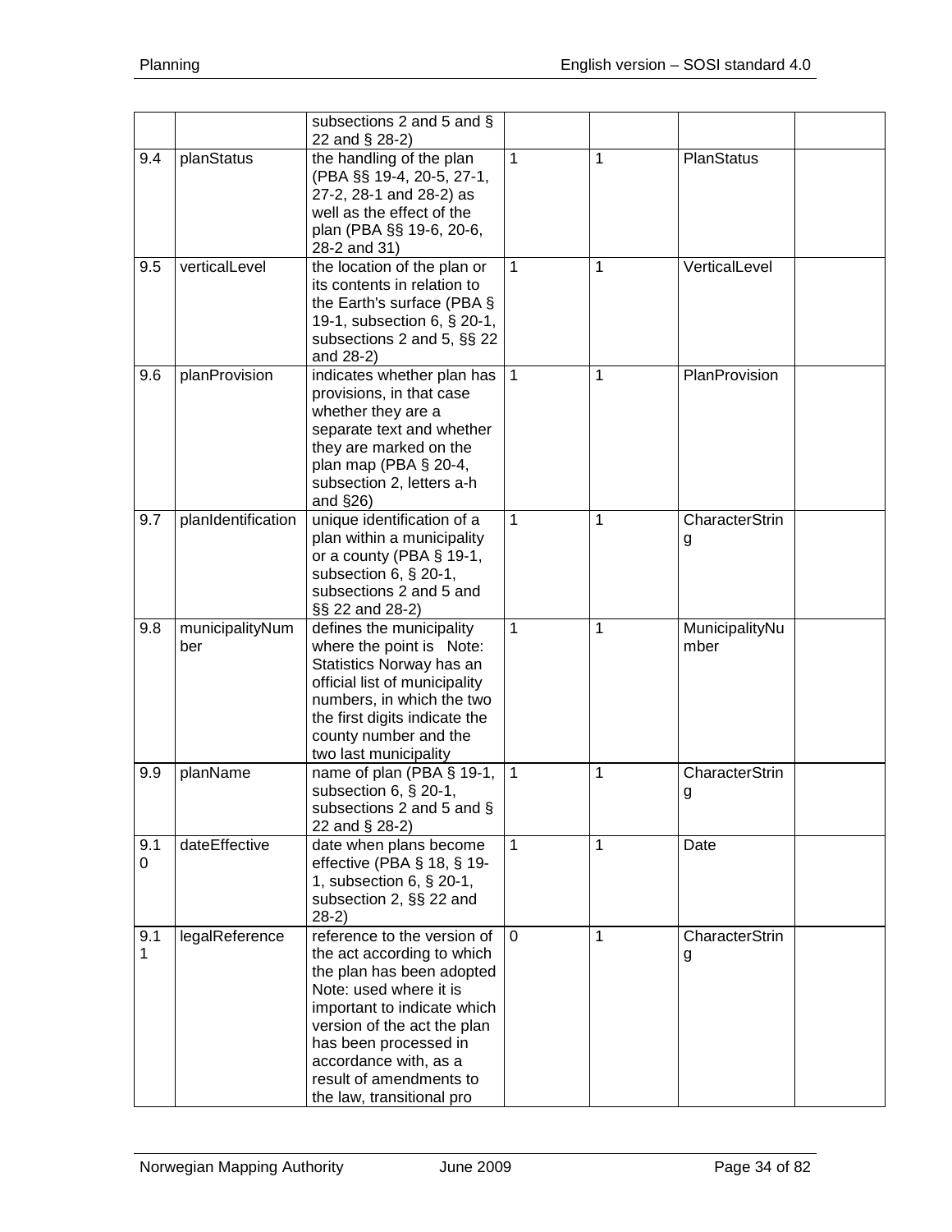| | | subsections 2 and 5 and § 22 and § 28-2) | | | | |
|---|---|---|---|---|---|---|
| 9.4 | planStatus | the handling of the plan (PBA §§ 19-4, 20-5, 27-1, 27-2, 28-1 and 28-2) as well as the effect of the plan (PBA §§ 19-6, 20-6, 28-2 and 31) | 1 | 1 | PlanStatus | |
| 9.5 | verticalLevel | the location of the plan or its contents in relation to the Earth's surface (PBA § 19-1, subsection 6, § 20-1, subsections 2 and 5, §§ 22 and 28-2) | 1 | 1 | VerticalLevel | |
| 9.6 | planProvision | indicates whether plan has provisions, in that case whether they are a separate text and whether they are marked on the plan map (PBA § 20-4, subsection 2, letters a-h and §26) | 1 | 1 | PlanProvision | |
| 9.7 | planIdentification | unique identification of a plan within a municipality or a county (PBA § 19-1, subsection 6, § 20-1, subsections 2 and 5 and §§ 22 and 28-2) | 1 | 1 | CharacterString | |
| 9.8 | municipalityNumber | defines the municipality where the point is Note: Statistics Norway has an official list of municipality numbers, in which the two the first digits indicate the county number and the two last municipality | 1 | 1 | MunicipalityNumber | |
| 9.9 | planName | name of plan (PBA § 19-1, subsection 6, § 20-1, subsections 2 and 5 and § 22 and § 28-2) | 1 | 1 | CharacterString | |
| 9.10 | dateEffective | date when plans become effective (PBA § 18, § 19-1, subsection 6, § 20-1, subsection 2, §§ 22 and 28-2) | 1 | 1 | Date | |
| 9.11 | legalReference | reference to the version of the act according to which the plan has been adopted Note: used where it is important to indicate which version of the act the plan has been processed in accordance with, as a result of amendments to the law, transitional pro | 0 | 1 | CharacterString | |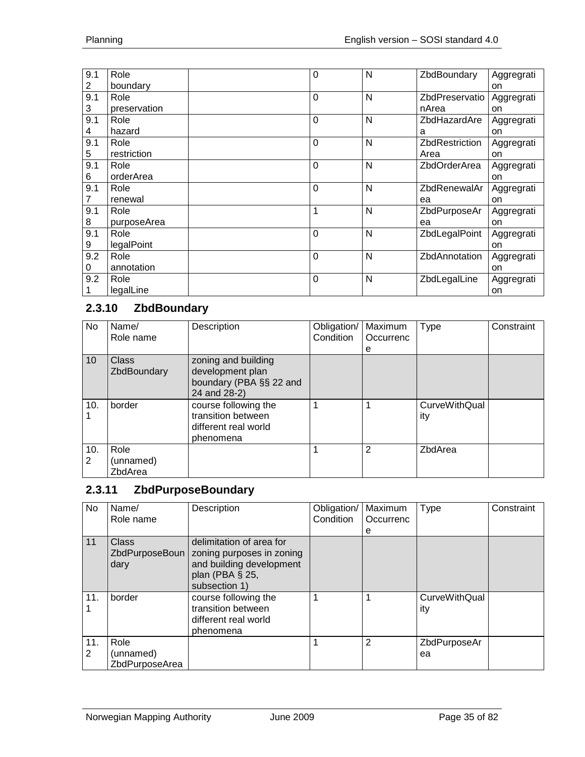| | | | | | | |
|---|---|---|---|---|---|---|
| 9.12 | Role boundary | | 0 | N | ZbdBoundary | Aggregration |
| 9.13 | Role preservation | | 0 | N | ZbdPreservationArea | Aggregration |
| 9.14 | Role hazard | | 0 | N | ZbdHazardArea | Aggregration |
| 9.15 | Role restriction | | 0 | N | ZbdRestrictionArea | Aggregration |
| 9.16 | Role orderArea | | 0 | N | ZbdOrderArea | Aggregration |
| 9.17 | Role renewal | | 0 | N | ZbdRenewalArea | Aggregration |
| 9.18 | Role purposeArea | | 1 | N | ZbdPurposeArea | Aggregration |
| 9.19 | Role legalPoint | | 0 | N | ZbdLegalPoint | Aggregration |
| 9.20 | Role annotation | | 0 | N | ZbdAnnotation | Aggregration |
| 9.21 | Role legalLine | | 0 | N | ZbdLegalLine | Aggregration |

### 2.3.10 ZbdBoundary

| No | Name/ Role name | Description | Obligation/ Condition | Maximum Occurrence | Type | Constraint |
|---|---|---|---|---|---|---|
| 10 | Class ZbdBoundary | zoning and building development plan boundary (PBA §§ 22 and 24 and 28-2) | | | | |
| 10.1 | border | course following the transition between different real world phenomena | 1 | 1 | CurveWithQuality | |
| 10.2 | Role (unnamed) ZbdArea | | 1 | 2 | ZbdArea | |

### 2.3.11 ZbdPurposeBoundary

| No | Name/ Role name | Description | Obligation/ Condition | Maximum Occurrence | Type | Constraint |
|---|---|---|---|---|---|---|
| 11 | Class ZbdPurposeBoundary | delimitation of area for zoning purposes in zoning and building development plan (PBA § 25, subsection 1) | | | | |
| 11.1 | border | course following the transition between different real world phenomena | 1 | 1 | CurveWithQuality | |
| 11.2 | Role (unnamed) ZbdPurposeArea | | 1 | 2 | ZbdPurposeArea | |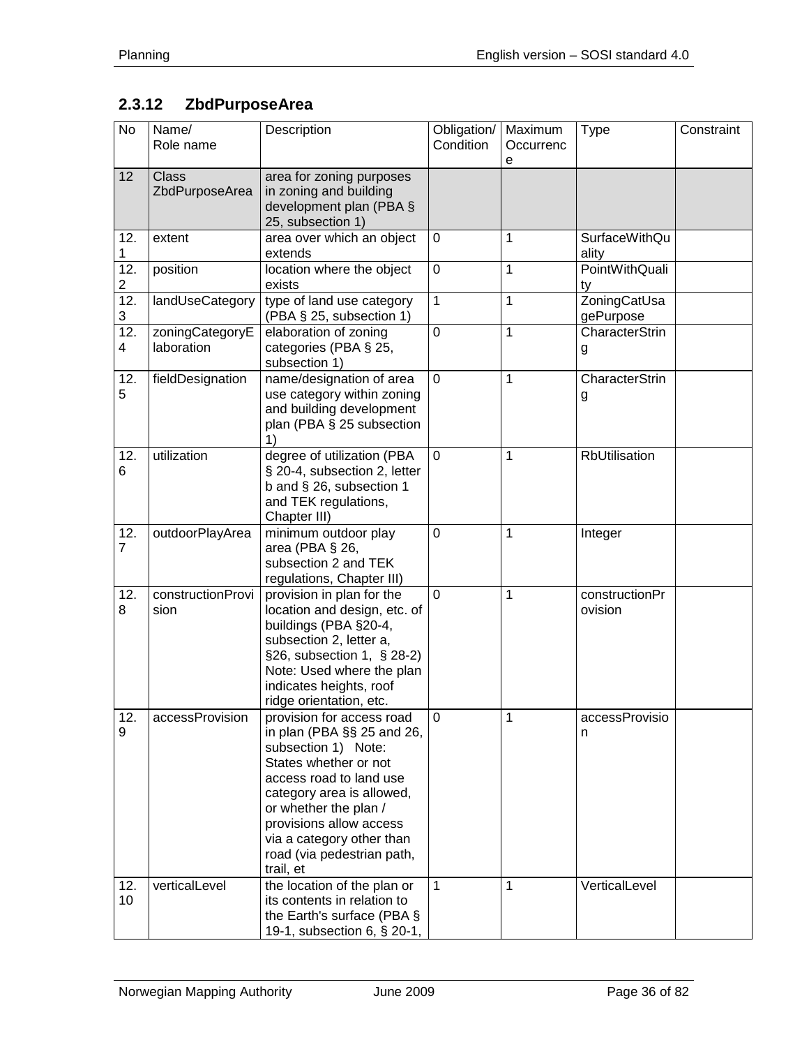### 2.3.12 ZbdPurposeArea

| No | Name/ Role name | Description | Obligation/ Condition | Maximum Occurrence | Type | Constraint |
|---|---|---|---|---|---|---|
| 12 | Class ZbdPurposeArea | area for zoning purposes in zoning and building development plan (PBA § 25, subsection 1) | | | | |
| 12.1 | extent | area over which an object extends | 0 | 1 | SurfaceWithQuality | |
| 12.2 | position | location where the object exists | 0 | 1 | PointWithQuality | |
| 12.3 | landUseCategory | type of land use category (PBA § 25, subsection 1) | 1 | 1 | ZoningCatUsagePurpose | |
| 12.4 | zoningCategoryElaboration | elaboration of zoning categories (PBA § 25, subsection 1) | 0 | 1 | CharacterString | |
| 12.5 | fieldDesignation | name/designation of area use category within zoning and building development plan (PBA § 25 subsection 1) | 0 | 1 | CharacterString | |
| 12.6 | utilization | degree of utilization (PBA § 20-4, subsection 2, letter b and § 26, subsection 1 and TEK regulations, Chapter III) | 0 | 1 | RbUtilisation | |
| 12.7 | outdoorPlayArea | minimum outdoor play area (PBA § 26, subsection 2 and TEK regulations, Chapter III) | 0 | 1 | Integer | |
| 12.8 | constructionProvision | provision in plan for the location and design, etc. of buildings (PBA §20-4, subsection 2, letter a, §26, subsection 1, § 28-2) Note: Used where the plan indicates heights, roof ridge orientation, etc. | 0 | 1 | constructionProvision | |
| 12.9 | accessProvision | provision for access road in plan (PBA §§ 25 and 26, subsection 1) Note: States whether or not access road to land use category area is allowed, or whether the plan / provisions allow access via a category other than road (via pedestrian path, trail, et | 0 | 1 | accessProvision | |
| 12.10 | verticalLevel | the location of the plan or its contents in relation to the Earth's surface (PBA § 19-1, subsection 6, § 20-1, | 1 | 1 | VerticalLevel | |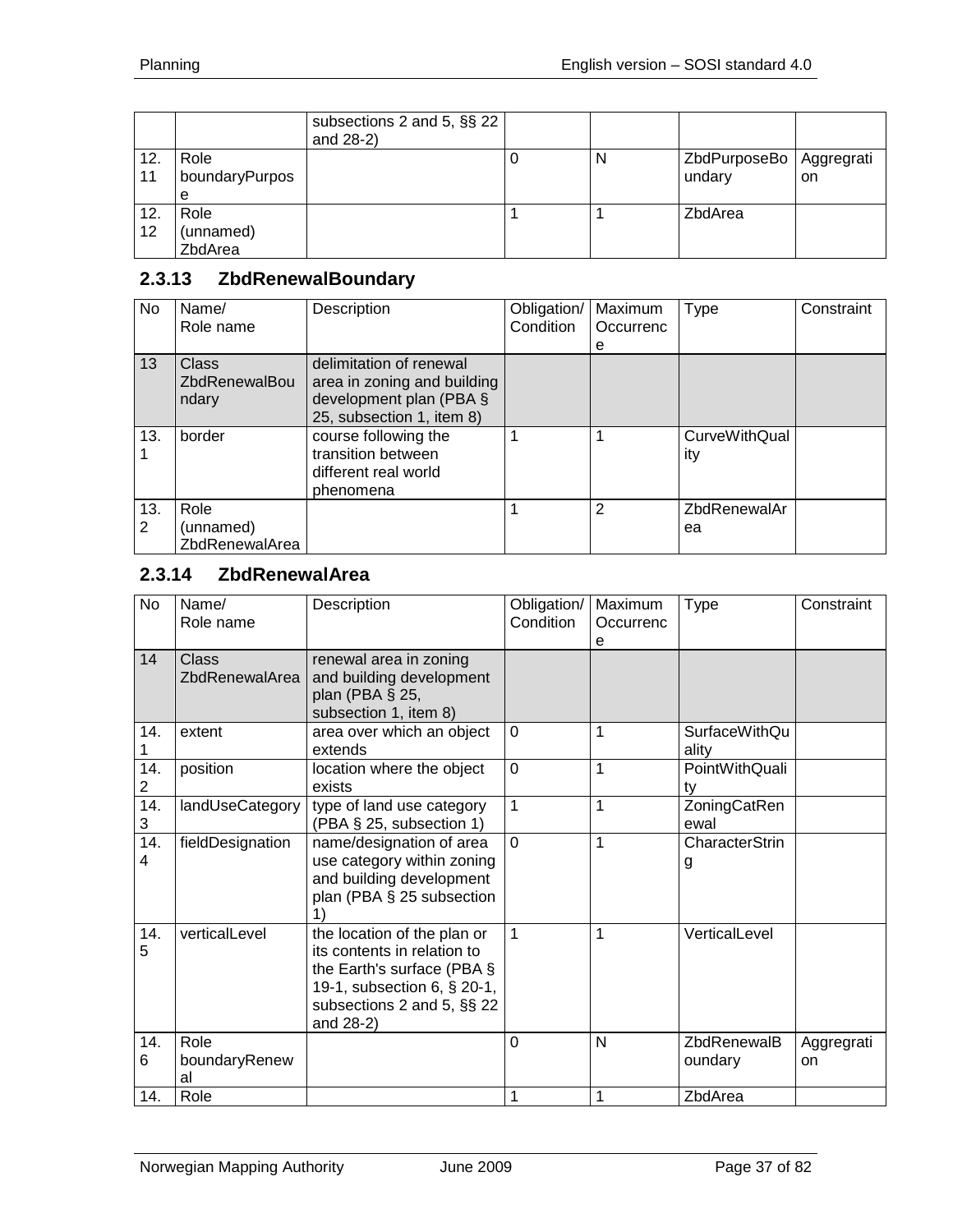| | | subsections 2 and 5, §§ 22 and 28-2) | | | | |
|---|---|---|---|---|---|---|
| 12.11 | Role boundaryPurpose | | 0 | N | ZbdPurposeBoundary | Aggregation |
| 12.12 | Role (unnamed) ZbdArea | | 1 | 1 | ZbdArea | |

### 2.3.13 ZbdRenewalBoundary

| No | Name/ Role name | Description | Obligation/ Condition | Maximum Occurrence | Type | Constraint |
|---|---|---|---|---|---|---|
| 13 | Class ZbdRenewalBoundary | delimitation of renewal area in zoning and building development plan (PBA § 25, subsection 1, item 8) | | | | |
| 13.1 | border | course following the transition between different real world phenomena | 1 | 1 | CurveWithQuality | |
| 13.2 | Role (unnamed) ZbdRenewalArea | | 1 | 2 | ZbdRenewalArea | |

### 2.3.14 ZbdRenewalArea

| No | Name/ Role name | Description | Obligation/ Condition | Maximum Occurrence | Type | Constraint |
|---|---|---|---|---|---|---|
| 14 | Class ZbdRenewalArea | renewal area in zoning and building development plan (PBA § 25, subsection 1, item 8) | | | | |
| 14.1 | extent | area over which an object extends | 0 | 1 | SurfaceWithQuality | |
| 14.2 | position | location where the object exists | 0 | 1 | PointWithQuality | |
| 14.3 | landUseCategory | type of land use category (PBA § 25, subsection 1) | 1 | 1 | ZoningCatRenewal | |
| 14.4 | fieldDesignation | name/designation of area use category within zoning and building development plan (PBA § 25 subsection 1) | 0 | 1 | CharacterString | |
| 14.5 | verticalLevel | the location of the plan or its contents in relation to the Earth's surface (PBA § 19-1, subsection 6, § 20-1, subsections 2 and 5, §§ 22 and 28-2) | 1 | 1 | VerticalLevel | |
| 14.6 | Role boundaryRenewal | | 0 | N | ZbdRenewalBoundary | Aggregation |
| 14. | Role | | 1 | 1 | ZbdArea | |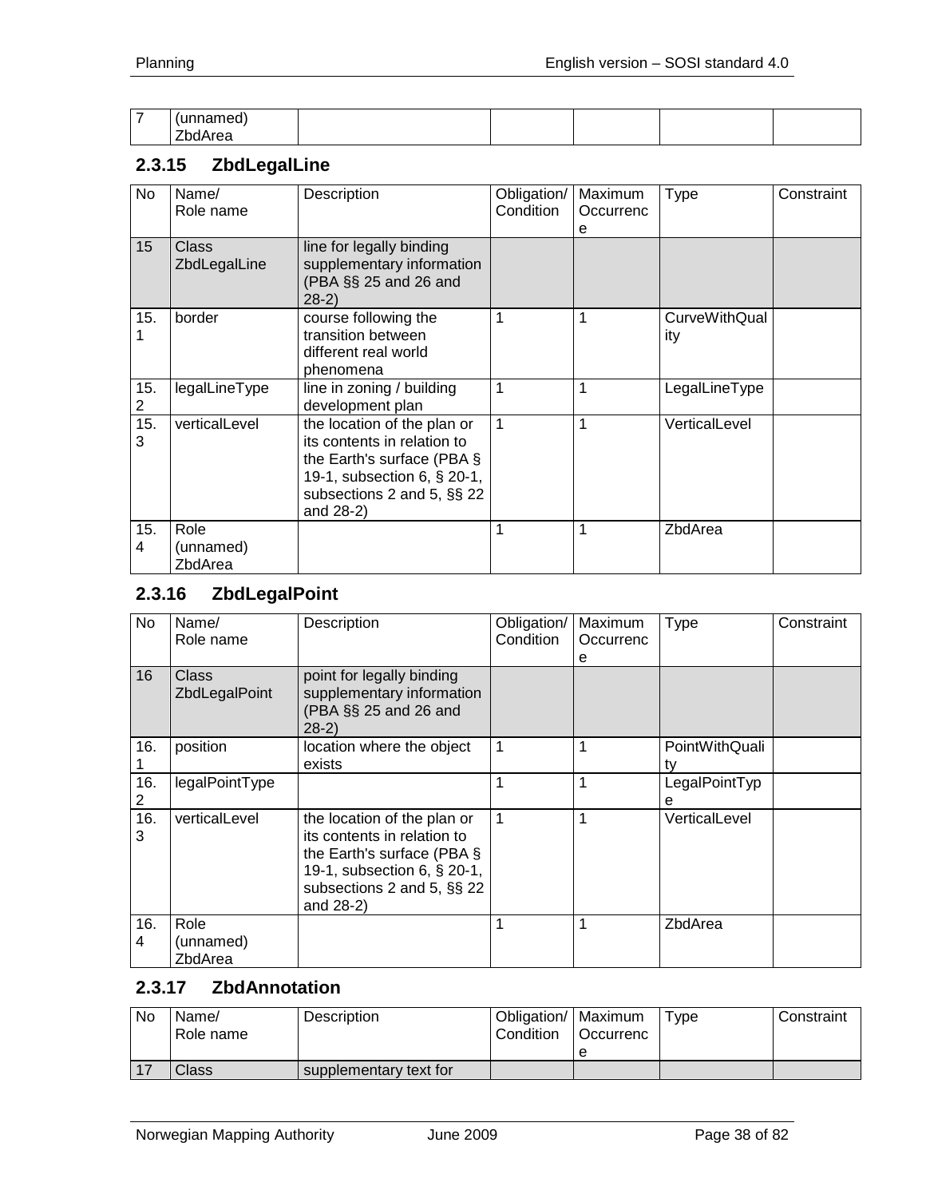| 7 | (unnamed) ZbdArea | | | | | |
|---|---|---|---|---|---|---|

### 2.3.15 ZbdLegalLine

| No | Name/ Role name | Description | Obligation/ Condition | Maximum Occurrence | Type | Constraint |
|---|---|---|---|---|---|---|
| 15 | Class ZbdLegalLine | line for legally binding supplementary information (PBA §§ 25 and 26 and 28-2) | | | | |
| 15.1 | border | course following the transition between different real world phenomena | 1 | 1 | CurveWithQuality | |
| 15.2 | legalLineType | line in zoning / building development plan | 1 | 1 | LegalLineType | |
| 15.3 | verticalLevel | the location of the plan or its contents in relation to the Earth's surface (PBA § 19-1, subsection 6, § 20-1, subsections 2 and 5, §§ 22 and 28-2) | 1 | 1 | VerticalLevel | |
| 15.4 | Role (unnamed) ZbdArea | | 1 | 1 | ZbdArea | |

### 2.3.16 ZbdLegalPoint

| No | Name/ Role name | Description | Obligation/ Condition | Maximum Occurrence | Type | Constraint |
|---|---|---|---|---|---|---|
| 16 | Class ZbdLegalPoint | point for legally binding supplementary information (PBA §§ 25 and 26 and 28-2) | | | | |
| 16.1 | position | location where the object exists | 1 | 1 | PointWithQuality | |
| 16.2 | legalPointType | | 1 | 1 | LegalPointType | |
| 16.3 | verticalLevel | the location of the plan or its contents in relation to the Earth's surface (PBA § 19-1, subsection 6, § 20-1, subsections 2 and 5, §§ 22 and 28-2) | 1 | 1 | VerticalLevel | |
| 16.4 | Role (unnamed) ZbdArea | | 1 | 1 | ZbdArea | |

### 2.3.17 ZbdAnnotation

| No | Name/ Role name | Description | Obligation/ Condition | Maximum Occurrence | Type | Constraint |
|---|---|---|---|---|---|---|
| 17 | Class | supplementary text for | | | | |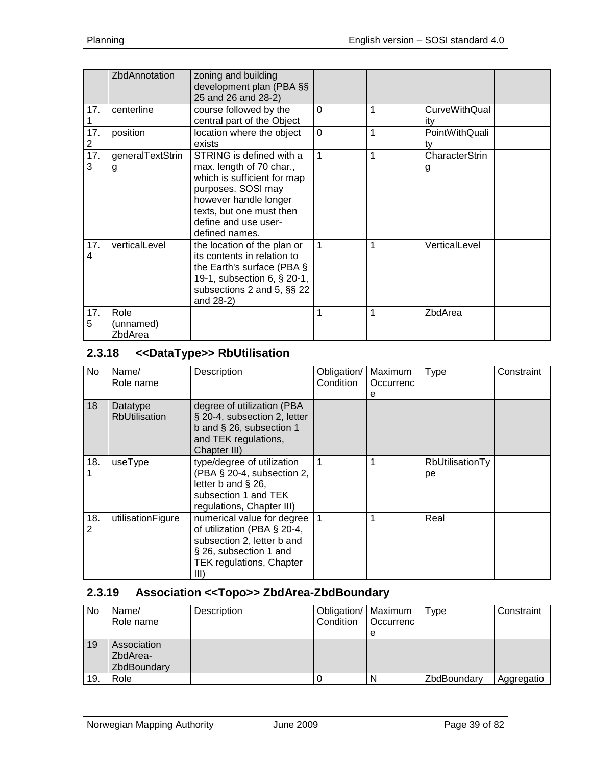|  | ZbdAnnotation | zoning and building development plan (PBA §§ 25 and 26 and 28-2) |  |  |  |  |
|---|---|---|---|---|---|---|
| 17.1 | centerline | course followed by the central part of the Object | 0 | 1 | CurveWithQuality |  |
| 17.2 | position | location where the object exists | 0 | 1 | PointWithQuality |  |
| 17.3 | generalTextString | STRING is defined with a max. length of 70 char., which is sufficient for map purposes. SOSI may however handle longer texts, but one must then define and use user-defined names. | 1 | 1 | CharacterString |  |
| 17.4 | verticalLevel | the location of the plan or its contents in relation to the Earth's surface (PBA § 19-1, subsection 6, § 20-1, subsections 2 and 5, §§ 22 and 28-2) | 1 | 1 | VerticalLevel |  |
| 17.5 | Role (unnamed) ZbdArea |  | 1 | 1 | ZbdArea |  |

### 2.3.18 <<DataType>> RbUtilisation

| No | Name/ Role name | Description | Obligation/ Condition | Maximum Occurrence | Type | Constraint |
|---|---|---|---|---|---|---|
| 18 | Datatype RbUtilisation | degree of utilization (PBA § 20-4, subsection 2, letter b and § 26, subsection 1 and TEK regulations, Chapter III) |  |  |  |  |
| 18.1 | useType | type/degree of utilization (PBA § 20-4, subsection 2, letter b and § 26, subsection 1 and TEK regulations, Chapter III) | 1 | 1 | RbUtilisationType |  |
| 18.2 | utilisationFigure | numerical value for degree of utilization (PBA § 20-4, subsection 2, letter b and § 26, subsection 1 and TEK regulations, Chapter III) | 1 | 1 | Real |  |

### 2.3.19 Association <<Topo>> ZbdArea-ZbdBoundary

| No | Name/ Role name | Description | Obligation/ Condition | Maximum Occurrence | Type | Constraint |
|---|---|---|---|---|---|---|
| 19 | Association ZbdArea-ZbdBoundary |  |  |  |  |  |
| 19. | Role |  | 0 | N | ZbdBoundary | Aggregatio |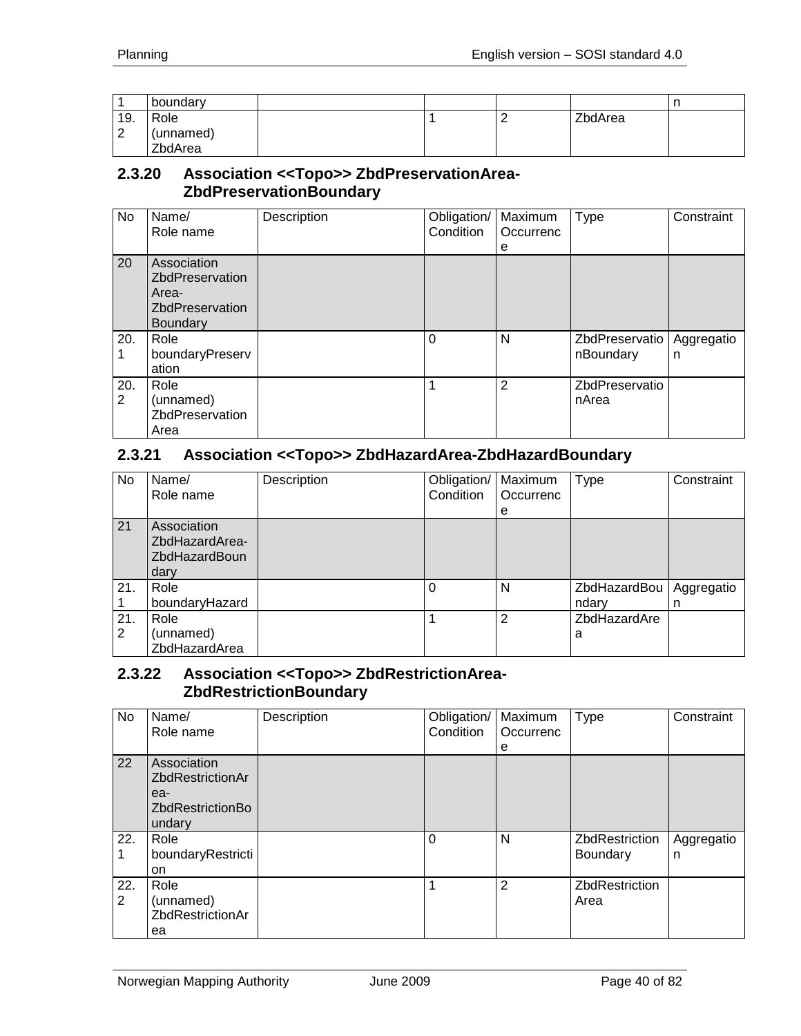| | | | | | | |
|---|---|---|---|---|---|---|
| 1 | boundary | | | | | n |
| 19.2 | Role (unnamed) ZbdArea | | 1 | 2 | ZbdArea | |

### 2.3.20 Association <<Topo>> ZbdPreservationArea-ZbdPreservationBoundary

| No | Name/ Role name | Description | Obligation/ Condition | Maximum Occurrence | Type | Constraint |
|---|---|---|---|---|---|---|
| 20 | Association ZbdPreservationArea-ZbdPreservationBoundary | | | | | |
| 20.1 | Role boundaryPreservation | | 0 | N | ZbdPreservationBoundary | Aggregation |
| 20.2 | Role (unnamed) ZbdPreservationArea | | 1 | 2 | ZbdPreservationArea | |

### 2.3.21 Association <<Topo>> ZbdHazardArea-ZbdHazardBoundary

| No | Name/ Role name | Description | Obligation/ Condition | Maximum Occurrence | Type | Constraint |
|---|---|---|---|---|---|---|
| 21 | Association ZbdHazardArea-ZbdHazardBoundary | | | | | |
| 21.1 | Role boundaryHazard | | 0 | N | ZbdHazardBoundary | Aggregation |
| 21.2 | Role (unnamed) ZbdHazardArea | | 1 | 2 | ZbdHazardArea | |

### 2.3.22 Association <<Topo>> ZbdRestrictionArea-ZbdRestrictionBoundary

| No | Name/ Role name | Description | Obligation/ Condition | Maximum Occurrence | Type | Constraint |
|---|---|---|---|---|---|---|
| 22 | Association ZbdRestrictionArea-ZbdRestrictionBoundary | | | | | |
| 22.1 | Role boundaryRestriction | | 0 | N | ZbdRestriction Boundary | Aggregation |
| 22.2 | Role (unnamed) ZbdRestrictionArea | | 1 | 2 | ZbdRestriction Area | |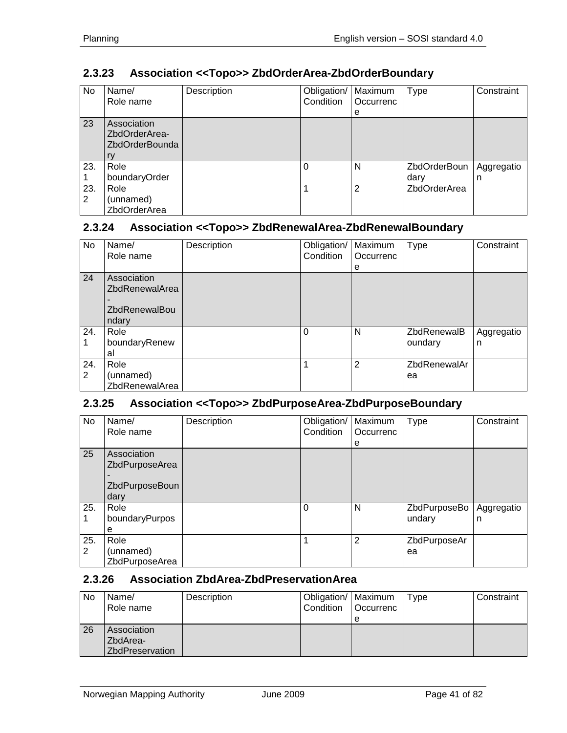### 2.3.23 Association <<Topo>> ZbdOrderArea-ZbdOrderBoundary

| No | Name/<br>Role name | Description | Obligation/<br>Condition | Maximum<br>Occurrence | Type | Constraint |
|---|---|---|---|---|---|---|
| 23 | Association ZbdOrderArea-ZbdOrderBoundary | | | | | |
| 23.1 | Role boundaryOrder | | 0 | N | ZbdOrderBoundary | Aggregation |
| 23.2 | Role (unnamed) ZbdOrderArea | | 1 | 2 | ZbdOrderArea | |

### 2.3.24 Association <<Topo>> ZbdRenewalArea-ZbdRenewalBoundary

| No | Name/<br>Role name | Description | Obligation/<br>Condition | Maximum<br>Occurrence | Type | Constraint |
|---|---|---|---|---|---|---|
| 24 | Association ZbdRenewalArea-ZbdRenewalBoundary | | | | | |
| 24.1 | Role boundaryRenewal | | 0 | N | ZbdRenewalBoundary | Aggregation |
| 24.2 | Role (unnamed) ZbdRenewalArea | | 1 | 2 | ZbdRenewalArea | |

### 2.3.25 Association <<Topo>> ZbdPurposeArea-ZbdPurposeBoundary

| No | Name/<br>Role name | Description | Obligation/<br>Condition | Maximum<br>Occurrence | Type | Constraint |
|---|---|---|---|---|---|---|
| 25 | Association ZbdPurposeArea-ZbdPurposeBoundary | | | | | |
| 25.1 | Role boundaryPurpose | | 0 | N | ZbdPurposeBoundary | Aggregation |
| 25.2 | Role (unnamed) ZbdPurposeArea | | 1 | 2 | ZbdPurposeArea | |

### 2.3.26 Association ZbdArea-ZbdPreservationArea

| No | Name/<br>Role name | Description | Obligation/<br>Condition | Maximum<br>Occurrence | Type | Constraint |
|---|---|---|---|---|---|---|
| 26 | Association ZbdArea-ZbdPreservation | | | | | |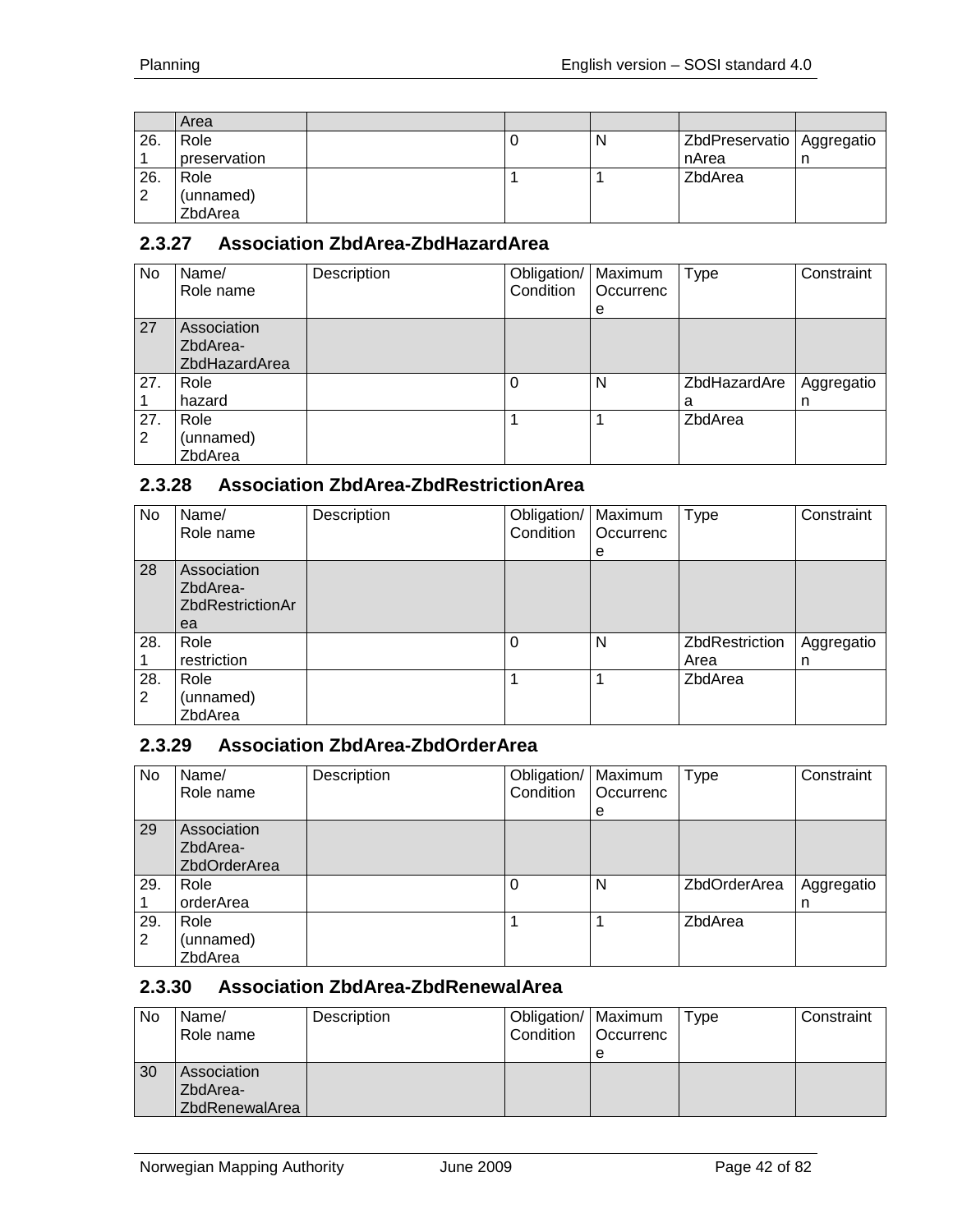| | Area | | | | | |
|---|---|---|---|---|---|---|
| 26.1 | Role preservation | | 0 | N | ZbdPreservationArea | Aggregation |
| 26.2 | Role (unnamed) ZbdArea | | 1 | 1 | ZbdArea | |

### 2.3.27 Association ZbdArea-ZbdHazardArea

| No | Name/ Role name | Description | Obligation/ Condition | Maximum Occurrence | Type | Constraint |
|---|---|---|---|---|---|---|
| 27 | Association ZbdArea-ZbdHazardArea | | | | | |
| 27.1 | Role hazard | | 0 | N | ZbdHazardArea | Aggregation |
| 27.2 | Role (unnamed) ZbdArea | | 1 | 1 | ZbdArea | |

### 2.3.28 Association ZbdArea-ZbdRestrictionArea

| No | Name/ Role name | Description | Obligation/ Condition | Maximum Occurrence | Type | Constraint |
|---|---|---|---|---|---|---|
| 28 | Association ZbdArea-ZbdRestrictionArea | | | | | |
| 28.1 | Role restriction | | 0 | N | ZbdRestrictionArea | Aggregation |
| 28.2 | Role (unnamed) ZbdArea | | 1 | 1 | ZbdArea | |

### 2.3.29 Association ZbdArea-ZbdOrderArea

| No | Name/ Role name | Description | Obligation/ Condition | Maximum Occurrence | Type | Constraint |
|---|---|---|---|---|---|---|
| 29 | Association ZbdArea-ZbdOrderArea | | | | | |
| 29.1 | Role orderArea | | 0 | N | ZbdOrderArea | Aggregation |
| 29.2 | Role (unnamed) ZbdArea | | 1 | 1 | ZbdArea | |

### 2.3.30 Association ZbdArea-ZbdRenewalArea

| No | Name/ Role name | Description | Obligation/ Condition | Maximum Occurrence | Type | Constraint |
|---|---|---|---|---|---|---|
| 30 | Association ZbdArea-ZbdRenewalArea | | | | | |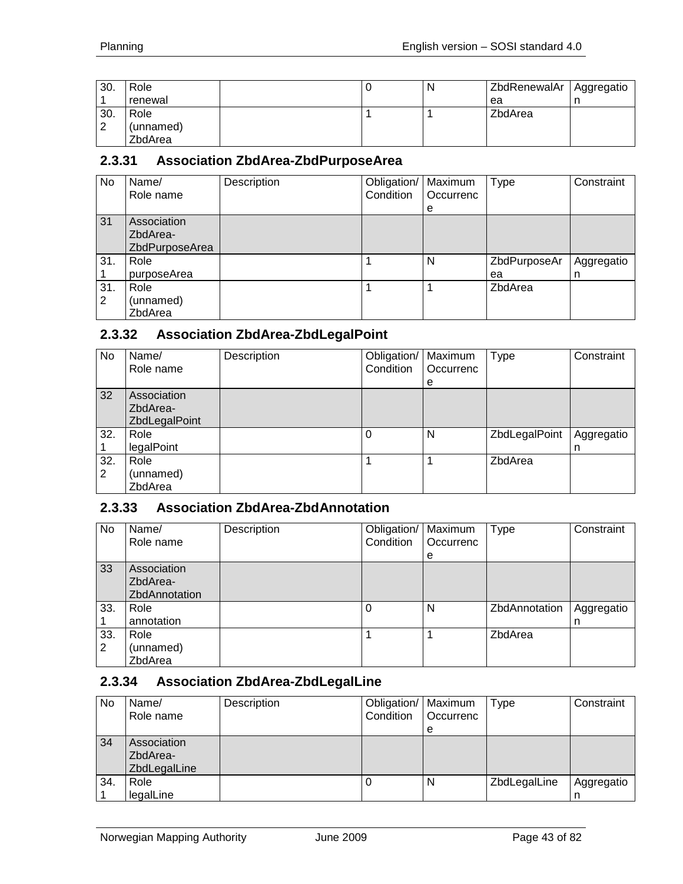| No | Name/ Role name | Description | Obligation/ Condition | Maximum Occurrence | Type | Constraint |
|---|---|---|---|---|---|---|
| 30.1 | Role renewal | | 0 | N | ZbdRenewalArea | Aggregation |
| 30.2 | Role (unnamed) ZbdArea | | 1 | 1 | ZbdArea | |

### 2.3.31 Association ZbdArea-ZbdPurposeArea

| No | Name/ Role name | Description | Obligation/ Condition | Maximum Occurrence | Type | Constraint |
|---|---|---|---|---|---|---|
| 31 | Association ZbdArea-ZbdPurposeArea | | | | | |
| 31.1 | Role purposeArea | | 1 | N | ZbdPurposeArea | Aggregation |
| 31.2 | Role (unnamed) ZbdArea | | 1 | 1 | ZbdArea | |

### 2.3.32 Association ZbdArea-ZbdLegalPoint

| No | Name/ Role name | Description | Obligation/ Condition | Maximum Occurrence | Type | Constraint |
|---|---|---|---|---|---|---|
| 32 | Association ZbdArea-ZbdLegalPoint | | | | | |
| 32.1 | Role legalPoint | | 0 | N | ZbdLegalPoint | Aggregation |
| 32.2 | Role (unnamed) ZbdArea | | 1 | 1 | ZbdArea | |

### 2.3.33 Association ZbdArea-ZbdAnnotation

| No | Name/ Role name | Description | Obligation/ Condition | Maximum Occurrence | Type | Constraint |
|---|---|---|---|---|---|---|
| 33 | Association ZbdArea-ZbdAnnotation | | | | | |
| 33.1 | Role annotation | | 0 | N | ZbdAnnotation | Aggregation |
| 33.2 | Role (unnamed) ZbdArea | | 1 | 1 | ZbdArea | |

### 2.3.34 Association ZbdArea-ZbdLegalLine

| No | Name/ Role name | Description | Obligation/ Condition | Maximum Occurrence | Type | Constraint |
|---|---|---|---|---|---|---|
| 34 | Association ZbdArea-ZbdLegalLine | | | | | |
| 34.1 | Role legalLine | | 0 | N | ZbdLegalLine | Aggregation |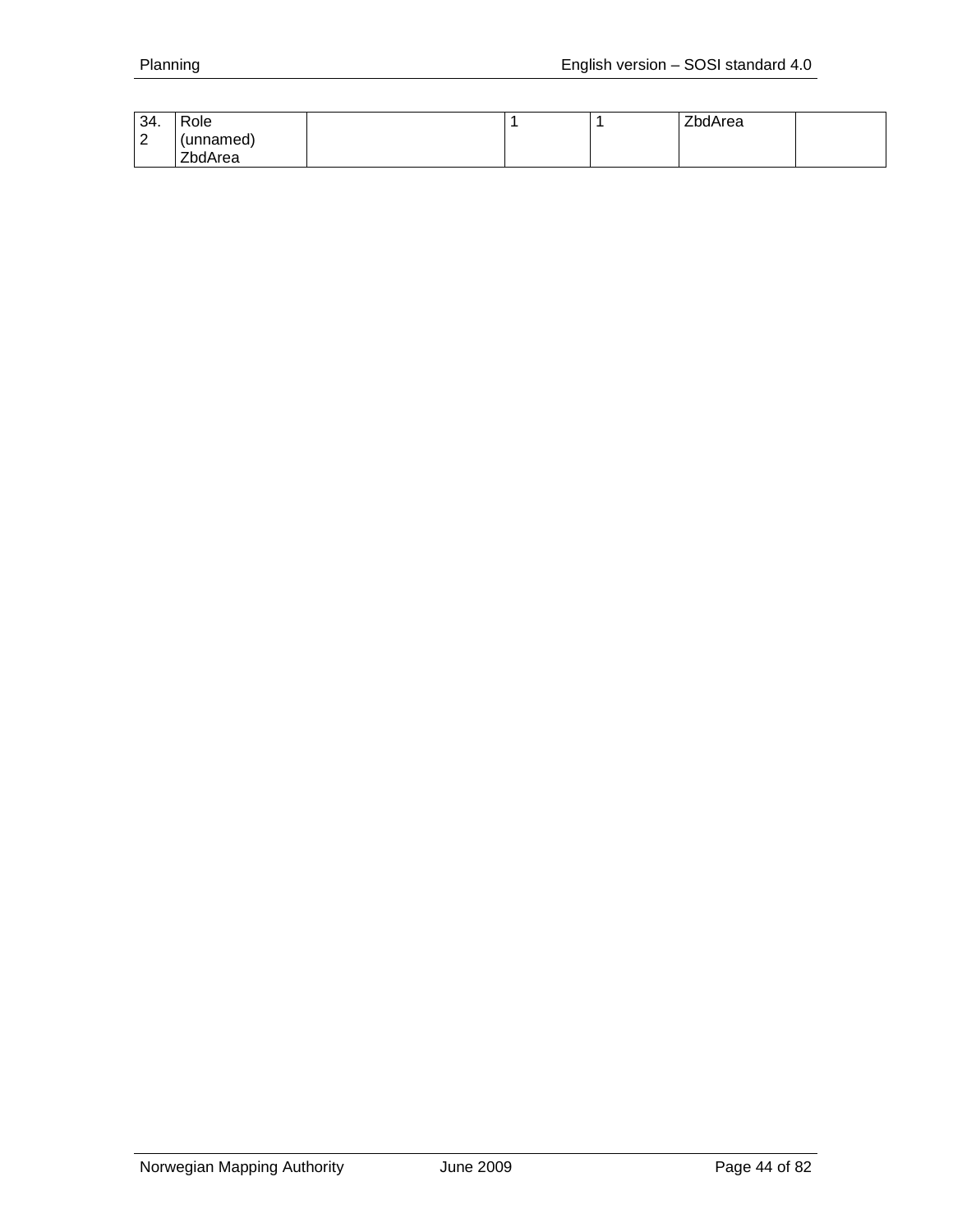| | | | | | | |
|---|---|---|---|---|---|---|
| 34.2 | Role (unnamed) ZbdArea | | 1 | 1 | ZbdArea | |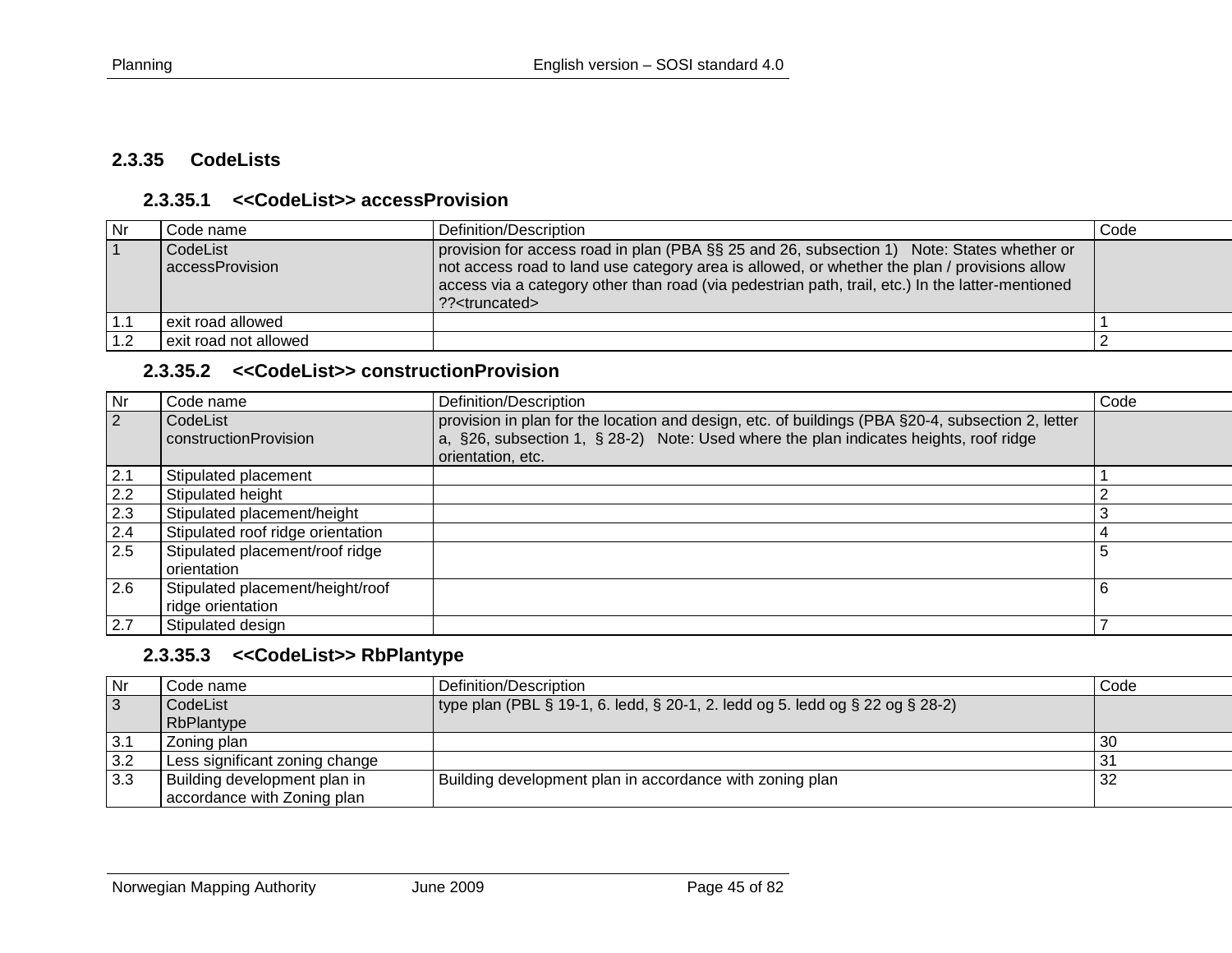## 2.3.35 CodeLists

### 2.3.35.1 <<CodeList>> accessProvision

| Nr | Code name | Definition/Description | Code |
|---|---|---|---|
| 1 | CodeList accessProvision | provision for access road in plan (PBA §§ 25 and 26, subsection 1) Note: States whether or not access road to land use category area is allowed, or whether the plan / provisions allow access via a category other than road (via pedestrian path, trail, etc.) In the latter-mentioned ??<truncated> | |
| 1.1 | exit road allowed | | 1 |
| 1.2 | exit road not allowed | | 2 |

### 2.3.35.2 <<CodeList>> constructionProvision

| Nr | Code name | Definition/Description | Code |
|---|---|---|---|
| 2 | CodeList constructionProvision | provision in plan for the location and design, etc. of buildings (PBA §20-4, subsection 2, letter a, §26, subsection 1, § 28-2) Note: Used where the plan indicates heights, roof ridge orientation, etc. | |
| 2.1 | Stipulated placement | | 1 |
| 2.2 | Stipulated height | | 2 |
| 2.3 | Stipulated placement/height | | 3 |
| 2.4 | Stipulated roof ridge orientation | | 4 |
| 2.5 | Stipulated placement/roof ridge orientation | | 5 |
| 2.6 | Stipulated placement/height/roof ridge orientation | | 6 |
| 2.7 | Stipulated design | | 7 |

### 2.3.35.3 <<CodeList>> RbPlantype

| Nr | Code name | Definition/Description | Code |
|---|---|---|---|
| 3 | CodeList RbPlantype | type plan (PBL § 19-1, 6. ledd, § 20-1, 2. ledd og 5. ledd og § 22 og § 28-2) | |
| 3.1 | Zoning plan | | 30 |
| 3.2 | Less significant zoning change | | 31 |
| 3.3 | Building development plan in accordance with Zoning plan | Building development plan in accordance with zoning plan | 32 |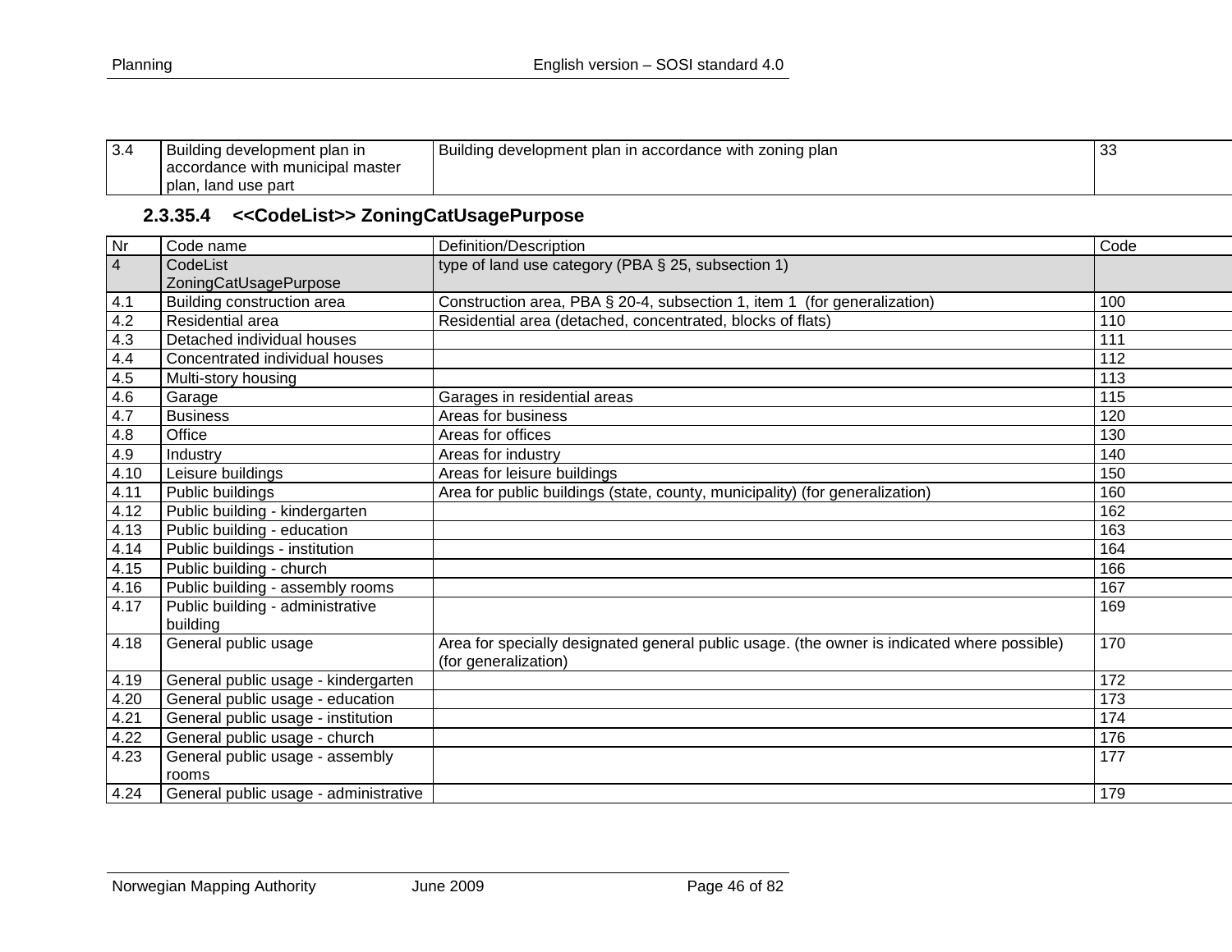| 3.4 | Building development plan in accordance with municipal master plan, land use part | Building development plan in accordance with zoning plan | 33 |
|---|---|---|---|

### 2.3.35.4 <<CodeList>> ZoningCatUsagePurpose

| Nr | Code name | Definition/Description | Code |
|---|---|---|---|
| 4 | CodeList ZoningCatUsagePurpose | type of land use category (PBA § 25, subsection 1) | |
| 4.1 | Building construction area | Construction area, PBA § 20-4, subsection 1, item 1 (for generalization) | 100 |
| 4.2 | Residential area | Residential area (detached, concentrated, blocks of flats) | 110 |
| 4.3 | Detached individual houses | | 111 |
| 4.4 | Concentrated individual houses | | 112 |
| 4.5 | Multi-story housing | | 113 |
| 4.6 | Garage | Garages in residential areas | 115 |
| 4.7 | Business | Areas for business | 120 |
| 4.8 | Office | Areas for offices | 130 |
| 4.9 | Industry | Areas for industry | 140 |
| 4.10 | Leisure buildings | Areas for leisure buildings | 150 |
| 4.11 | Public buildings | Area for public buildings (state, county, municipality) (for generalization) | 160 |
| 4.12 | Public building - kindergarten | | 162 |
| 4.13 | Public building - education | | 163 |
| 4.14 | Public buildings - institution | | 164 |
| 4.15 | Public building - church | | 166 |
| 4.16 | Public building - assembly rooms | | 167 |
| 4.17 | Public building - administrative building | | 169 |
| 4.18 | General public usage | Area for specially designated general public usage. (the owner is indicated where possible) (for generalization) | 170 |
| 4.19 | General public usage - kindergarten | | 172 |
| 4.20 | General public usage - education | | 173 |
| 4.21 | General public usage - institution | | 174 |
| 4.22 | General public usage - church | | 176 |
| 4.23 | General public usage - assembly rooms | | 177 |
| 4.24 | General public usage - administrative | | 179 |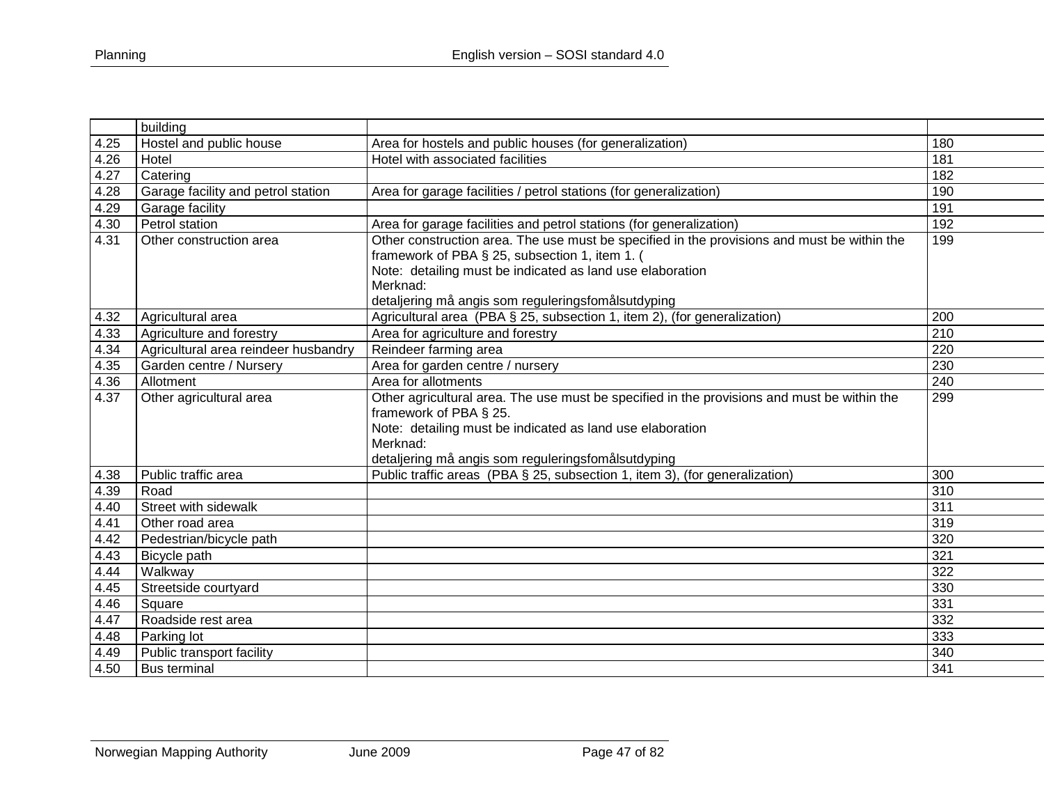| | | | |
|---|---|---|---|
| | building | | |
| 4.25 | Hostel and public house | Area for hostels and public houses (for generalization) | 180 |
| 4.26 | Hotel | Hotel with associated facilities | 181 |
| 4.27 | Catering | | 182 |
| 4.28 | Garage facility and petrol station | Area for garage facilities / petrol stations (for generalization) | 190 |
| 4.29 | Garage facility | | 191 |
| 4.30 | Petrol station | Area for garage facilities and petrol stations (for generalization) | 192 |
| 4.31 | Other construction area | Other construction area. The use must be specified in the provisions and must be within the framework of PBA § 25, subsection 1, item 1. (<br>Note: detailing must be indicated as land use elaboration<br>Merknad:<br>detaljering må angis som reguleringsfomålsutdyping | 199 |
| 4.32 | Agricultural area | Agricultural area (PBA § 25, subsection 1, item 2), (for generalization) | 200 |
| 4.33 | Agriculture and forestry | Area for agriculture and forestry | 210 |
| 4.34 | Agricultural area reindeer husbandry | Reindeer farming area | 220 |
| 4.35 | Garden centre / Nursery | Area for garden centre / nursery | 230 |
| 4.36 | Allotment | Area for allotments | 240 |
| 4.37 | Other agricultural area | Other agricultural area. The use must be specified in the provisions and must be within the framework of PBA § 25.<br>Note: detailing must be indicated as land use elaboration<br>Merknad:<br>detaljering må angis som reguleringsfomålsutdyping | 299 |
| 4.38 | Public traffic area | Public traffic areas (PBA § 25, subsection 1, item 3), (for generalization) | 300 |
| 4.39 | Road | | 310 |
| 4.40 | Street with sidewalk | | 311 |
| 4.41 | Other road area | | 319 |
| 4.42 | Pedestrian/bicycle path | | 320 |
| 4.43 | Bicycle path | | 321 |
| 4.44 | Walkway | | 322 |
| 4.45 | Streetside courtyard | | 330 |
| 4.46 | Square | | 331 |
| 4.47 | Roadside rest area | | 332 |
| 4.48 | Parking lot | | 333 |
| 4.49 | Public transport facility | | 340 |
| 4.50 | Bus terminal | | 341 |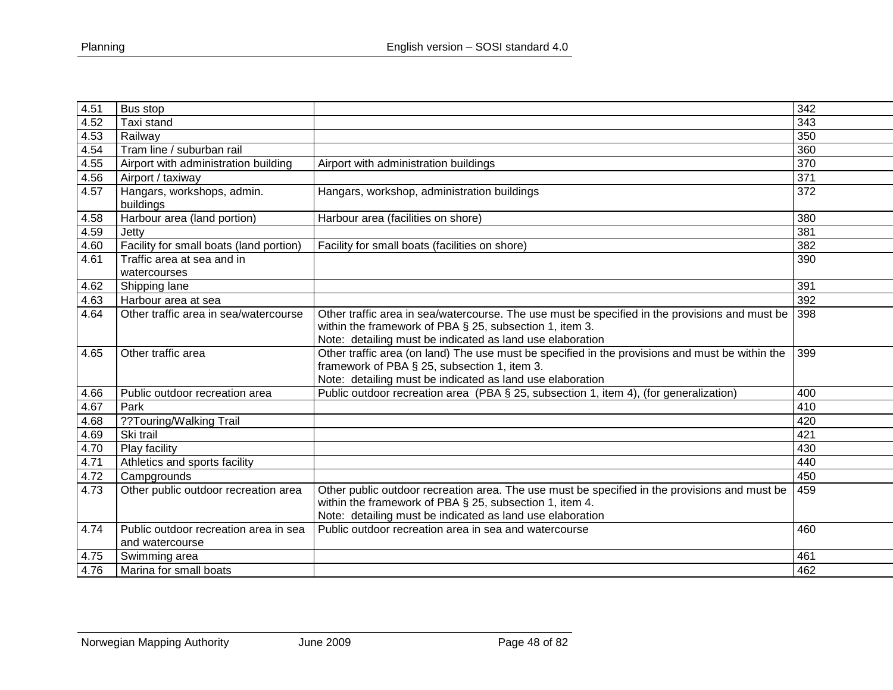| 4.51 | Bus stop | | 342 |
|---|---|---|---|
| 4.52 | Taxi stand | | 343 |
| 4.53 | Railway | | 350 |
| 4.54 | Tram line / suburban rail | | 360 |
| 4.55 | Airport with administration building | Airport with administration buildings | 370 |
| 4.56 | Airport / taxiway | | 371 |
| 4.57 | Hangars, workshops, admin. buildings | Hangars, workshop, administration buildings | 372 |
| 4.58 | Harbour area (land portion) | Harbour area (facilities on shore) | 380 |
| 4.59 | Jetty | | 381 |
| 4.60 | Facility for small boats (land portion) | Facility for small boats (facilities on shore) | 382 |
| 4.61 | Traffic area at sea and in watercourses | | 390 |
| 4.62 | Shipping lane | | 391 |
| 4.63 | Harbour area at sea | | 392 |
| 4.64 | Other traffic area in sea/watercourse | Other traffic area in sea/watercourse. The use must be specified in the provisions and must be within the framework of PBA § 25, subsection 1, item 3.<br>Note: detailing must be indicated as land use elaboration | 398 |
| 4.65 | Other traffic area | Other traffic area (on land) The use must be specified in the provisions and must be within the framework of PBA § 25, subsection 1, item 3.<br>Note: detailing must be indicated as land use elaboration | 399 |
| 4.66 | Public outdoor recreation area | Public outdoor recreation area (PBA § 25, subsection 1, item 4), (for generalization) | 400 |
| 4.67 | Park | | 410 |
| 4.68 | ??Touring/Walking Trail | | 420 |
| 4.69 | Ski trail | | 421 |
| 4.70 | Play facility | | 430 |
| 4.71 | Athletics and sports facility | | 440 |
| 4.72 | Campgrounds | | 450 |
| 4.73 | Other public outdoor recreation area | Other public outdoor recreation area. The use must be specified in the provisions and must be within the framework of PBA § 25, subsection 1, item 4.<br>Note: detailing must be indicated as land use elaboration | 459 |
| 4.74 | Public outdoor recreation area in sea and watercourse | Public outdoor recreation area in sea and watercourse | 460 |
| 4.75 | Swimming area | | 461 |
| 4.76 | Marina for small boats | | 462 |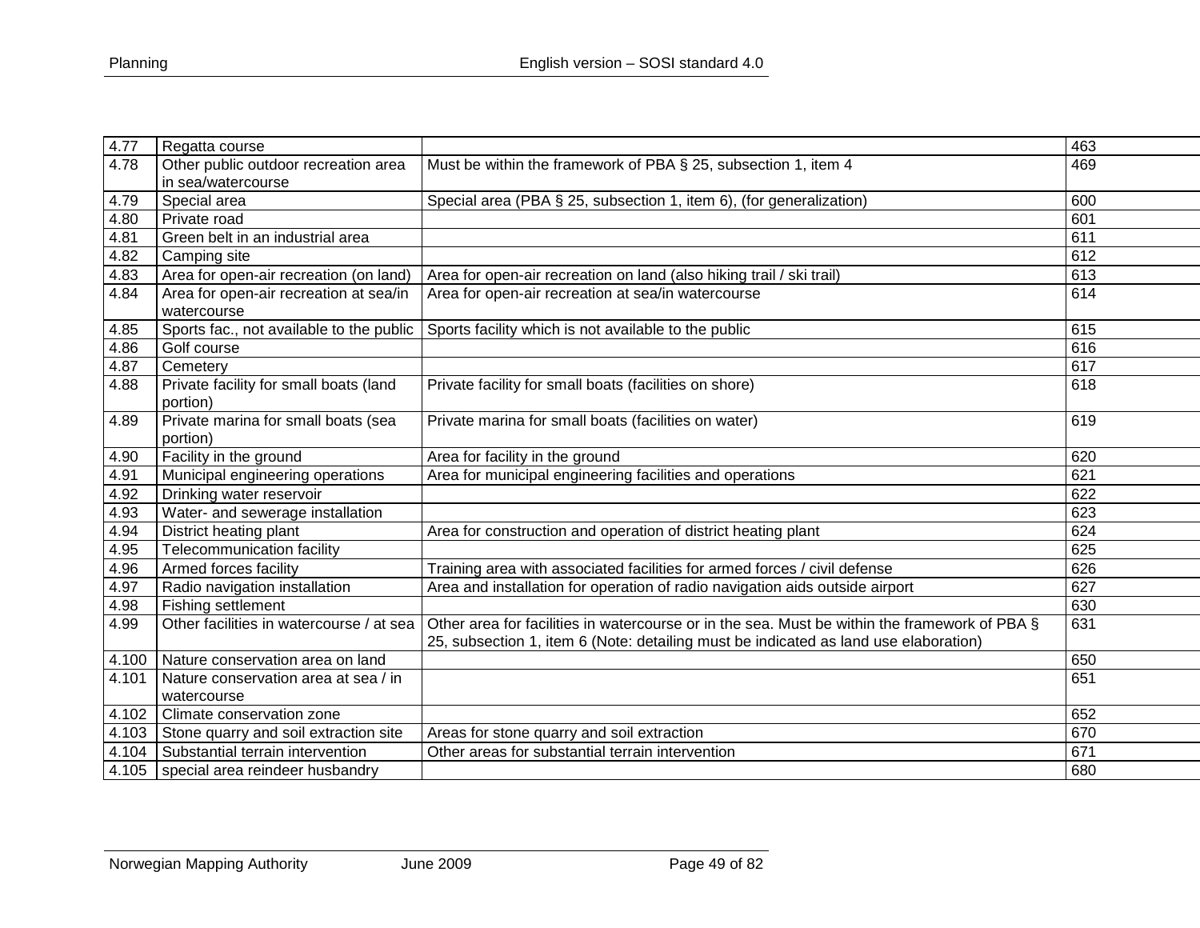| 4.77 | Regatta course | | 463 |
|---|---|---|---|
| 4.78 | Other public outdoor recreation area in sea/watercourse | Must be within the framework of PBA § 25, subsection 1, item 4 | 469 |
| 4.79 | Special area | Special area (PBA § 25, subsection 1, item 6), (for generalization) | 600 |
| 4.80 | Private road | | 601 |
| 4.81 | Green belt in an industrial area | | 611 |
| 4.82 | Camping site | | 612 |
| 4.83 | Area for open-air recreation (on land) | Area for open-air recreation on land (also hiking trail / ski trail) | 613 |
| 4.84 | Area for open-air recreation at sea/in watercourse | Area for open-air recreation at sea/in watercourse | 614 |
| 4.85 | Sports fac., not available to the public | Sports facility which is not available to the public | 615 |
| 4.86 | Golf course | | 616 |
| 4.87 | Cemetery | | 617 |
| 4.88 | Private facility for small boats (land portion) | Private facility for small boats (facilities on shore) | 618 |
| 4.89 | Private marina for small boats (sea portion) | Private marina for small boats (facilities on water) | 619 |
| 4.90 | Facility in the ground | Area for facility in the ground | 620 |
| 4.91 | Municipal engineering operations | Area for municipal engineering facilities and operations | 621 |
| 4.92 | Drinking water reservoir | | 622 |
| 4.93 | Water- and sewerage installation | | 623 |
| 4.94 | District heating plant | Area for construction and operation of district heating plant | 624 |
| 4.95 | Telecommunication facility | | 625 |
| 4.96 | Armed forces facility | Training area with associated facilities for armed forces / civil defense | 626 |
| 4.97 | Radio navigation installation | Area and installation for operation of radio navigation aids outside airport | 627 |
| 4.98 | Fishing settlement | | 630 |
| 4.99 | Other facilities in watercourse / at sea | Other area for facilities in watercourse or in the sea. Must be within the framework of PBA § 25, subsection 1, item 6 (Note: detailing must be indicated as land use elaboration) | 631 |
| 4.100 | Nature conservation area on land | | 650 |
| 4.101 | Nature conservation area at sea / in watercourse | | 651 |
| 4.102 | Climate conservation zone | | 652 |
| 4.103 | Stone quarry and soil extraction site | Areas for stone quarry and soil extraction | 670 |
| 4.104 | Substantial terrain intervention | Other areas for substantial terrain intervention | 671 |
| 4.105 | special area reindeer husbandry | | 680 |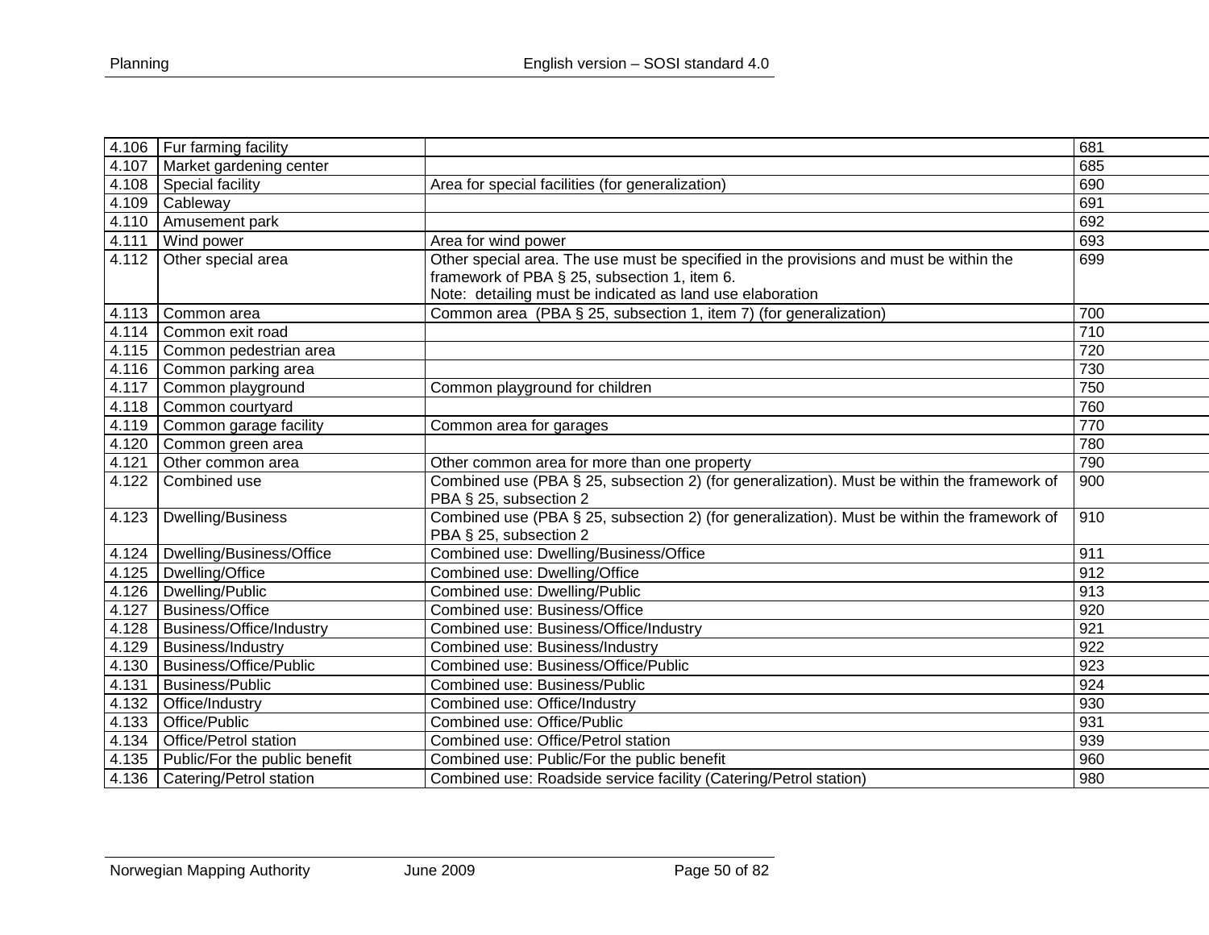| 4.106 | Fur farming facility | | 681 |
|---|---|---|---|
| 4.107 | Market gardening center | | 685 |
| 4.108 | Special facility | Area for special facilities (for generalization) | 690 |
| 4.109 | Cableway | | 691 |
| 4.110 | Amusement park | | 692 |
| 4.111 | Wind power | Area for wind power | 693 |
| 4.112 | Other special area | Other special area. The use must be specified in the provisions and must be within the framework of PBA § 25, subsection 1, item 6.<br>Note: detailing must be indicated as land use elaboration | 699 |
| 4.113 | Common area | Common area (PBA § 25, subsection 1, item 7) (for generalization) | 700 |
| 4.114 | Common exit road | | 710 |
| 4.115 | Common pedestrian area | | 720 |
| 4.116 | Common parking area | | 730 |
| 4.117 | Common playground | Common playground for children | 750 |
| 4.118 | Common courtyard | | 760 |
| 4.119 | Common garage facility | Common area for garages | 770 |
| 4.120 | Common green area | | 780 |
| 4.121 | Other common area | Other common area for more than one property | 790 |
| 4.122 | Combined use | Combined use (PBA § 25, subsection 2) (for generalization). Must be within the framework of PBA § 25, subsection 2 | 900 |
| 4.123 | Dwelling/Business | Combined use (PBA § 25, subsection 2) (for generalization). Must be within the framework of PBA § 25, subsection 2 | 910 |
| 4.124 | Dwelling/Business/Office | Combined use: Dwelling/Business/Office | 911 |
| 4.125 | Dwelling/Office | Combined use: Dwelling/Office | 912 |
| 4.126 | Dwelling/Public | Combined use: Dwelling/Public | 913 |
| 4.127 | Business/Office | Combined use: Business/Office | 920 |
| 4.128 | Business/Office/Industry | Combined use: Business/Office/Industry | 921 |
| 4.129 | Business/Industry | Combined use: Business/Industry | 922 |
| 4.130 | Business/Office/Public | Combined use: Business/Office/Public | 923 |
| 4.131 | Business/Public | Combined use: Business/Public | 924 |
| 4.132 | Office/Industry | Combined use: Office/Industry | 930 |
| 4.133 | Office/Public | Combined use: Office/Public | 931 |
| 4.134 | Office/Petrol station | Combined use: Office/Petrol station | 939 |
| 4.135 | Public/For the public benefit | Combined use: Public/For the public benefit | 960 |
| 4.136 | Catering/Petrol station | Combined use: Roadside service facility (Catering/Petrol station) | 980 |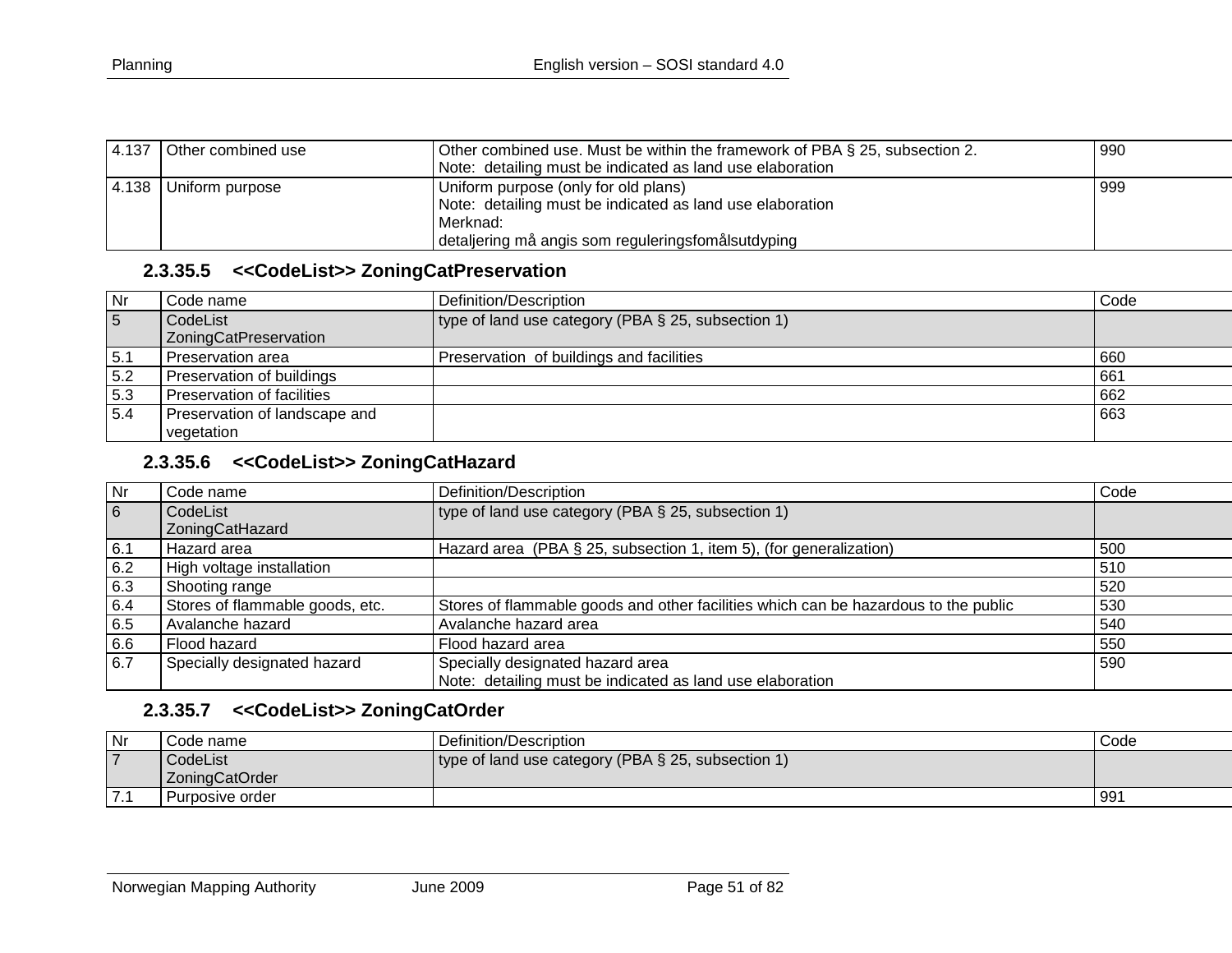| | | | |
|---|---|---|---|
| 4.137 | Other combined use | Other combined use. Must be within the framework of PBA § 25, subsection 2.<br>Note: detailing must be indicated as land use elaboration | 990 |
| 4.138 | Uniform purpose | Uniform purpose (only for old plans)<br>Note: detailing must be indicated as land use elaboration<br>Merknad:<br>detaljering må angis som reguleringsfomålsutdyping | 999 |

### 2.3.35.5 <<CodeList>> ZoningCatPreservation

| Nr | Code name | Definition/Description | Code |
|---|---|---|---|
| 5 | CodeList ZoningCatPreservation | type of land use category (PBA § 25, subsection 1) | |
| 5.1 | Preservation area | Preservation of buildings and facilities | 660 |
| 5.2 | Preservation of buildings | | 661 |
| 5.3 | Preservation of facilities | | 662 |
| 5.4 | Preservation of landscape and vegetation | | 663 |

### 2.3.35.6 <<CodeList>> ZoningCatHazard

| Nr | Code name | Definition/Description | Code |
|---|---|---|---|
| 6 | CodeList ZoningCatHazard | type of land use category (PBA § 25, subsection 1) | |
| 6.1 | Hazard area | Hazard area (PBA § 25, subsection 1, item 5), (for generalization) | 500 |
| 6.2 | High voltage installation | | 510 |
| 6.3 | Shooting range | | 520 |
| 6.4 | Stores of flammable goods, etc. | Stores of flammable goods and other facilities which can be hazardous to the public | 530 |
| 6.5 | Avalanche hazard | Avalanche hazard area | 540 |
| 6.6 | Flood hazard | Flood hazard area | 550 |
| 6.7 | Specially designated hazard | Specially designated hazard area<br>Note: detailing must be indicated as land use elaboration | 590 |

### 2.3.35.7 <<CodeList>> ZoningCatOrder

| Nr | Code name | Definition/Description | Code |
|---|---|---|---|
| 7 | CodeList ZoningCatOrder | type of land use category (PBA § 25, subsection 1) | |
| 7.1 | Purposive order | | 991 |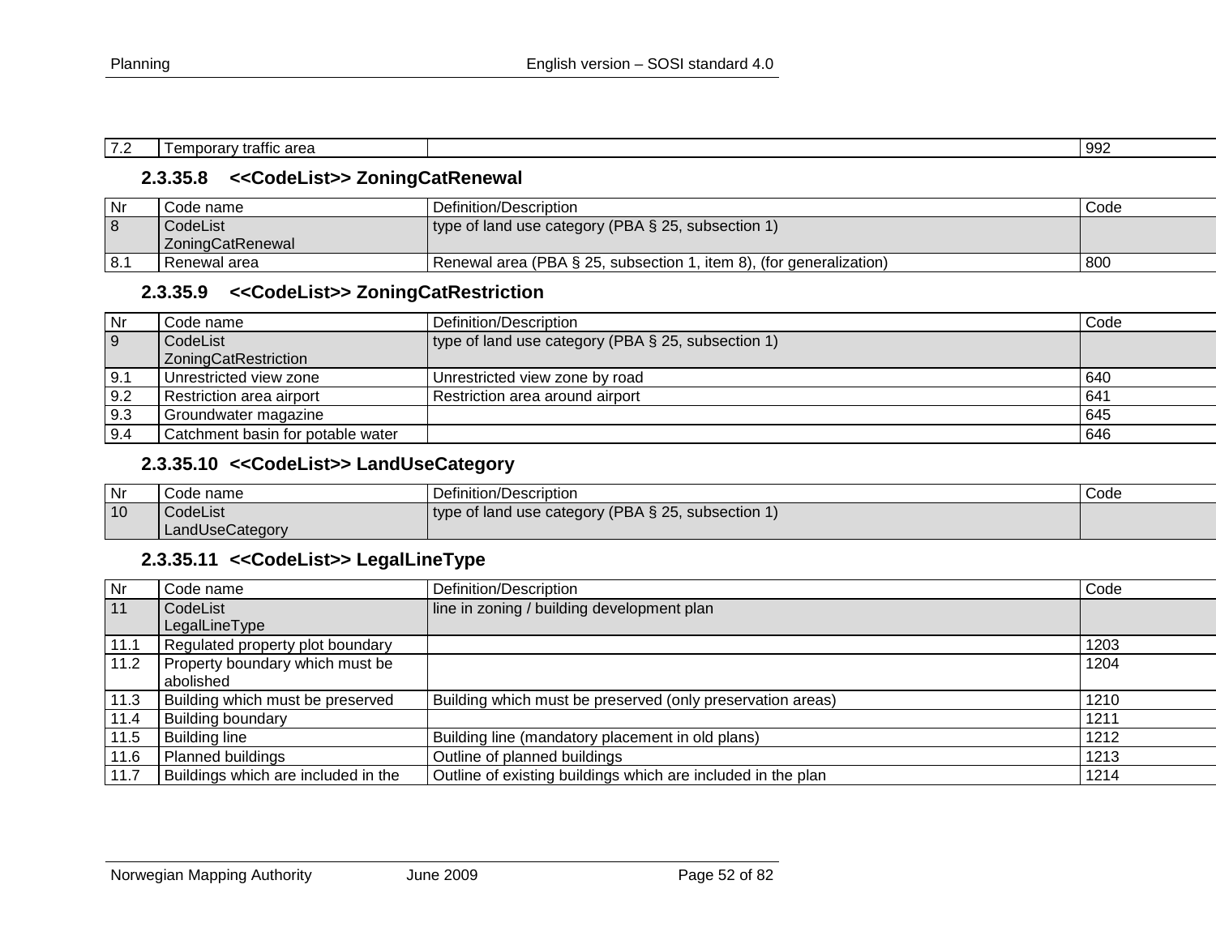| 7.2 | Temporary traffic area | | 992 |
|---|---|---|---|

### 2.3.35.8 <<CodeList>> ZoningCatRenewal

| Nr | Code name | Definition/Description | Code |
|---|---|---|---|
| 8 | CodeList ZoningCatRenewal | type of land use category (PBA § 25, subsection 1) | |
| 8.1 | Renewal area | Renewal area (PBA § 25, subsection 1, item 8), (for generalization) | 800 |

### 2.3.35.9 <<CodeList>> ZoningCatRestriction

| Nr | Code name | Definition/Description | Code |
|---|---|---|---|
| 9 | CodeList ZoningCatRestriction | type of land use category (PBA § 25, subsection 1) | |
| 9.1 | Unrestricted view zone | Unrestricted view zone by road | 640 |
| 9.2 | Restriction area airport | Restriction area around airport | 641 |
| 9.3 | Groundwater magazine | | 645 |
| 9.4 | Catchment basin for potable water | | 646 |

### 2.3.35.10 <<CodeList>> LandUseCategory

| Nr | Code name | Definition/Description | Code |
|---|---|---|---|
| 10 | CodeList LandUseCategory | type of land use category (PBA § 25, subsection 1) | |

### 2.3.35.11 <<CodeList>> LegalLineType

| Nr | Code name | Definition/Description | Code |
|---|---|---|---|
| 11 | CodeList LegalLineType | line in zoning / building development plan | |
| 11.1 | Regulated property plot boundary | | 1203 |
| 11.2 | Property boundary which must be abolished | | 1204 |
| 11.3 | Building which must be preserved | Building which must be preserved (only preservation areas) | 1210 |
| 11.4 | Building boundary | | 1211 |
| 11.5 | Building line | Building line (mandatory placement in old plans) | 1212 |
| 11.6 | Planned buildings | Outline of planned buildings | 1213 |
| 11.7 | Buildings which are included in the | Outline of existing buildings which are included in the plan | 1214 |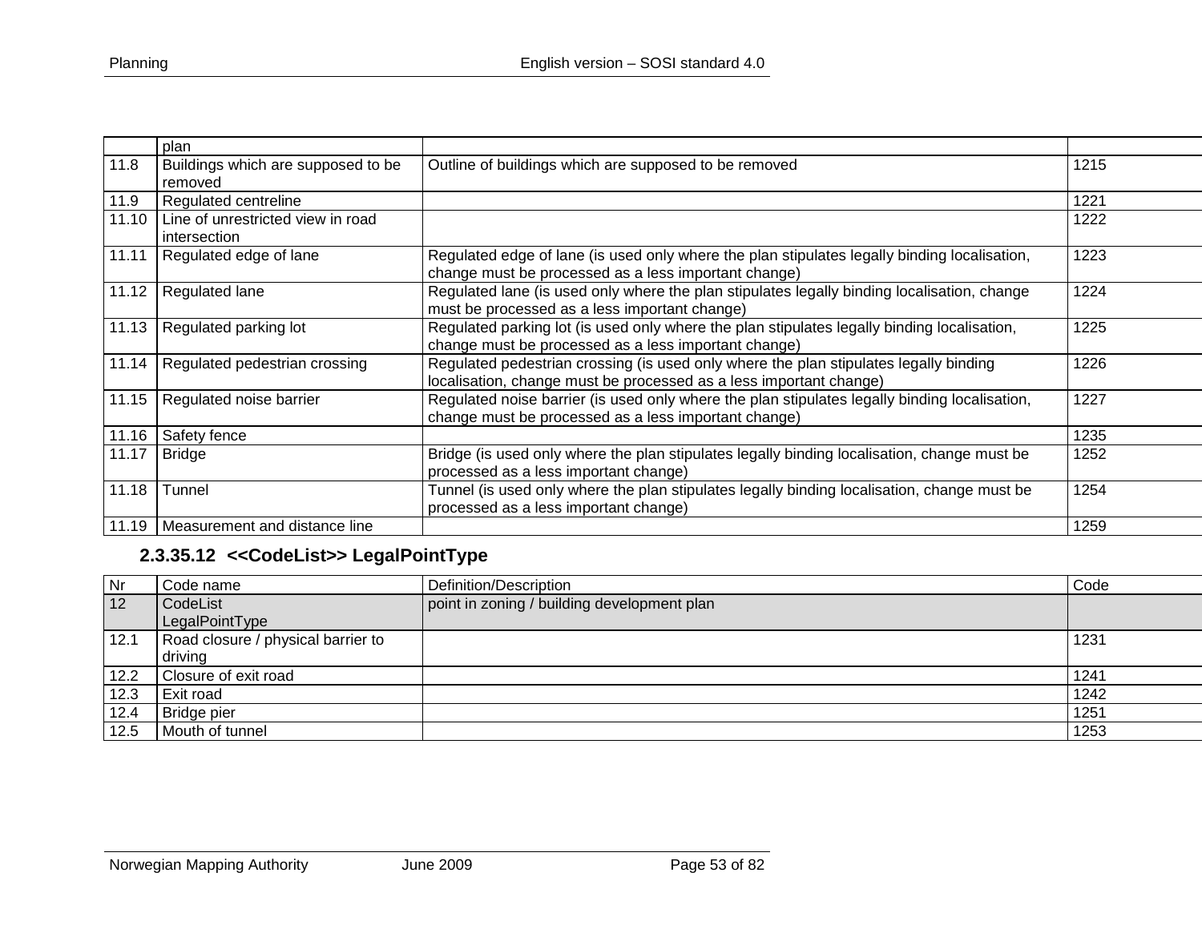|  | plan |  |  |
|---|---|---|---|
| 11.8 | Buildings which are supposed to be removed | Outline of buildings which are supposed to be removed | 1215 |
| 11.9 | Regulated centreline |  | 1221 |
| 11.10 | Line of unrestricted view in road intersection |  | 1222 |
| 11.11 | Regulated edge of lane | Regulated edge of lane (is used only where the plan stipulates legally binding localisation, change must be processed as a less important change) | 1223 |
| 11.12 | Regulated lane | Regulated lane (is used only where the plan stipulates legally binding localisation, change must be processed as a less important change) | 1224 |
| 11.13 | Regulated parking lot | Regulated parking lot (is used only where the plan stipulates legally binding localisation, change must be processed as a less important change) | 1225 |
| 11.14 | Regulated pedestrian crossing | Regulated pedestrian crossing (is used only where the plan stipulates legally binding localisation, change must be processed as a less important change) | 1226 |
| 11.15 | Regulated noise barrier | Regulated noise barrier (is used only where the plan stipulates legally binding localisation, change must be processed as a less important change) | 1227 |
| 11.16 | Safety fence |  | 1235 |
| 11.17 | Bridge | Bridge (is used only where the plan stipulates legally binding localisation, change must be processed as a less important change) | 1252 |
| 11.18 | Tunnel | Tunnel (is used only where the plan stipulates legally binding localisation, change must be processed as a less important change) | 1254 |
| 11.19 | Measurement and distance line |  | 1259 |

### 2.3.35.12 <<CodeList>> LegalPointType

| Nr | Code name | Definition/Description | Code |
|---|---|---|---|
| 12 | CodeList LegalPointType | point in zoning / building development plan |  |
| 12.1 | Road closure / physical barrier to driving |  | 1231 |
| 12.2 | Closure of exit road |  | 1241 |
| 12.3 | Exit road |  | 1242 |
| 12.4 | Bridge pier |  | 1251 |
| 12.5 | Mouth of tunnel |  | 1253 |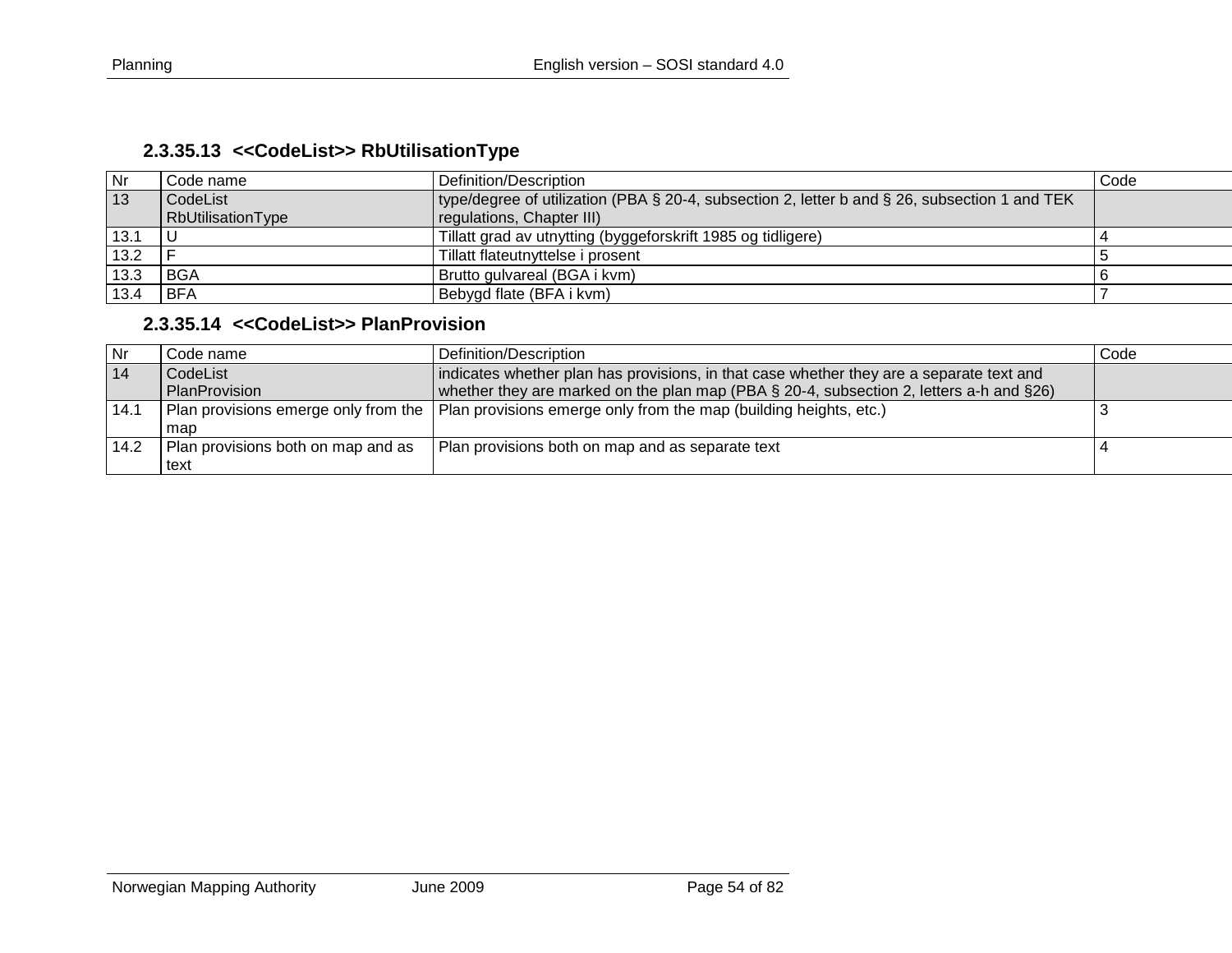#### 2.3.35.13 <<CodeList>> RbUtilisationType

| Nr | Code name | Definition/Description | Code |
|---|---|---|---|
| 13 | CodeList RbUtilisationType | type/degree of utilization (PBA § 20-4, subsection 2, letter b and § 26, subsection 1 and TEK regulations, Chapter III) | |
| 13.1 | U | Tillatt grad av utnytting (byggeforskrift 1985 og tidligere) | 4 |
| 13.2 | F | Tillatt flateutnyttelse i prosent | 5 |
| 13.3 | BGA | Brutto gulvareal (BGA i kvm) | 6 |
| 13.4 | BFA | Bebygd flate (BFA i kvm) | 7 |

#### 2.3.35.14 <<CodeList>> PlanProvision

| Nr | Code name | Definition/Description | Code |
|---|---|---|---|
| 14 | CodeList PlanProvision | indicates whether plan has provisions, in that case whether they are a separate text and whether they are marked on the plan map (PBA § 20-4, subsection 2, letters a-h and §26) | |
| 14.1 | Plan provisions emerge only from the map | Plan provisions emerge only from the map (building heights, etc.) | 3 |
| 14.2 | Plan provisions both on map and as text | Plan provisions both on map and as separate text | 4 |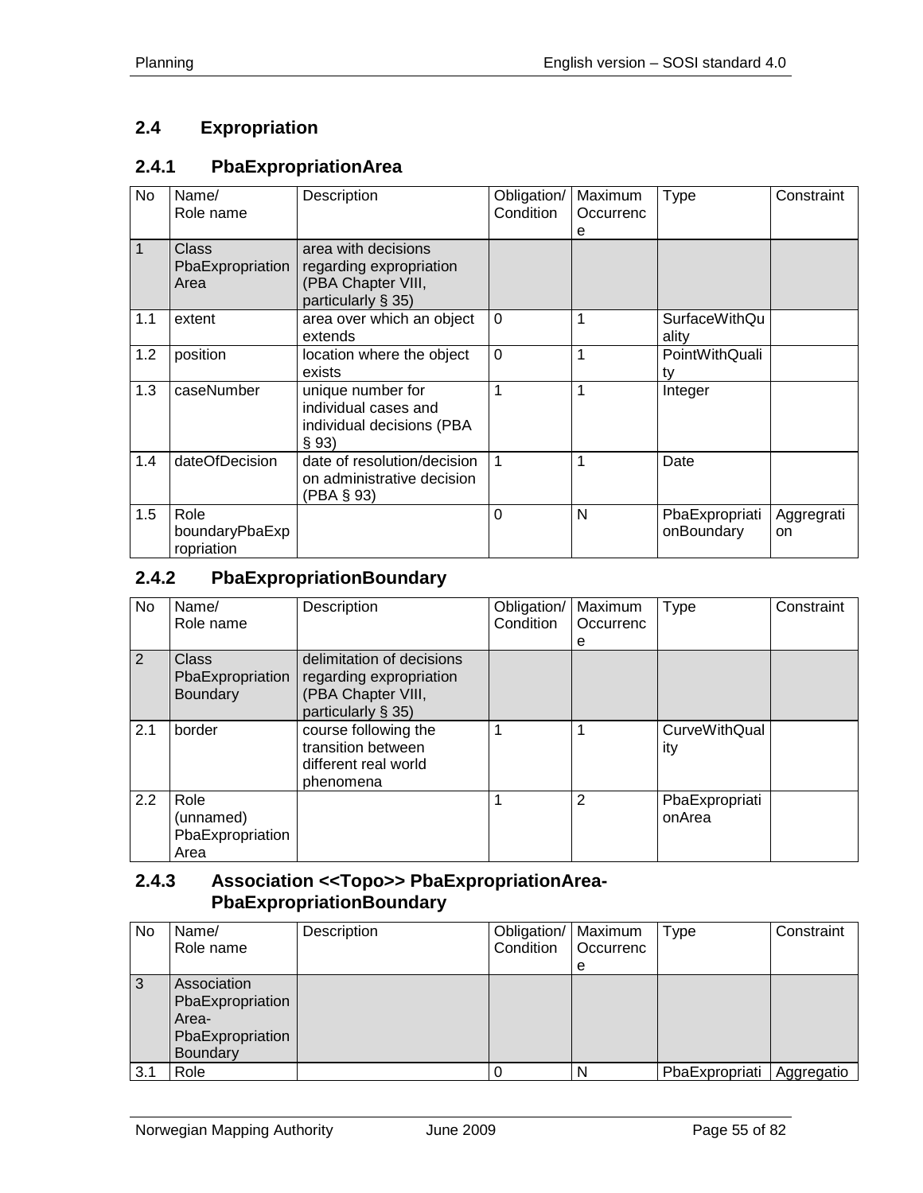## 2.4 Expropriation

### 2.4.1 PbaExpropriationArea

| No | Name/ Role name | Description | Obligation/ Condition | Maximum Occurrence | Type | Constraint |
|---|---|---|---|---|---|---|
| 1 | Class PbaExpropriationArea | area with decisions regarding expropriation (PBA Chapter VIII, particularly § 35) | | | | |
| 1.1 | extent | area over which an object extends | 0 | 1 | SurfaceWithQuality | |
| 1.2 | position | location where the object exists | 0 | 1 | PointWithQuality | |
| 1.3 | caseNumber | unique number for individual cases and individual decisions (PBA § 93) | 1 | 1 | Integer | |
| 1.4 | dateOfDecision | date of resolution/decision on administrative decision (PBA § 93) | 1 | 1 | Date | |
| 1.5 | Role boundaryPbaExpropriation | | 0 | N | PbaExpropriationBoundary | Aggregration |

### 2.4.2 PbaExpropriationBoundary

| No | Name/ Role name | Description | Obligation/ Condition | Maximum Occurrence | Type | Constraint |
|---|---|---|---|---|---|---|
| 2 | Class PbaExpropriationBoundary | delimitation of decisions regarding expropriation (PBA Chapter VIII, particularly § 35) | | | | |
| 2.1 | border | course following the transition between different real world phenomena | 1 | 1 | CurveWithQuality | |
| 2.2 | Role (unnamed) PbaExpropriationArea | | 1 | 2 | PbaExpropriationArea | |

### 2.4.3 Association <<Topo>> PbaExpropriationArea-PbaExpropriationBoundary

| No | Name/ Role name | Description | Obligation/ Condition | Maximum Occurrence | Type | Constraint |
|---|---|---|---|---|---|---|
| 3 | Association PbaExpropriationArea-PbaExpropriationBoundary | | | | | |
| 3.1 | Role | | 0 | N | PbaExpropriati | Aggregatio |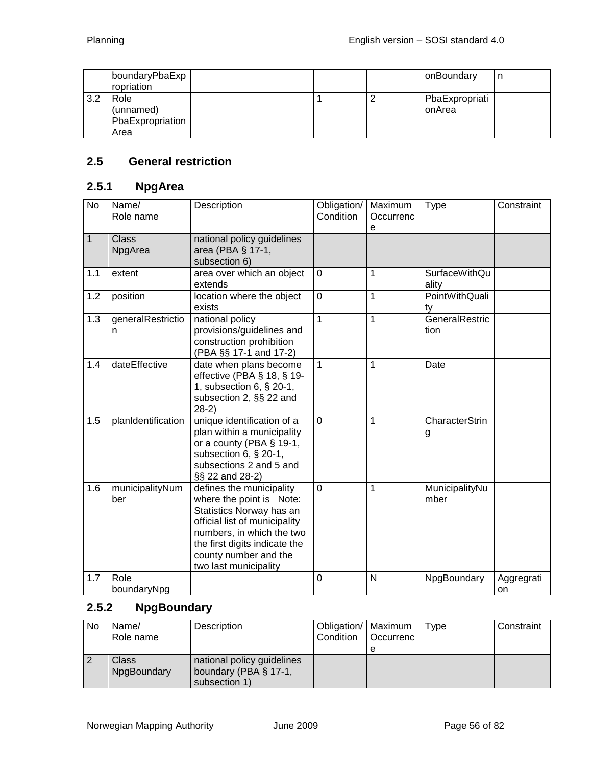| | boundaryPbaExpropriation | | | | onBoundary | n |
|---|---|---|---|---|---|---|
| 3.2 | Role (unnamed) PbaExpropriationArea | | 1 | 2 | PbaExpropriationArea | |

## 2.5 General restriction

### 2.5.1 NpgArea

| No | Name/ Role name | Description | Obligation/ Condition | Maximum Occurrence | Type | Constraint |
|---|---|---|---|---|---|---|
| 1 | Class NpgArea | national policy guidelines area (PBA § 17-1, subsection 6) | | | | |
| 1.1 | extent | area over which an object extends | 0 | 1 | SurfaceWithQuality | |
| 1.2 | position | location where the object exists | 0 | 1 | PointWithQuality | |
| 1.3 | generalRestriction | national policy provisions/guidelines and construction prohibition (PBA §§ 17-1 and 17-2) | 1 | 1 | GeneralRestriction | |
| 1.4 | dateEffective | date when plans become effective (PBA § 18, § 19-1, subsection 6, § 20-1, subsection 2, §§ 22 and 28-2) | 1 | 1 | Date | |
| 1.5 | planIdentification | unique identification of a plan within a municipality or a county (PBA § 19-1, subsection 6, § 20-1, subsections 2 and 5 and §§ 22 and 28-2) | 0 | 1 | CharacterString | |
| 1.6 | municipalityNumber | defines the municipality where the point is Note: Statistics Norway has an official list of municipality numbers, in which the two the first digits indicate the county number and the two last municipality | 0 | 1 | MunicipalityNumber | |
| 1.7 | Role boundaryNpg | | 0 | N | NpgBoundary | Aggregration |

### 2.5.2 NpgBoundary

| No | Name/ Role name | Description | Obligation/ Condition | Maximum Occurrence | Type | Constraint |
|---|---|---|---|---|---|---|
| 2 | Class NpgBoundary | national policy guidelines boundary (PBA § 17-1, subsection 1) | | | | |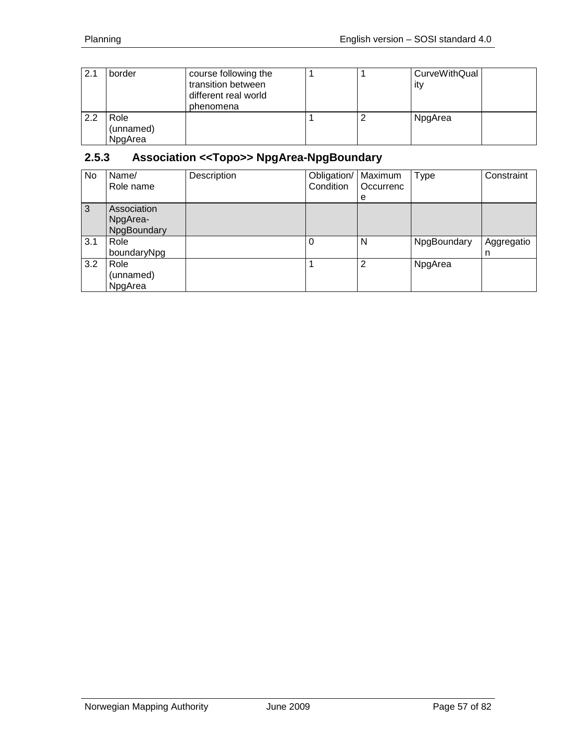| 2.1 | border | course following the transition between different real world phenomena | 1 | 1 | CurveWithQuality | |
|---|---|---|---|---|---|---|
| 2.2 | Role (unnamed) NpgArea | | 1 | 2 | NpgArea | |

### 2.5.3 Association <<Topo>> NpgArea-NpgBoundary

| No | Name/ Role name | Description | Obligation/ Condition | Maximum Occurrence | Type | Constraint |
|---|---|---|---|---|---|---|
| 3 | Association NpgArea-NpgBoundary | | | | | |
| 3.1 | Role boundaryNpg | | 0 | N | NpgBoundary | Aggregation |
| 3.2 | Role (unnamed) NpgArea | | 1 | 2 | NpgArea | |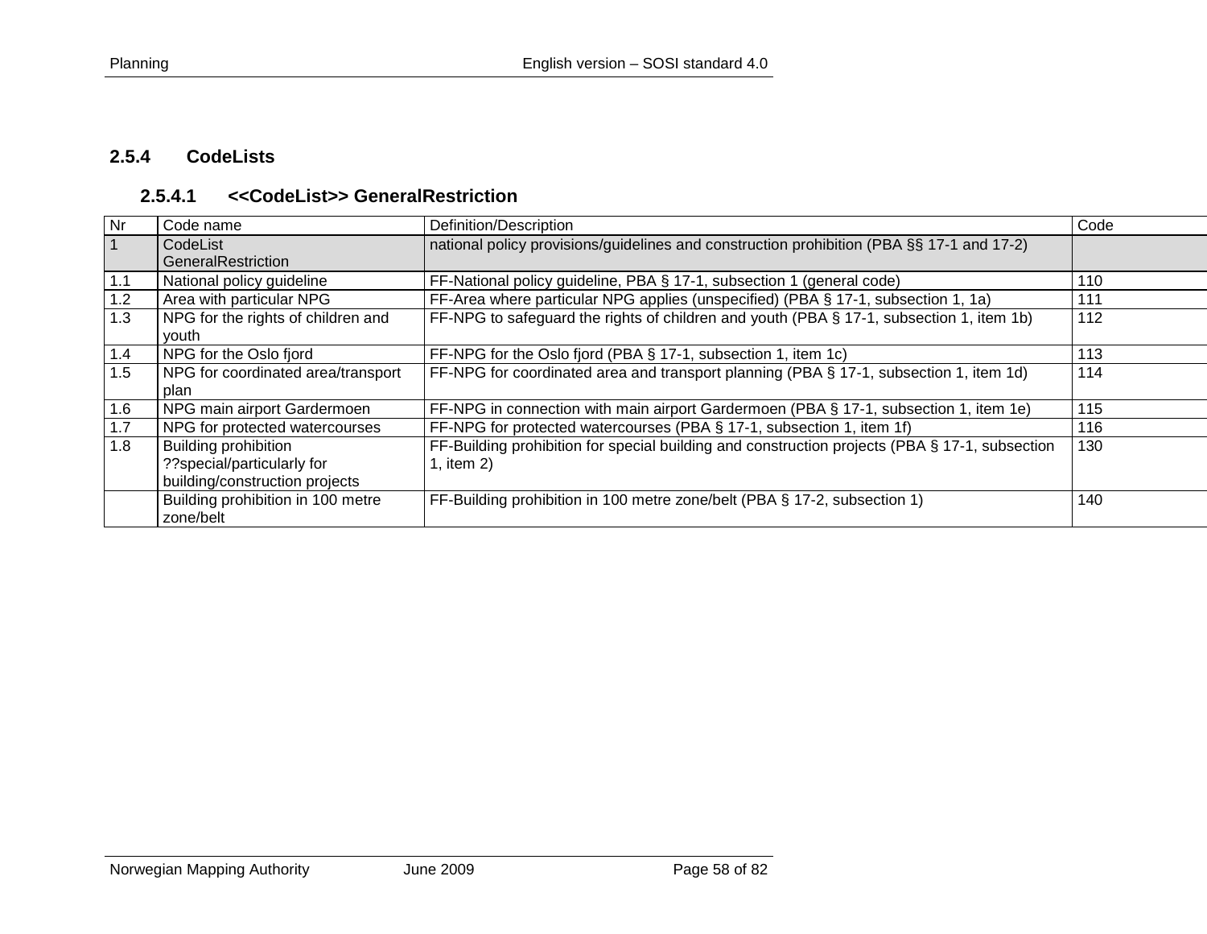### 2.5.4 CodeLists

#### 2.5.4.1 <<CodeList>> GeneralRestriction

| Nr | Code name | Definition/Description | Code |
|---|---|---|---|
| 1 | CodeList GeneralRestriction | national policy provisions/guidelines and construction prohibition (PBA §§ 17-1 and 17-2) | |
| 1.1 | National policy guideline | FF-National policy guideline, PBA § 17-1, subsection 1 (general code) | 110 |
| 1.2 | Area with particular NPG | FF-Area where particular NPG applies (unspecified) (PBA § 17-1, subsection 1, 1a) | 111 |
| 1.3 | NPG for the rights of children and youth | FF-NPG to safeguard the rights of children and youth (PBA § 17-1, subsection 1, item 1b) | 112 |
| 1.4 | NPG for the Oslo fjord | FF-NPG for the Oslo fjord (PBA § 17-1, subsection 1, item 1c) | 113 |
| 1.5 | NPG for coordinated area/transport plan | FF-NPG for coordinated area and transport planning (PBA § 17-1, subsection 1, item 1d) | 114 |
| 1.6 | NPG main airport Gardermoen | FF-NPG in connection with main airport Gardermoen (PBA § 17-1, subsection 1, item 1e) | 115 |
| 1.7 | NPG for protected watercourses | FF-NPG for protected watercourses (PBA § 17-1, subsection 1, item 1f) | 116 |
| 1.8 | Building prohibition ??special/particularly for building/construction projects | FF-Building prohibition for special building and construction projects (PBA § 17-1, subsection 1, item 2) | 130 |
| | Building prohibition in 100 metre zone/belt | FF-Building prohibition in 100 metre zone/belt (PBA § 17-2, subsection 1) | 140 |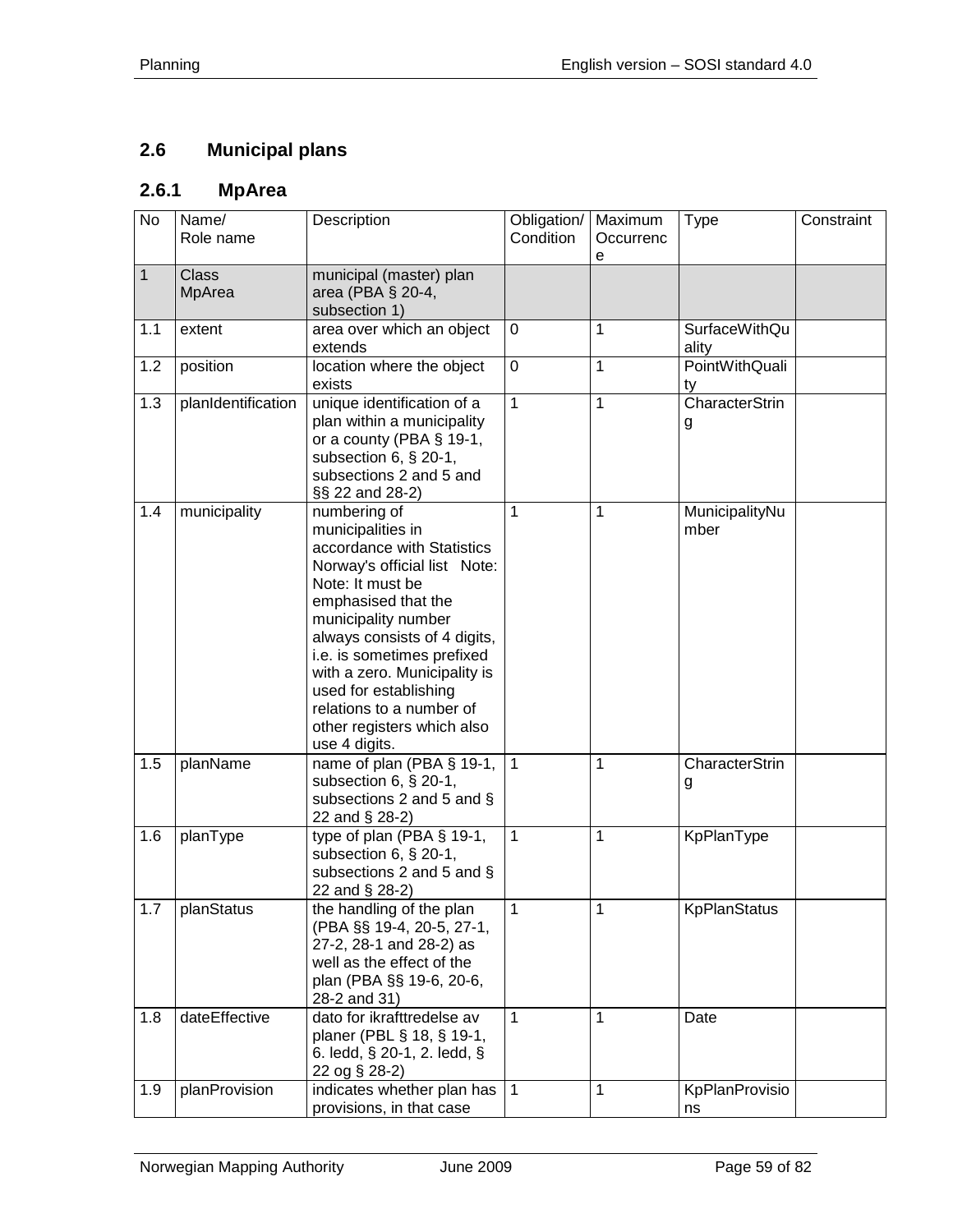## 2.6 Municipal plans

### 2.6.1 MpArea

| No | Name/ Role name | Description | Obligation/ Condition | Maximum Occurrence | Type | Constraint |
|---|---|---|---|---|---|---|
| 1 | Class MpArea | municipal (master) plan area (PBA § 20-4, subsection 1) | | | | |
| 1.1 | extent | area over which an object extends | 0 | 1 | SurfaceWithQuality | |
| 1.2 | position | location where the object exists | 0 | 1 | PointWithQuality | |
| 1.3 | planIdentification | unique identification of a plan within a municipality or a county (PBA § 19-1, subsection 6, § 20-1, subsections 2 and 5 and §§ 22 and 28-2) | 1 | 1 | CharacterString | |
| 1.4 | municipality | numbering of municipalities in accordance with Statistics Norway's official list Note: Note: It must be emphasised that the municipality number always consists of 4 digits, i.e. is sometimes prefixed with a zero. Municipality is used for establishing relations to a number of other registers which also use 4 digits. | 1 | 1 | MunicipalityNumber | |
| 1.5 | planName | name of plan (PBA § 19-1, subsection 6, § 20-1, subsections 2 and 5 and § 22 and § 28-2) | 1 | 1 | CharacterString | |
| 1.6 | planType | type of plan (PBA § 19-1, subsection 6, § 20-1, subsections 2 and 5 and § 22 and § 28-2) | 1 | 1 | KpPlanType | |
| 1.7 | planStatus | the handling of the plan (PBA §§ 19-4, 20-5, 27-1, 27-2, 28-1 and 28-2) as well as the effect of the plan (PBA §§ 19-6, 20-6, 28-2 and 31) | 1 | 1 | KpPlanStatus | |
| 1.8 | dateEffective | dato for ikrafttredelse av planer (PBL § 18, § 19-1, 6. ledd, § 20-1, 2. ledd, § 22 og § 28-2) | 1 | 1 | Date | |
| 1.9 | planProvision | indicates whether plan has provisions, in that case | 1 | 1 | KpPlanProvisions | |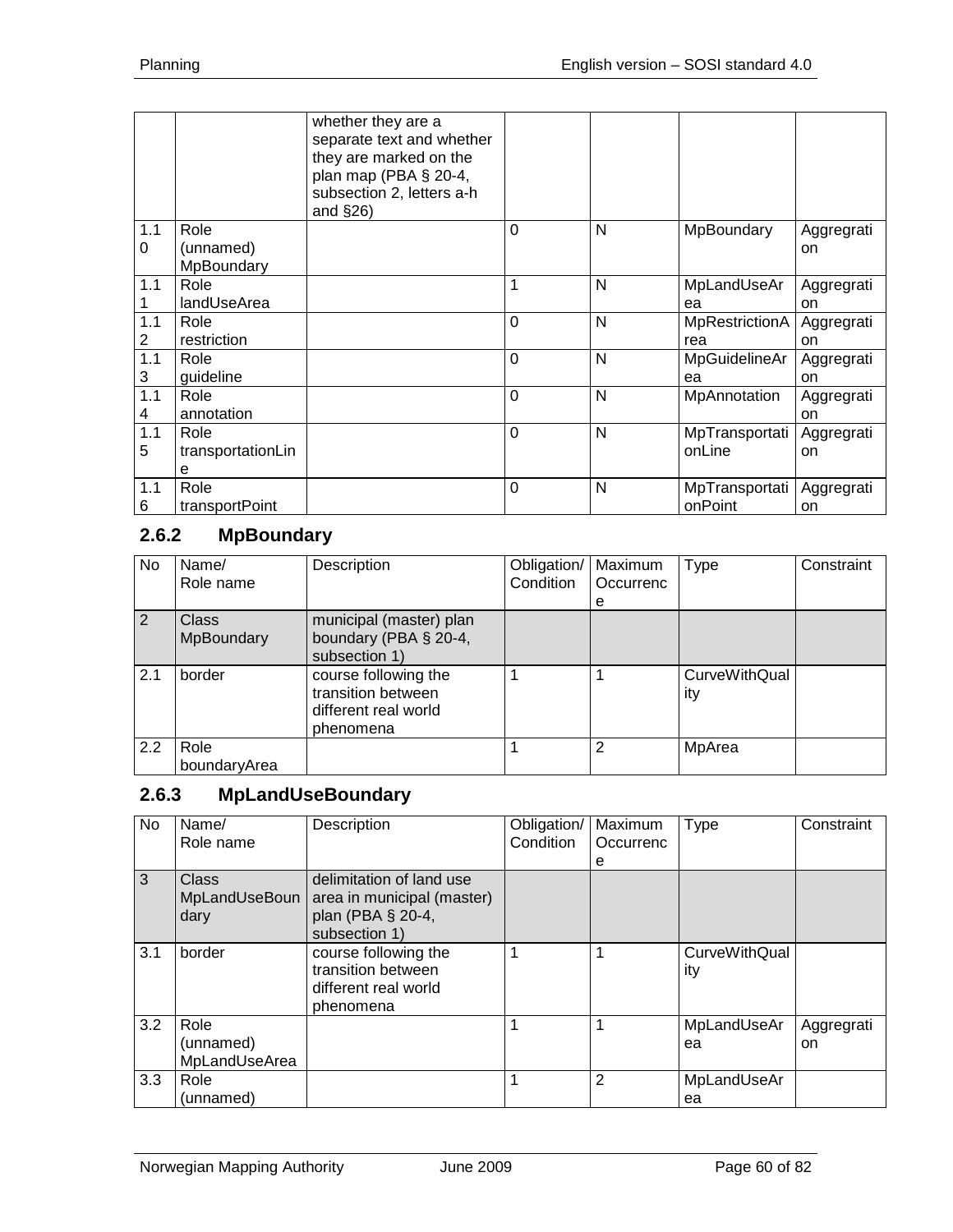| | | whether they are a separate text and whether they are marked on the plan map (PBA § 20-4, subsection 2, letters a-h and §26) | | | | |
|---|---|---|---|---|---|---|
| 1.10 | Role (unnamed) MpBoundary | | 0 | N | MpBoundary | Aggregration |
| 1.11 | Role landUseArea | | 1 | N | MpLandUseArea | Aggregration |
| 1.12 | Role restriction | | 0 | N | MpRestrictionArea | Aggregration |
| 1.13 | Role guideline | | 0 | N | MpGuidelineArea | Aggregration |
| 1.14 | Role annotation | | 0 | N | MpAnnotation | Aggregration |
| 1.15 | Role transportationLine | | 0 | N | MpTransportationLine | Aggregration |
| 1.16 | Role transportPoint | | 0 | N | MpTransportationPoint | Aggregration |

### 2.6.2 MpBoundary

| No | Name/ Role name | Description | Obligation/ Condition | Maximum Occurrence | Type | Constraint |
|---|---|---|---|---|---|---|
| 2 | Class MpBoundary | municipal (master) plan boundary (PBA § 20-4, subsection 1) | | | | |
| 2.1 | border | course following the transition between different real world phenomena | 1 | 1 | CurveWithQuality | |
| 2.2 | Role boundaryArea | | 1 | 2 | MpArea | |

### 2.6.3 MpLandUseBoundary

| No | Name/ Role name | Description | Obligation/ Condition | Maximum Occurrence | Type | Constraint |
|---|---|---|---|---|---|---|
| 3 | Class MpLandUseBoundary | delimitation of land use area in municipal (master) plan (PBA § 20-4, subsection 1) | | | | |
| 3.1 | border | course following the transition between different real world phenomena | 1 | 1 | CurveWithQuality | |
| 3.2 | Role (unnamed) MpLandUseArea | | 1 | 1 | MpLandUseArea | Aggregration |
| 3.3 | Role (unnamed) | | 1 | 2 | MpLandUseArea | |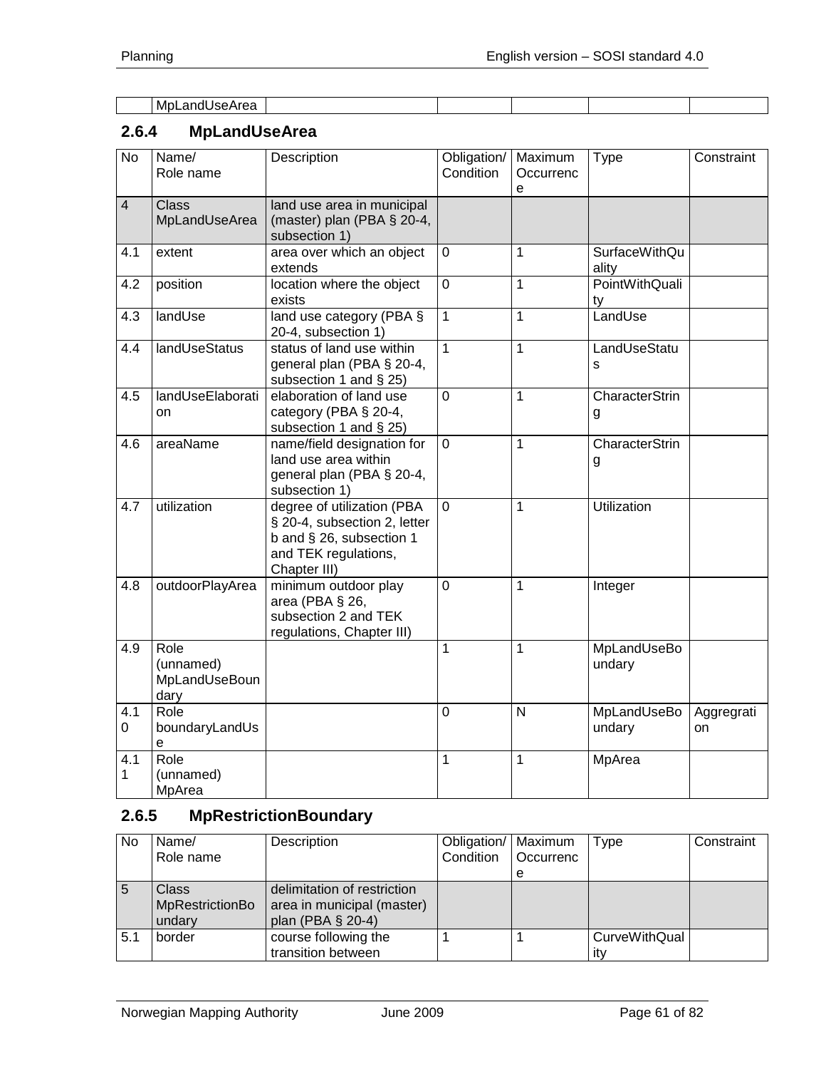| | MpLandUseArea | | | | | |
|---|---|---|---|---|---|---|

### 2.6.4 MpLandUseArea

| No | Name/ Role name | Description | Obligation/ Condition | Maximum Occurrence | Type | Constraint |
|---|---|---|---|---|---|---|
| 4 | Class MpLandUseArea | land use area in municipal (master) plan (PBA § 20-4, subsection 1) | | | | |
| 4.1 | extent | area over which an object extends | 0 | 1 | SurfaceWithQuality | |
| 4.2 | position | location where the object exists | 0 | 1 | PointWithQuality | |
| 4.3 | landUse | land use category (PBA § 20-4, subsection 1) | 1 | 1 | LandUse | |
| 4.4 | landUseStatus | status of land use within general plan (PBA § 20-4, subsection 1 and § 25) | 1 | 1 | LandUseStatus | |
| 4.5 | landUseElaboration | elaboration of land use category (PBA § 20-4, subsection 1 and § 25) | 0 | 1 | CharacterString | |
| 4.6 | areaName | name/field designation for land use area within general plan (PBA § 20-4, subsection 1) | 0 | 1 | CharacterString | |
| 4.7 | utilization | degree of utilization (PBA § 20-4, subsection 2, letter b and § 26, subsection 1 and TEK regulations, Chapter III) | 0 | 1 | Utilization | |
| 4.8 | outdoorPlayArea | minimum outdoor play area (PBA § 26, subsection 2 and TEK regulations, Chapter III) | 0 | 1 | Integer | |
| 4.9 | Role (unnamed) MpLandUseBoundary | | 1 | 1 | MpLandUseBoundary | |
| 4.10 | Role boundaryLandUse | | 0 | N | MpLandUseBoundary | Aggregration |
| 4.11 | Role (unnamed) MpArea | | 1 | 1 | MpArea | |

### 2.6.5 MpRestrictionBoundary

| No | Name/ Role name | Description | Obligation/ Condition | Maximum Occurrence | Type | Constraint |
|---|---|---|---|---|---|---|
| 5 | Class MpRestrictionBoundary | delimitation of restriction area in municipal (master) plan (PBA § 20-4) | | | | |
| 5.1 | border | course following the transition between | 1 | 1 | CurveWithQuality | |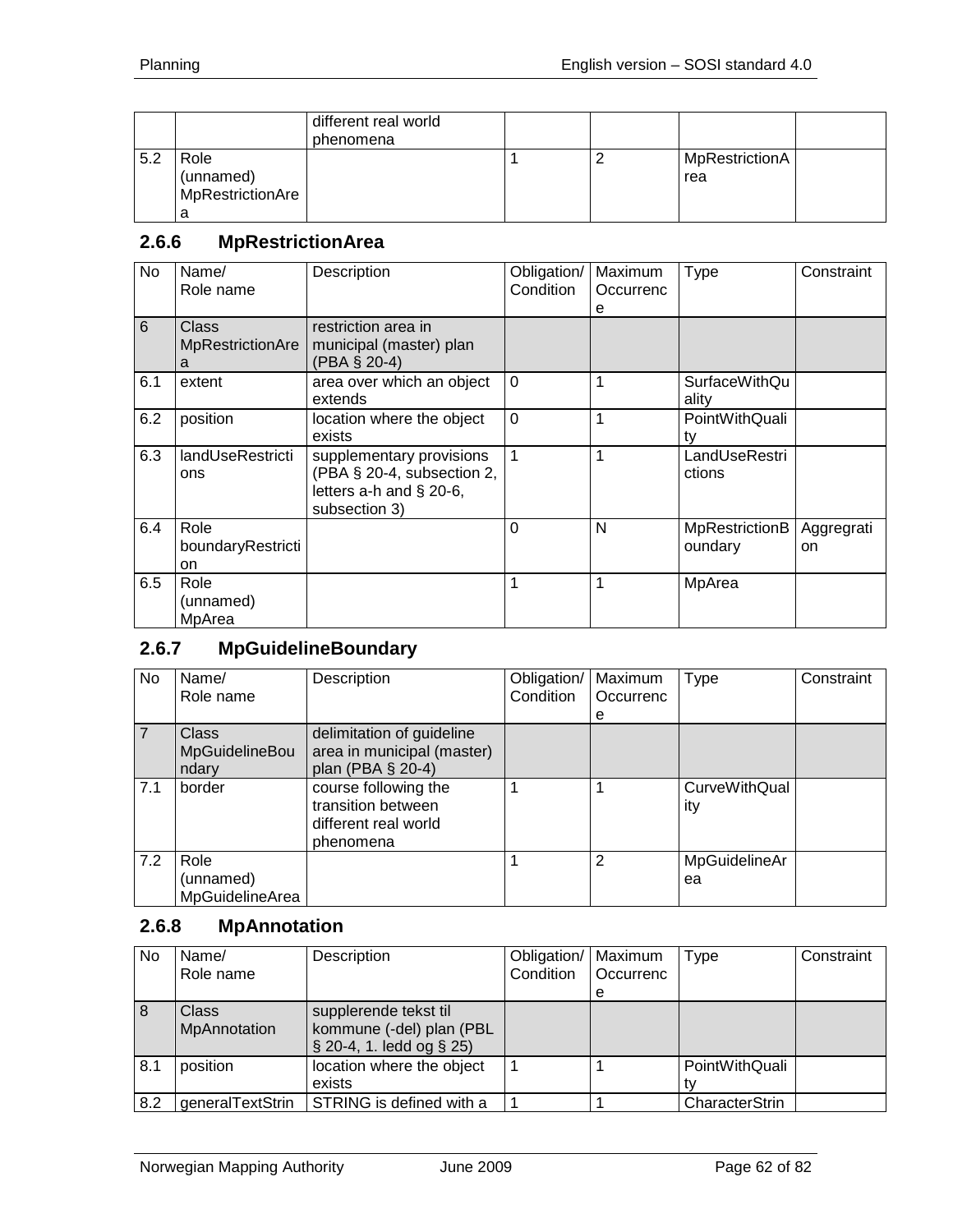| No | Name/ Role name | Description | Obligation/ Condition | Maximum Occurrence | Type | Constraint |
|---|---|---|---|---|---|---|
| | | different real world phenomena | | | | |
| 5.2 | Role (unnamed) MpRestrictionArea | | 1 | 2 | MpRestrictionArea | |

### 2.6.6 MpRestrictionArea

| No | Name/ Role name | Description | Obligation/ Condition | Maximum Occurrence | Type | Constraint |
|---|---|---|---|---|---|---|
| 6 | Class MpRestrictionArea | restriction area in municipal (master) plan (PBA § 20-4) | | | | |
| 6.1 | extent | area over which an object extends | 0 | 1 | SurfaceWithQuality | |
| 6.2 | position | location where the object exists | 0 | 1 | PointWithQuality | |
| 6.3 | landUseRestrictions | supplementary provisions (PBA § 20-4, subsection 2, letters a-h and § 20-6, subsection 3) | 1 | 1 | LandUseRestrictions | |
| 6.4 | Role boundaryRestriction | | 0 | N | MpRestrictionBoundary | Aggregration |
| 6.5 | Role (unnamed) MpArea | | 1 | 1 | MpArea | |

### 2.6.7 MpGuidelineBoundary

| No | Name/ Role name | Description | Obligation/ Condition | Maximum Occurrence | Type | Constraint |
|---|---|---|---|---|---|---|
| 7 | Class MpGuidelineBoundary | delimitation of guideline area in municipal (master) plan (PBA § 20-4) | | | | |
| 7.1 | border | course following the transition between different real world phenomena | 1 | 1 | CurveWithQuality | |
| 7.2 | Role (unnamed) MpGuidelineArea | | 1 | 2 | MpGuidelineArea | |

### 2.6.8 MpAnnotation

| No | Name/ Role name | Description | Obligation/ Condition | Maximum Occurrence | Type | Constraint |
|---|---|---|---|---|---|---|
| 8 | Class MpAnnotation | supplerende tekst til kommune (-del) plan (PBL § 20-4, 1. ledd og § 25) | | | | |
| 8.1 | position | location where the object exists | 1 | 1 | PointWithQuality | |
| 8.2 | generalTextStrin | STRING is defined with a | 1 | 1 | CharacterStrin | |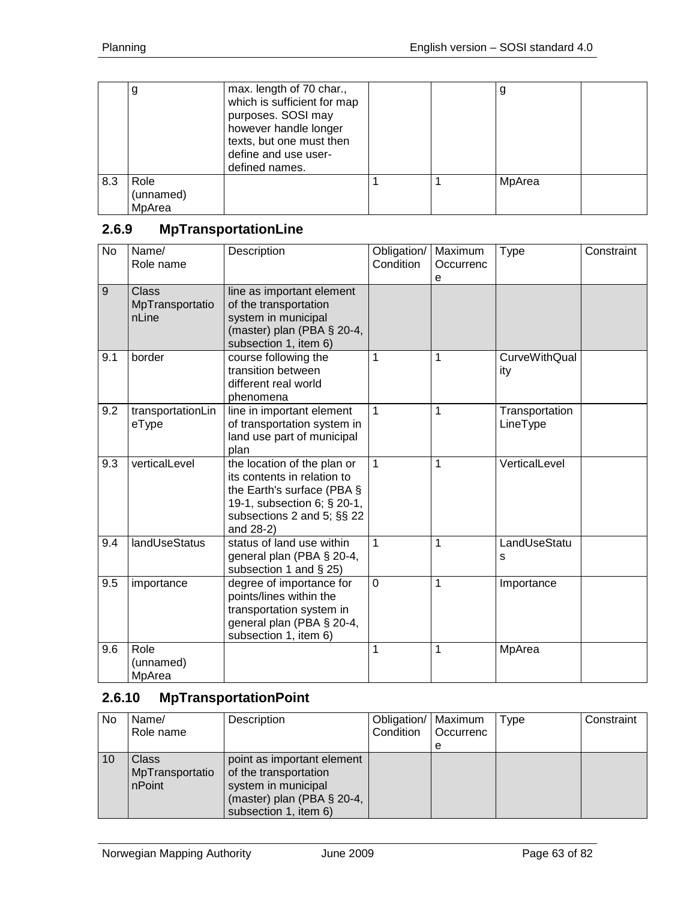| No | Name/ Role name | Description | Obligation/ Condition | Maximum Occurrence | Type | Constraint |
|---|---|---|---|---|---|---|
| | g | max. length of 70 char., which is sufficient for map purposes. SOSI may however handle longer texts, but one must then define and use user-defined names. | | | g | |
| 8.3 | Role (unnamed) MpArea | | 1 | 1 | MpArea | |

### 2.6.9 MpTransportationLine

| No | Name/ Role name | Description | Obligation/ Condition | Maximum Occurrence | Type | Constraint |
|---|---|---|---|---|---|---|
| 9 | Class MpTransportationLine | line as important element of the transportation system in municipal (master) plan (PBA § 20-4, subsection 1, item 6) | | | | |
| 9.1 | border | course following the transition between different real world phenomena | 1 | 1 | CurveWithQuality | |
| 9.2 | transportationLineType | line in important element of transportation system in land use part of municipal plan | 1 | 1 | TransportationLineType | |
| 9.3 | verticalLevel | the location of the plan or its contents in relation to the Earth's surface (PBA § 19-1, subsection 6; § 20-1, subsections 2 and 5; §§ 22 and 28-2) | 1 | 1 | VerticalLevel | |
| 9.4 | landUseStatus | status of land use within general plan (PBA § 20-4, subsection 1 and § 25) | 1 | 1 | LandUseStatus | |
| 9.5 | importance | degree of importance for points/lines within the transportation system in general plan (PBA § 20-4, subsection 1, item 6) | 0 | 1 | Importance | |
| 9.6 | Role (unnamed) MpArea | | 1 | 1 | MpArea | |

### 2.6.10 MpTransportationPoint

| No | Name/ Role name | Description | Obligation/ Condition | Maximum Occurrence | Type | Constraint |
|---|---|---|---|---|---|---|
| 10 | Class MpTransportationPoint | point as important element of the transportation system in municipal (master) plan (PBA § 20-4, subsection 1, item 6) | | | | |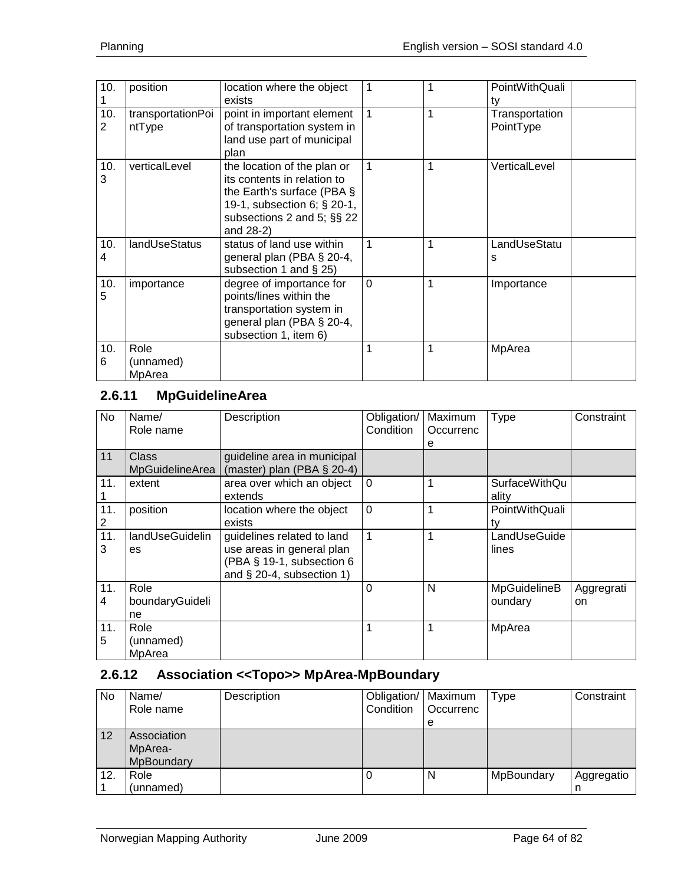| 10.1 | position | location where the object exists | 1 | 1 | PointWithQuality | |
|---|---|---|---|---|---|---|
| 10.2 | transportationPointType | point in important element of transportation system in land use part of municipal plan | 1 | 1 | TransportationPointType | |
| 10.3 | verticalLevel | the location of the plan or its contents in relation to the Earth's surface (PBA § 19-1, subsection 6; § 20-1, subsections 2 and 5; §§ 22 and 28-2) | 1 | 1 | VerticalLevel | |
| 10.4 | landUseStatus | status of land use within general plan (PBA § 20-4, subsection 1 and § 25) | 1 | 1 | LandUseStatus | |
| 10.5 | importance | degree of importance for points/lines within the transportation system in general plan (PBA § 20-4, subsection 1, item 6) | 0 | 1 | Importance | |
| 10.6 | Role (unnamed) MpArea | | 1 | 1 | MpArea | |

### 2.6.11 MpGuidelineArea

| No | Name/ Role name | Description | Obligation/ Condition | Maximum Occurrence | Type | Constraint |
|---|---|---|---|---|---|---|
| 11 | Class MpGuidelineArea | guideline area in municipal (master) plan (PBA § 20-4) | | | | |
| 11.1 | extent | area over which an object extends | 0 | 1 | SurfaceWithQuality | |
| 11.2 | position | location where the object exists | 0 | 1 | PointWithQuality | |
| 11.3 | landUseGuidelines | guidelines related to land use areas in general plan (PBA § 19-1, subsection 6 and § 20-4, subsection 1) | 1 | 1 | LandUseGuidelines | |
| 11.4 | Role boundaryGuideline | | 0 | N | MpGuidelineBoundary | Aggregration |
| 11.5 | Role (unnamed) MpArea | | 1 | 1 | MpArea | |

### 2.6.12 Association <<Topo>> MpArea-MpBoundary

| No | Name/ Role name | Description | Obligation/ Condition | Maximum Occurrence | Type | Constraint |
|---|---|---|---|---|---|---|
| 12 | Association MpArea-MpBoundary | | | | | |
| 12.1 | Role (unnamed) | | 0 | N | MpBoundary | Aggregation |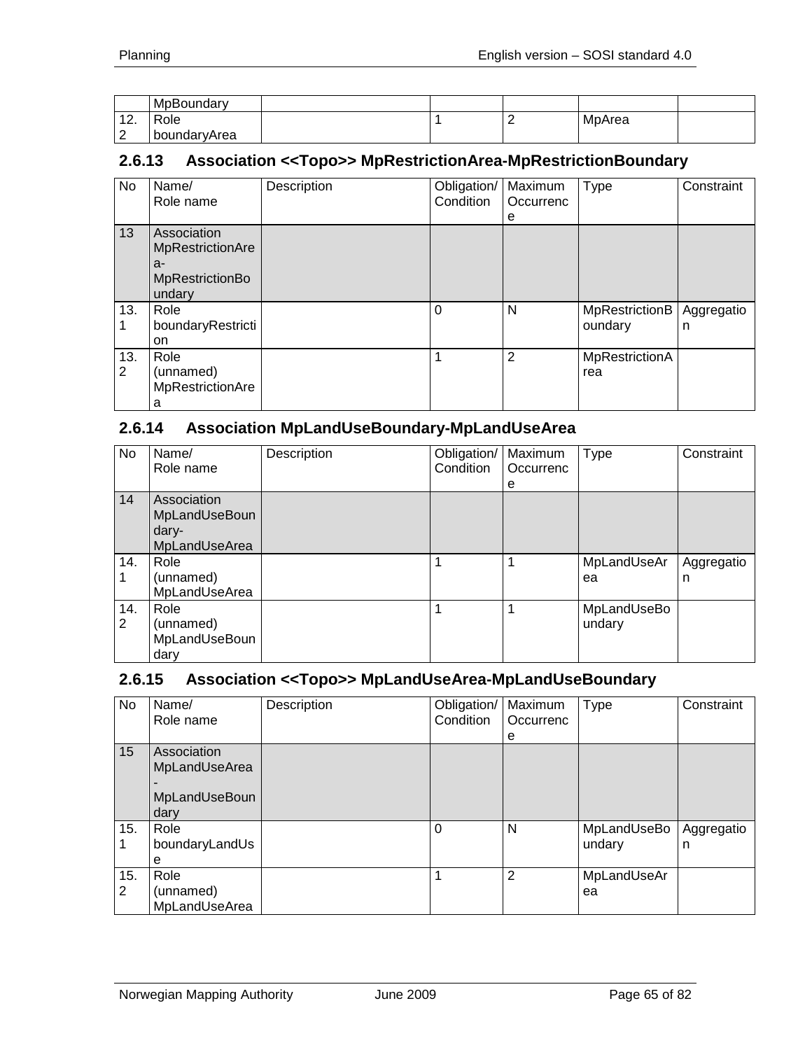|  | MpBoundary |  |  |  |  |  |
|---|---|---|---|---|---|---|
| 12.2 | Role boundaryArea |  | 1 | 2 | MpArea |  |

### 2.6.13 Association <<Topo>> MpRestrictionArea-MpRestrictionBoundary

| No | Name/ Role name | Description | Obligation/ Condition | Maximum Occurrence | Type | Constraint |
|---|---|---|---|---|---|---|
| 13 | Association MpRestrictionArea-MpRestrictionBoundary |  |  |  |  |  |
| 13.1 | Role boundaryRestriction |  | 0 | N | MpRestrictionBoundary | Aggregation |
| 13.2 | Role (unnamed) MpRestrictionArea |  | 1 | 2 | MpRestrictionArea |  |

### 2.6.14 Association MpLandUseBoundary-MpLandUseArea

| No | Name/ Role name | Description | Obligation/ Condition | Maximum Occurrence | Type | Constraint |
|---|---|---|---|---|---|---|
| 14 | Association MpLandUseBoundary-MpLandUseArea |  |  |  |  |  |
| 14.1 | Role (unnamed) MpLandUseArea |  | 1 | 1 | MpLandUseArea | Aggregation |
| 14.2 | Role (unnamed) MpLandUseBoundary |  | 1 | 1 | MpLandUseBoundary |  |

### 2.6.15 Association <<Topo>> MpLandUseArea-MpLandUseBoundary

| No | Name/ Role name | Description | Obligation/ Condition | Maximum Occurrence | Type | Constraint |
|---|---|---|---|---|---|---|
| 15 | Association MpLandUseArea - MpLandUseBoundary |  |  |  |  |  |
| 15.1 | Role boundaryLandUse |  | 0 | N | MpLandUseBoundary | Aggregation |
| 15.2 | Role (unnamed) MpLandUseArea |  | 1 | 2 | MpLandUseArea |  |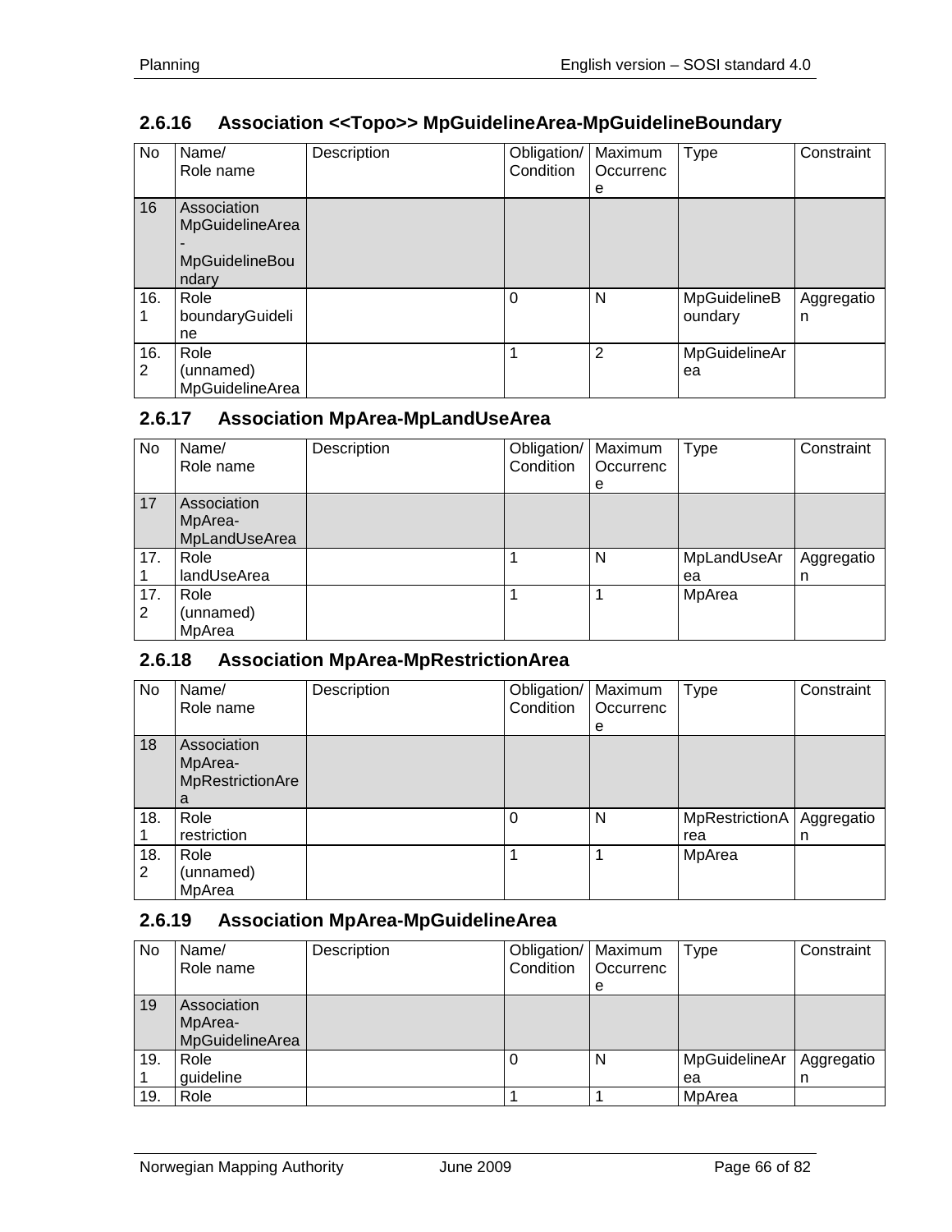### 2.6.16 Association <<Topo>> MpGuidelineArea-MpGuidelineBoundary

| No | Name/ Role name | Description | Obligation/ Condition | Maximum Occurrence | Type | Constraint |
|---|---|---|---|---|---|---|
| 16 | Association MpGuidelineArea - MpGuidelineBoundary | | | | | |
| 16.1 | Role boundaryGuideline | | 0 | N | MpGuidelineBoundary | Aggregation |
| 16.2 | Role (unnamed) MpGuidelineArea | | 1 | 2 | MpGuidelineArea | |

### 2.6.17 Association MpArea-MpLandUseArea

| No | Name/ Role name | Description | Obligation/ Condition | Maximum Occurrence | Type | Constraint |
|---|---|---|---|---|---|---|
| 17 | Association MpArea-MpLandUseArea | | | | | |
| 17.1 | Role landUseArea | | 1 | N | MpLandUseArea | Aggregation |
| 17.2 | Role (unnamed) MpArea | | 1 | 1 | MpArea | |

### 2.6.18 Association MpArea-MpRestrictionArea

| No | Name/ Role name | Description | Obligation/ Condition | Maximum Occurrence | Type | Constraint |
|---|---|---|---|---|---|---|
| 18 | Association MpArea-MpRestrictionArea | | | | | |
| 18.1 | Role restriction | | 0 | N | MpRestrictionArea | Aggregation |
| 18.2 | Role (unnamed) MpArea | | 1 | 1 | MpArea | |

### 2.6.19 Association MpArea-MpGuidelineArea

| No | Name/ Role name | Description | Obligation/ Condition | Maximum Occurrence | Type | Constraint |
|---|---|---|---|---|---|---|
| 19 | Association MpArea-MpGuidelineArea | | | | | |
| 19.1 | Role guideline | | 0 | N | MpGuidelineArea | Aggregation |
| 19. | Role | | 1 | 1 | MpArea | |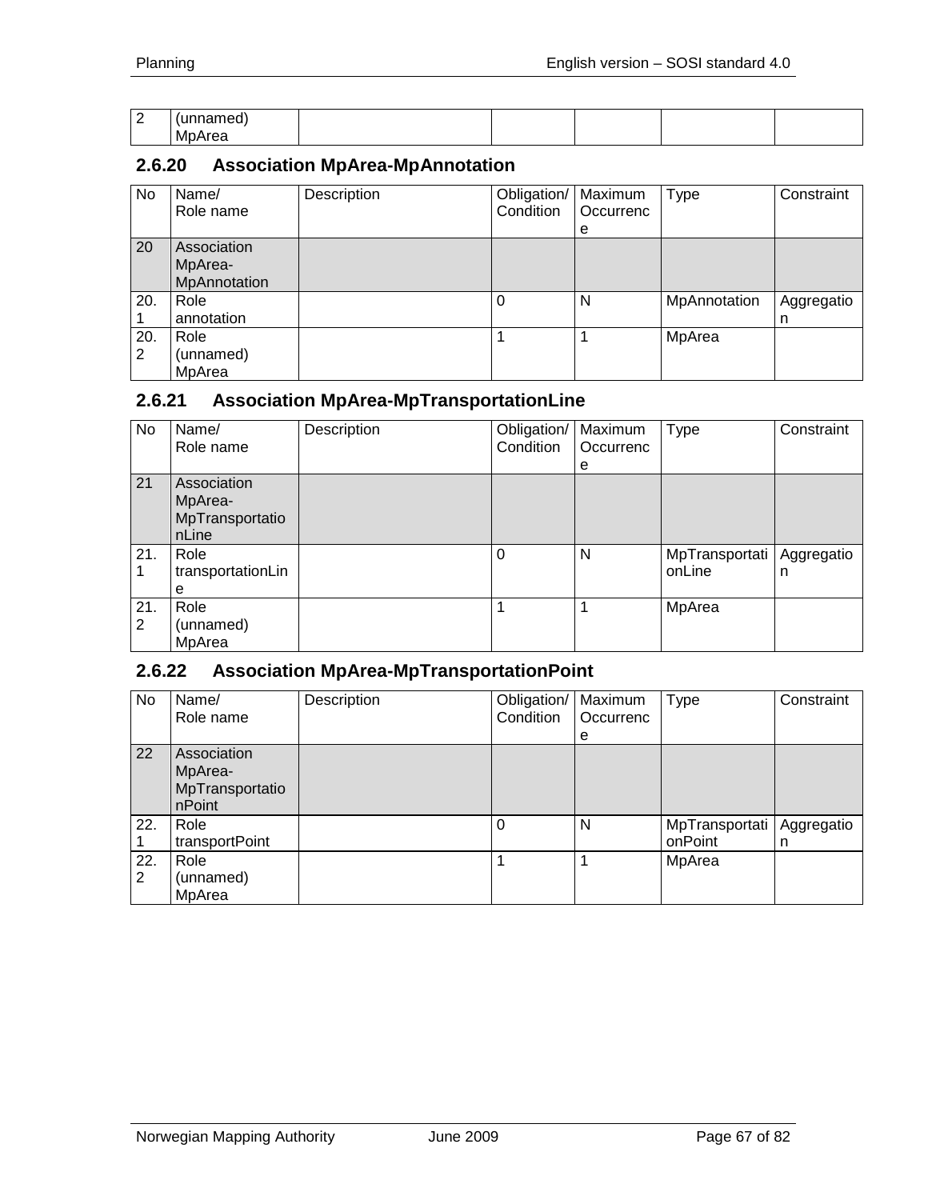| 2 | (unnamed) MpArea | | | | | |
|---|---|---|---|---|---|---|

### 2.6.20 Association MpArea-MpAnnotation

| No | Name/<br>Role name | Description | Obligation/<br>Condition | Maximum<br>Occurrence | Type | Constraint |
|---|---|---|---|---|---|---|
| 20 | Association MpArea-MpAnnotation | | | | | |
| 20.1 | Role<br>annotation | | 0 | N | MpAnnotation | Aggregation |
| 20.2 | Role<br>(unnamed)<br>MpArea | | 1 | 1 | MpArea | |

### 2.6.21 Association MpArea-MpTransportationLine

| No | Name/<br>Role name | Description | Obligation/<br>Condition | Maximum<br>Occurrence | Type | Constraint |
|---|---|---|---|---|---|---|
| 21 | Association MpArea-MpTransportationLine | | | | | |
| 21.1 | Role<br>transportationLine | | 0 | N | MpTransportationLine | Aggregation |
| 21.2 | Role<br>(unnamed)<br>MpArea | | 1 | 1 | MpArea | |

### 2.6.22 Association MpArea-MpTransportationPoint

| No | Name/<br>Role name | Description | Obligation/<br>Condition | Maximum<br>Occurrence | Type | Constraint |
|---|---|---|---|---|---|---|
| 22 | Association MpArea-MpTransportationPoint | | | | | |
| 22.1 | Role<br>transportPoint | | 0 | N | MpTransportationPoint | Aggregation |
| 22.2 | Role<br>(unnamed)<br>MpArea | | 1 | 1 | MpArea | |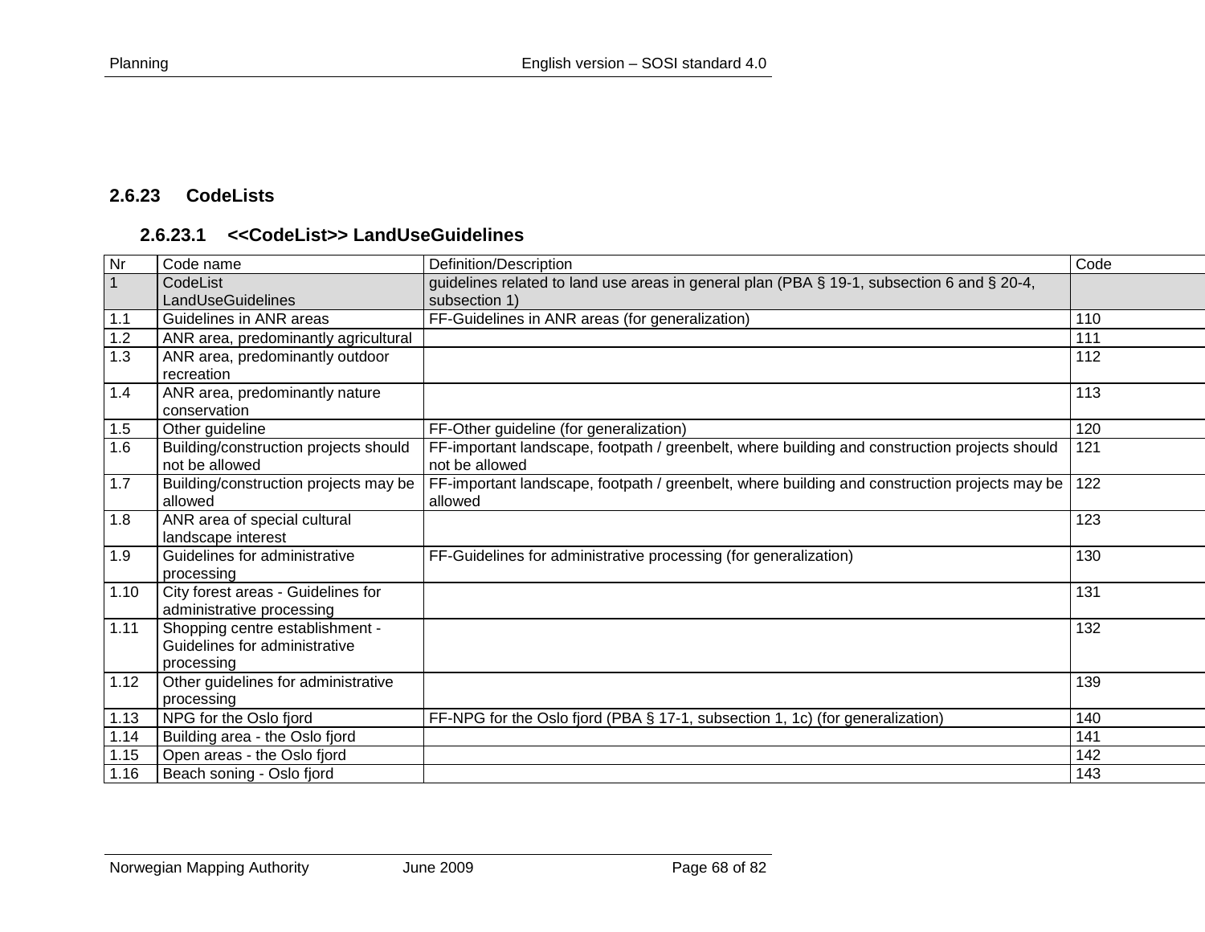### 2.6.23 CodeLists

#### 2.6.23.1 <<CodeList>> LandUseGuidelines

| Nr | Code name | Definition/Description | Code |
|---|---|---|---|
| 1 | CodeList LandUseGuidelines | guidelines related to land use areas in general plan (PBA § 19-1, subsection 6 and § 20-4, subsection 1) | |
| 1.1 | Guidelines in ANR areas | FF-Guidelines in ANR areas (for generalization) | 110 |
| 1.2 | ANR area, predominantly agricultural | | 111 |
| 1.3 | ANR area, predominantly outdoor recreation | | 112 |
| 1.4 | ANR area, predominantly nature conservation | | 113 |
| 1.5 | Other guideline | FF-Other guideline (for generalization) | 120 |
| 1.6 | Building/construction projects should not be allowed | FF-important landscape, footpath / greenbelt, where building and construction projects should not be allowed | 121 |
| 1.7 | Building/construction projects may be allowed | FF-important landscape, footpath / greenbelt, where building and construction projects may be allowed | 122 |
| 1.8 | ANR area of special cultural landscape interest | | 123 |
| 1.9 | Guidelines for administrative processing | FF-Guidelines for administrative processing (for generalization) | 130 |
| 1.10 | City forest areas - Guidelines for administrative processing | | 131 |
| 1.11 | Shopping centre establishment - Guidelines for administrative processing | | 132 |
| 1.12 | Other guidelines for administrative processing | | 139 |
| 1.13 | NPG for the Oslo fjord | FF-NPG for the Oslo fjord (PBA § 17-1, subsection 1, 1c) (for generalization) | 140 |
| 1.14 | Building area - the Oslo fjord | | 141 |
| 1.15 | Open areas - the Oslo fjord | | 142 |
| 1.16 | Beach soning - Oslo fjord | | 143 |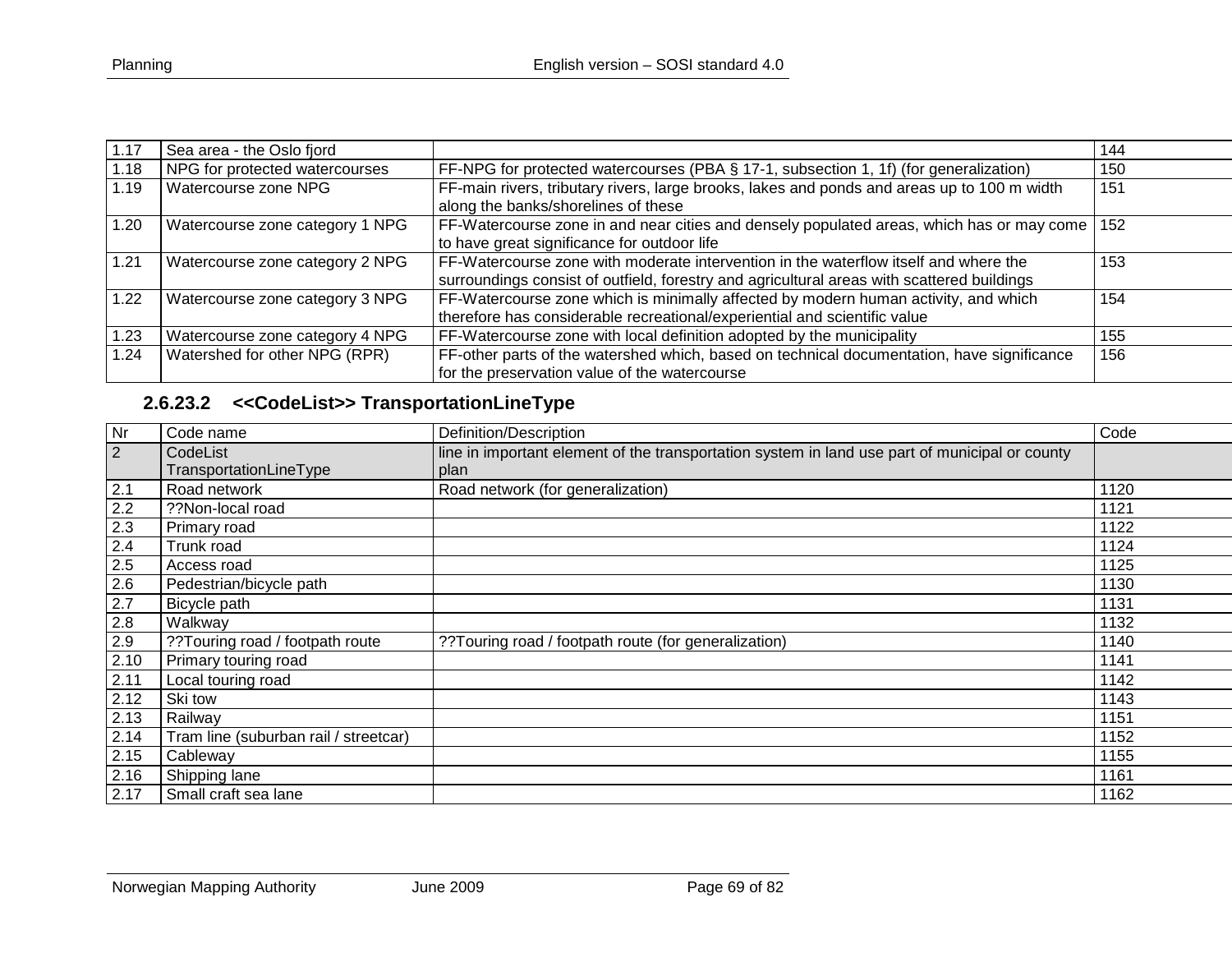| | | | |
|---|---|---|---|
| 1.17 | Sea area - the Oslo fjord | | 144 |
| 1.18 | NPG for protected watercourses | FF-NPG for protected watercourses (PBA § 17-1, subsection 1, 1f) (for generalization) | 150 |
| 1.19 | Watercourse zone NPG | FF-main rivers, tributary rivers, large brooks, lakes and ponds and areas up to 100 m width along the banks/shorelines of these | 151 |
| 1.20 | Watercourse zone category 1 NPG | FF-Watercourse zone in and near cities and densely populated areas, which has or may come to have great significance for outdoor life | 152 |
| 1.21 | Watercourse zone category 2 NPG | FF-Watercourse zone with moderate intervention in the waterflow itself and where the surroundings consist of outfield, forestry and agricultural areas with scattered buildings | 153 |
| 1.22 | Watercourse zone category 3 NPG | FF-Watercourse zone which is minimally affected by modern human activity, and which therefore has considerable recreational/experiential and scientific value | 154 |
| 1.23 | Watercourse zone category 4 NPG | FF-Watercourse zone with local definition adopted by the municipality | 155 |
| 1.24 | Watershed for other NPG (RPR) | FF-other parts of the watershed which, based on technical documentation, have significance for the preservation value of the watercourse | 156 |

### 2.6.23.2 <<CodeList>> TransportationLineType

| Nr | Code name | Definition/Description | Code |
|---|---|---|---|
| 2 | CodeList TransportationLineType | line in important element of the transportation system in land use part of municipal or county plan | |
| 2.1 | Road network | Road network (for generalization) | 1120 |
| 2.2 | ??Non-local road | | 1121 |
| 2.3 | Primary road | | 1122 |
| 2.4 | Trunk road | | 1124 |
| 2.5 | Access road | | 1125 |
| 2.6 | Pedestrian/bicycle path | | 1130 |
| 2.7 | Bicycle path | | 1131 |
| 2.8 | Walkway | | 1132 |
| 2.9 | ??Touring road / footpath route | ??Touring road / footpath route (for generalization) | 1140 |
| 2.10 | Primary touring road | | 1141 |
| 2.11 | Local touring road | | 1142 |
| 2.12 | Ski tow | | 1143 |
| 2.13 | Railway | | 1151 |
| 2.14 | Tram line (suburban rail / streetcar) | | 1152 |
| 2.15 | Cableway | | 1155 |
| 2.16 | Shipping lane | | 1161 |
| 2.17 | Small craft sea lane | | 1162 |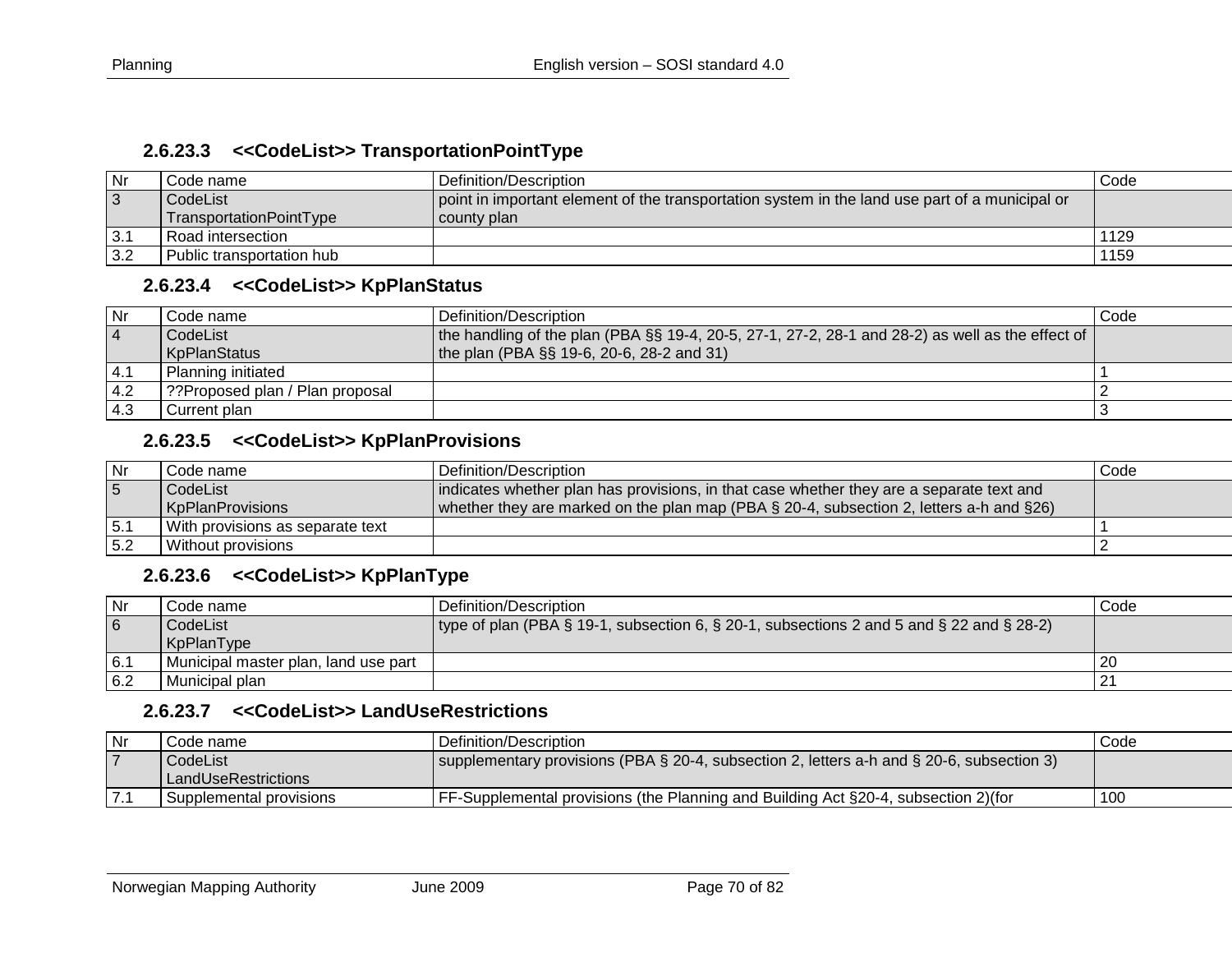### 2.6.23.3 <<CodeList>> TransportationPointType

| Nr | Code name | Definition/Description | Code |
|---|---|---|---|
| 3 | CodeList TransportationPointType | point in important element of the transportation system in the land use part of a municipal or county plan | |
| 3.1 | Road intersection | | 1129 |
| 3.2 | Public transportation hub | | 1159 |

### 2.6.23.4 <<CodeList>> KpPlanStatus

| Nr | Code name | Definition/Description | Code |
|---|---|---|---|
| 4 | CodeList KpPlanStatus | the handling of the plan (PBA §§ 19-4, 20-5, 27-1, 27-2, 28-1 and 28-2) as well as the effect of the plan (PBA §§ 19-6, 20-6, 28-2 and 31) | |
| 4.1 | Planning initiated | | 1 |
| 4.2 | ??Proposed plan / Plan proposal | | 2 |
| 4.3 | Current plan | | 3 |

### 2.6.23.5 <<CodeList>> KpPlanProvisions

| Nr | Code name | Definition/Description | Code |
|---|---|---|---|
| 5 | CodeList KpPlanProvisions | indicates whether plan has provisions, in that case whether they are a separate text and whether they are marked on the plan map (PBA § 20-4, subsection 2, letters a-h and §26) | |
| 5.1 | With provisions as separate text | | 1 |
| 5.2 | Without provisions | | 2 |

### 2.6.23.6 <<CodeList>> KpPlanType

| Nr | Code name | Definition/Description | Code |
|---|---|---|---|
| 6 | CodeList KpPlanType | type of plan (PBA § 19-1, subsection 6, § 20-1, subsections 2 and 5 and § 22 and § 28-2) | |
| 6.1 | Municipal master plan, land use part | | 20 |
| 6.2 | Municipal plan | | 21 |

### 2.6.23.7 <<CodeList>> LandUseRestrictions

| Nr | Code name | Definition/Description | Code |
|---|---|---|---|
| 7 | CodeList LandUseRestrictions | supplementary provisions (PBA § 20-4, subsection 2, letters a-h and § 20-6, subsection 3) | |
| 7.1 | Supplemental provisions | FF-Supplemental provisions (the Planning and Building Act §20-4, subsection 2)(for | 100 |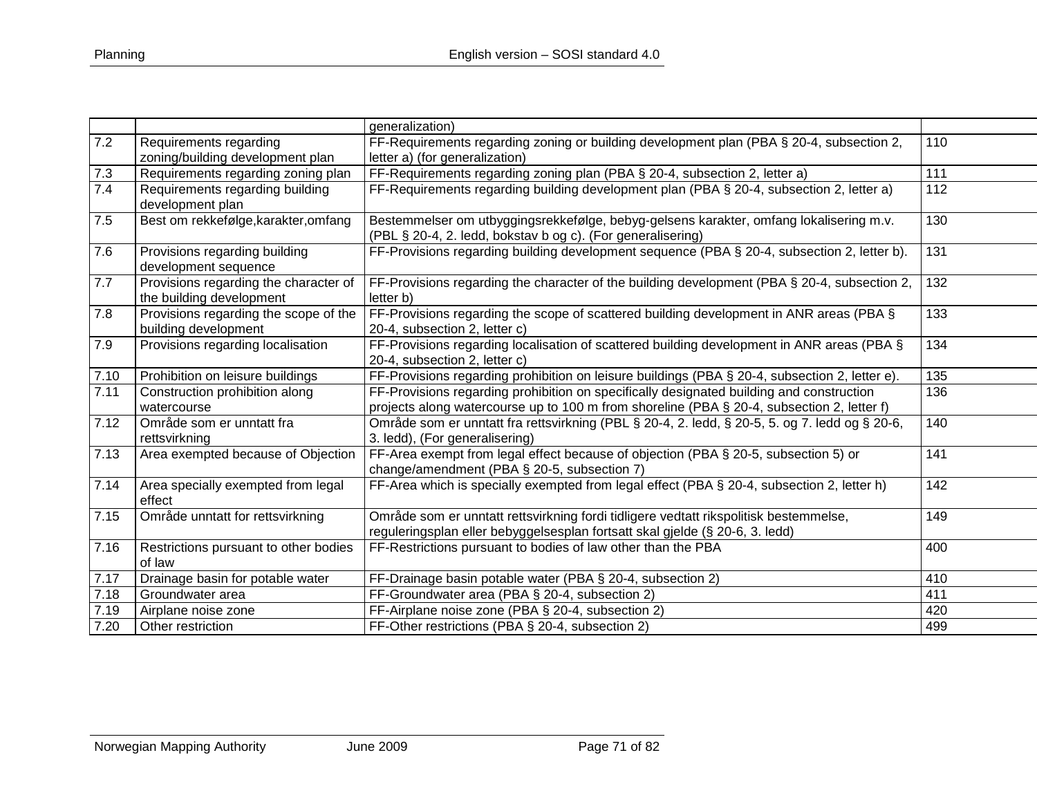|  |  | generalization) |  |
|---|---|---|---|
| 7.2 | Requirements regarding zoning/building development plan | FF-Requirements regarding zoning or building development plan (PBA § 20-4, subsection 2, letter a) (for generalization) | 110 |
| 7.3 | Requirements regarding zoning plan | FF-Requirements regarding zoning plan (PBA § 20-4, subsection 2, letter a) | 111 |
| 7.4 | Requirements regarding building development plan | FF-Requirements regarding building development plan (PBA § 20-4, subsection 2, letter a) | 112 |
| 7.5 | Best om rekkefølge,karakter,omfang | Bestemmelser om utbyggingsrekkefølge, bebyg-gelsens karakter, omfang lokalisering m.v. (PBL § 20-4, 2. ledd, bokstav b og c). (For generalisering) | 130 |
| 7.6 | Provisions regarding building development sequence | FF-Provisions regarding building development sequence (PBA § 20-4, subsection 2, letter b). | 131 |
| 7.7 | Provisions regarding the character of the building development | FF-Provisions regarding the character of the building development (PBA § 20-4, subsection 2, letter b) | 132 |
| 7.8 | Provisions regarding the scope of the building development | FF-Provisions regarding the scope of scattered building development in ANR areas (PBA § 20-4, subsection 2, letter c) | 133 |
| 7.9 | Provisions regarding localisation | FF-Provisions regarding localisation of scattered building development in ANR areas (PBA § 20-4, subsection 2, letter c) | 134 |
| 7.10 | Prohibition on leisure buildings | FF-Provisions regarding prohibition on leisure buildings (PBA § 20-4, subsection 2, letter e). | 135 |
| 7.11 | Construction prohibition along watercourse | FF-Provisions regarding prohibition on specifically designated building and construction projects along watercourse up to 100 m from shoreline (PBA § 20-4, subsection 2, letter f) | 136 |
| 7.12 | Område som er unntatt fra rettsvirkning | Område som er unntatt fra rettsvirkning (PBL § 20-4, 2. ledd, § 20-5, 5. og 7. ledd og § 20-6, 3. ledd), (For generalisering) | 140 |
| 7.13 | Area exempted because of Objection | FF-Area exempt from legal effect because of objection (PBA § 20-5, subsection 5) or change/amendment (PBA § 20-5, subsection 7) | 141 |
| 7.14 | Area specially exempted from legal effect | FF-Area which is specially exempted from legal effect (PBA § 20-4, subsection 2, letter h) | 142 |
| 7.15 | Område unntatt for rettsvirkning | Område som er unntatt rettsvirkning fordi tidligere vedtatt rikspolitisk bestemmelse, reguleringsplan eller bebyggelsesplan fortsatt skal gjelde (§ 20-6, 3. ledd) | 149 |
| 7.16 | Restrictions pursuant to other bodies of law | FF-Restrictions pursuant to bodies of law other than the PBA | 400 |
| 7.17 | Drainage basin for potable water | FF-Drainage basin potable water (PBA § 20-4, subsection 2) | 410 |
| 7.18 | Groundwater area | FF-Groundwater area (PBA § 20-4, subsection 2) | 411 |
| 7.19 | Airplane noise zone | FF-Airplane noise zone (PBA § 20-4, subsection 2) | 420 |
| 7.20 | Other restriction | FF-Other restrictions (PBA § 20-4, subsection 2) | 499 |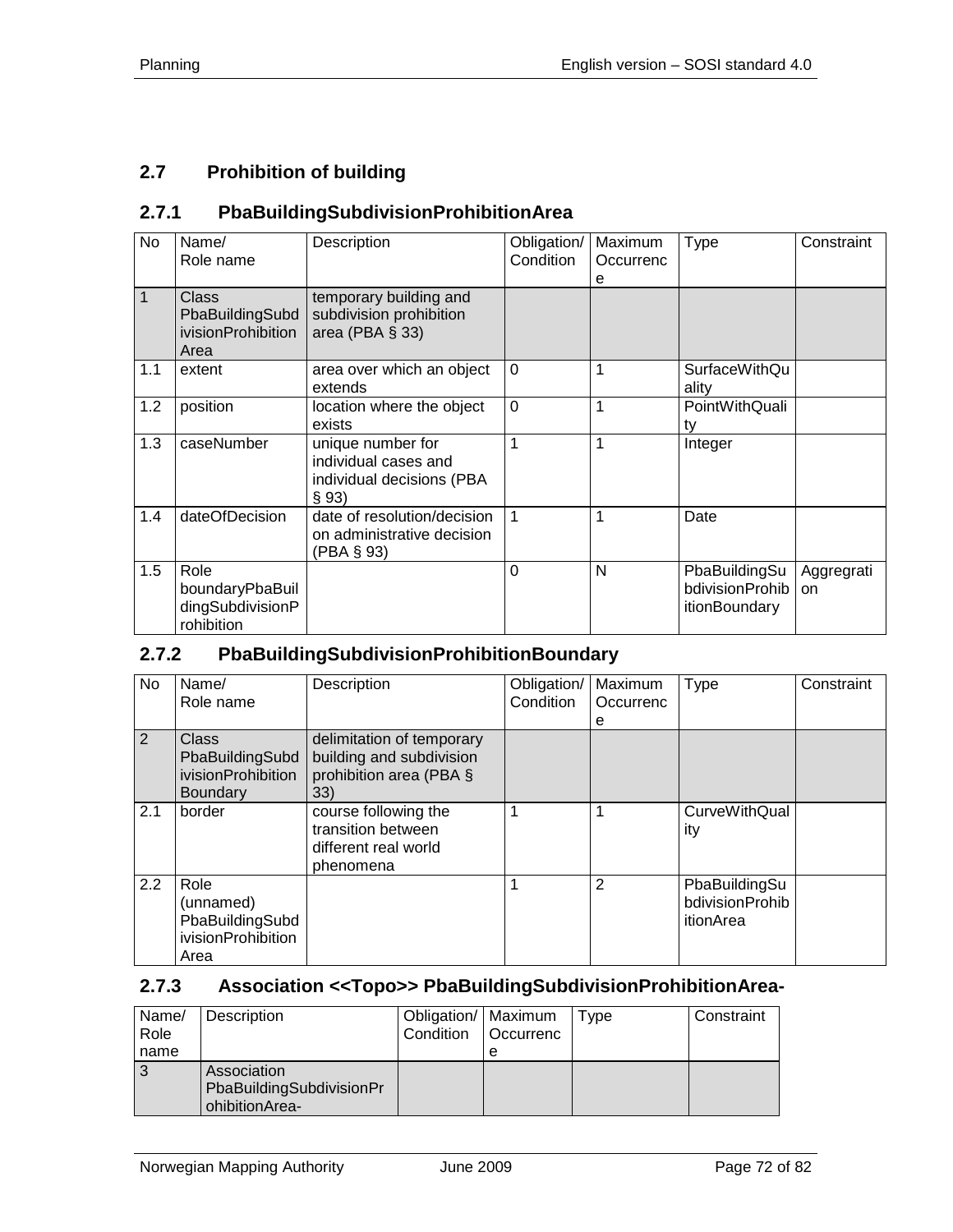## 2.7 Prohibition of building

### 2.7.1 PbaBuildingSubdivisionProhibitionArea

| No | Name/<br>Role name | Description | Obligation/<br>Condition | Maximum<br>Occurrence | Type | Constraint |
|---|---|---|---|---|---|---|
| 1 | Class PbaBuildingSubdivisionProhibitionArea | temporary building and subdivision prohibition area (PBA § 33) | | | | |
| 1.1 | extent | area over which an object extends | 0 | 1 | SurfaceWithQuality | |
| 1.2 | position | location where the object exists | 0 | 1 | PointWithQuality | |
| 1.3 | caseNumber | unique number for individual cases and individual decisions (PBA § 93) | 1 | 1 | Integer | |
| 1.4 | dateOfDecision | date of resolution/decision on administrative decision (PBA § 93) | 1 | 1 | Date | |
| 1.5 | Role boundaryPbaBuildingSubdivisionProhibition | | 0 | N | PbaBuildingSubdivisionProhibitionBoundary | Aggregration |

### 2.7.2 PbaBuildingSubdivisionProhibitionBoundary

| No | Name/<br>Role name | Description | Obligation/<br>Condition | Maximum<br>Occurrence | Type | Constraint |
|---|---|---|---|---|---|---|
| 2 | Class PbaBuildingSubdivisionProhibitionBoundary | delimitation of temporary building and subdivision prohibition area (PBA § 33) | | | | |
| 2.1 | border | course following the transition between different real world phenomena | 1 | 1 | CurveWithQuality | |
| 2.2 | Role (unnamed) PbaBuildingSubdivisionProhibitionArea | | 1 | 2 | PbaBuildingSubdivisionProhibitionArea | |

### 2.7.3 Association <<Topo>> PbaBuildingSubdivisionProhibitionArea-

| Name/<br>Role name | Description | Obligation/<br>Condition | Maximum<br>Occurrence | Type | Constraint |
|---|---|---|---|---|---|
| 3 | Association PbaBuildingSubdivisionProhibitionArea- | | | | |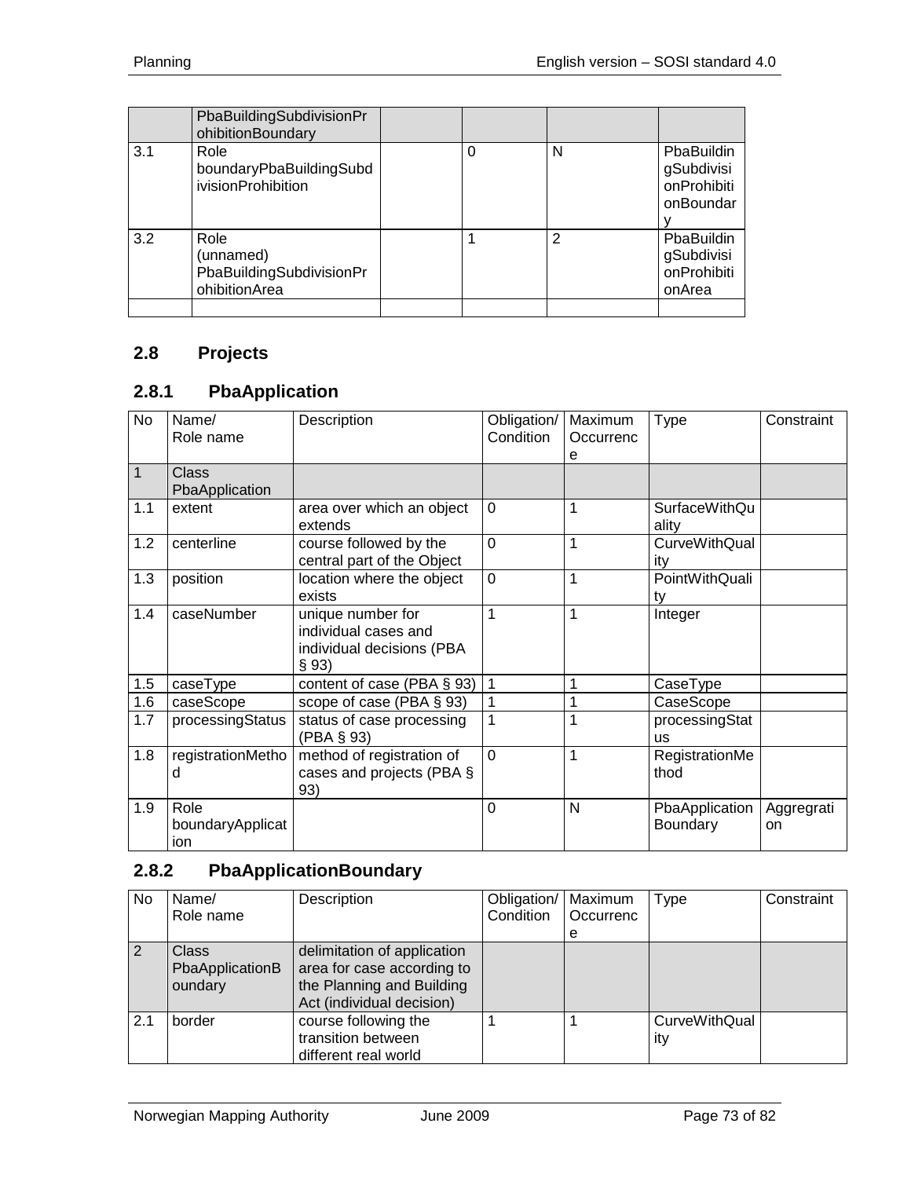| | PbaBuildingSubdivisionProhibitionBoundary | | | | |
|---|---|---|---|---|---|
| 3.1 | Role boundaryPbaBuildingSubdivisionProhibition | | 0 | N | PbaBuildingSubdivisionProhibitionBoundary |
| 3.2 | Role (unnamed) PbaBuildingSubdivisionProhibitionArea | | 1 | 2 | PbaBuildingSubdivisionProhibitionArea |
| | | | | | |

## 2.8 Projects

### 2.8.1 PbaApplication

| No | Name/ Role name | Description | Obligation/ Condition | Maximum Occurrence | Type | Constraint |
|---|---|---|---|---|---|---|
| 1 | Class PbaApplication | | | | | |
| 1.1 | extent | area over which an object extends | 0 | 1 | SurfaceWithQuality | |
| 1.2 | centerline | course followed by the central part of the Object | 0 | 1 | CurveWithQuality | |
| 1.3 | position | location where the object exists | 0 | 1 | PointWithQuality | |
| 1.4 | caseNumber | unique number for individual cases and individual decisions (PBA § 93) | 1 | 1 | Integer | |
| 1.5 | caseType | content of case (PBA § 93) | 1 | 1 | CaseType | |
| 1.6 | caseScope | scope of case (PBA § 93) | 1 | 1 | CaseScope | |
| 1.7 | processingStatus | status of case processing (PBA § 93) | 1 | 1 | processingStatus | |
| 1.8 | registrationMethod | method of registration of cases and projects (PBA § 93) | 0 | 1 | RegistrationMethod | |
| 1.9 | Role boundaryApplication | | 0 | N | PbaApplicationBoundary | Aggregration |

### 2.8.2 PbaApplicationBoundary

| No | Name/ Role name | Description | Obligation/ Condition | Maximum Occurrence | Type | Constraint |
|---|---|---|---|---|---|---|
| 2 | Class PbaApplicationBoundary | delimitation of application area for case according to the Planning and Building Act (individual decision) | | | | |
| 2.1 | border | course following the transition between different real world | 1 | 1 | CurveWithQuality | |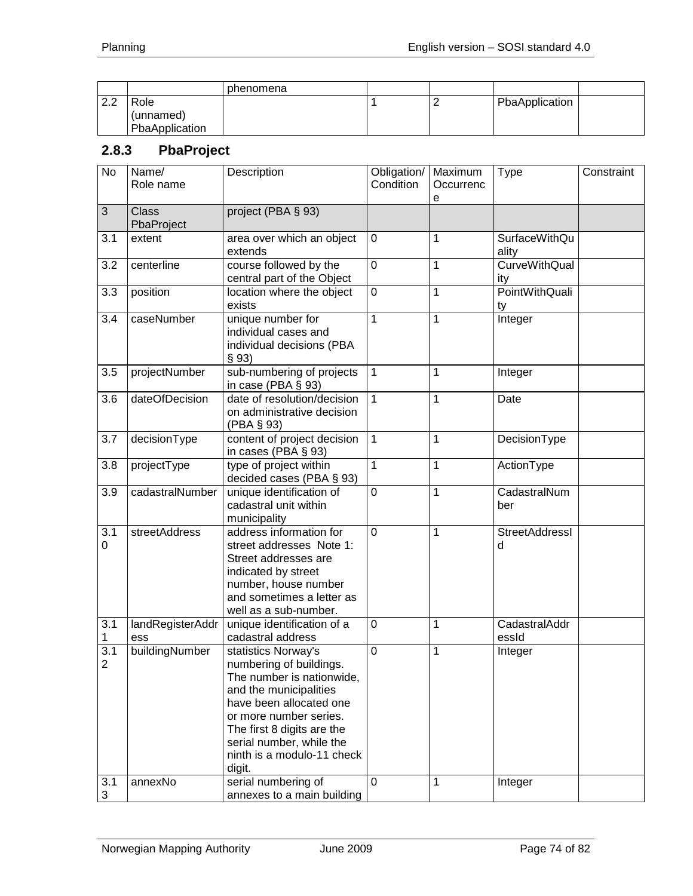| | | phenomena | | | | |
|---|---|---|---|---|---|---|
| 2.2 | Role (unnamed) PbaApplication | | 1 | 2 | PbaApplication | |

### 2.8.3 PbaProject

| No | Name/ Role name | Description | Obligation/ Condition | Maximum Occurrence | Type | Constraint |
|---|---|---|---|---|---|---|
| 3 | Class PbaProject | project (PBA § 93) | | | | |
| 3.1 | extent | area over which an object extends | 0 | 1 | SurfaceWithQuality | |
| 3.2 | centerline | course followed by the central part of the Object | 0 | 1 | CurveWithQuality | |
| 3.3 | position | location where the object exists | 0 | 1 | PointWithQuality | |
| 3.4 | caseNumber | unique number for individual cases and individual decisions (PBA § 93) | 1 | 1 | Integer | |
| 3.5 | projectNumber | sub-numbering of projects in case (PBA § 93) | 1 | 1 | Integer | |
| 3.6 | dateOfDecision | date of resolution/decision on administrative decision (PBA § 93) | 1 | 1 | Date | |
| 3.7 | decisionType | content of project decision in cases (PBA § 93) | 1 | 1 | DecisionType | |
| 3.8 | projectType | type of project within decided cases (PBA § 93) | 1 | 1 | ActionType | |
| 3.9 | cadastralNumber | unique identification of cadastral unit within municipality | 0 | 1 | CadastralNumber | |
| 3.10 | streetAddress | address information for street addresses Note 1: Street addresses are indicated by street number, house number and sometimes a letter as well as a sub-number. | 0 | 1 | StreetAddressId | |
| 3.11 | landRegisterAddress | unique identification of a cadastral address | 0 | 1 | CadastralAddressId | |
| 3.12 | buildingNumber | statistics Norway's numbering of buildings. The number is nationwide, and the municipalities have been allocated one or more number series. The first 8 digits are the serial number, while the ninth is a modulo-11 check digit. | 0 | 1 | Integer | |
| 3.13 | annexNo | serial numbering of annexes to a main building | 0 | 1 | Integer | |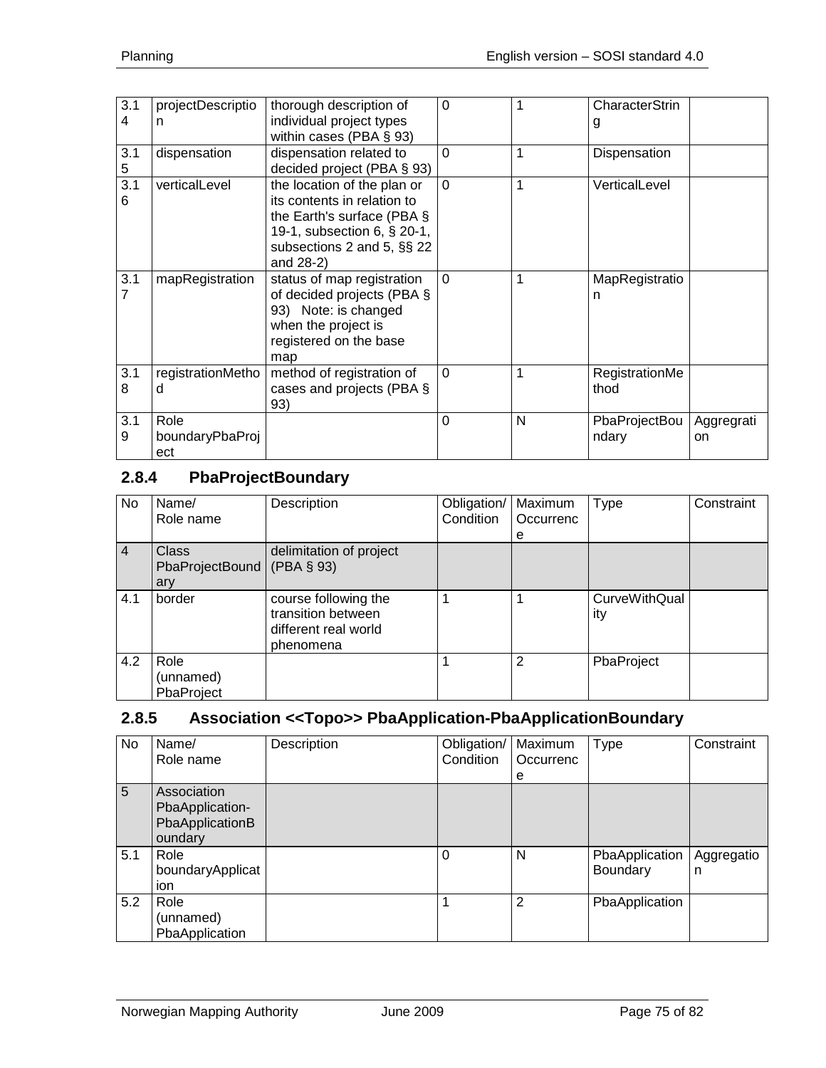| | | | | | | |
|---|---|---|---|---|---|---|
| 3.14 | projectDescription | thorough description of individual project types within cases (PBA § 93) | 0 | 1 | CharacterString | |
| 3.15 | dispensation | dispensation related to decided project (PBA § 93) | 0 | 1 | Dispensation | |
| 3.16 | verticalLevel | the location of the plan or its contents in relation to the Earth's surface (PBA § 19-1, subsection 6, § 20-1, subsections 2 and 5, §§ 22 and 28-2) | 0 | 1 | VerticalLevel | |
| 3.17 | mapRegistration | status of map registration of decided projects (PBA § 93) Note: is changed when the project is registered on the base map | 0 | 1 | MapRegistration | |
| 3.18 | registrationMethod | method of registration of cases and projects (PBA § 93) | 0 | 1 | RegistrationMethod | |
| 3.19 | Role boundaryPbaProject | | 0 | N | PbaProjectBoundary | Aggregration |

### 2.8.4 PbaProjectBoundary

| No | Name/ Role name | Description | Obligation/ Condition | Maximum Occurrence | Type | Constraint |
|---|---|---|---|---|---|---|
| 4 | Class PbaProjectBoundary | delimitation of project (PBA § 93) | | | | |
| 4.1 | border | course following the transition between different real world phenomena | 1 | 1 | CurveWithQuality | |
| 4.2 | Role (unnamed) PbaProject | | 1 | 2 | PbaProject | |

### 2.8.5 Association <<Topo>> PbaApplication-PbaApplicationBoundary

| No | Name/ Role name | Description | Obligation/ Condition | Maximum Occurrence | Type | Constraint |
|---|---|---|---|---|---|---|
| 5 | Association PbaApplication-PbaApplicationBoundary | | | | | |
| 5.1 | Role boundaryApplication | | 0 | N | PbaApplication Boundary | Aggregation |
| 5.2 | Role (unnamed) PbaApplication | | 1 | 2 | PbaApplication | |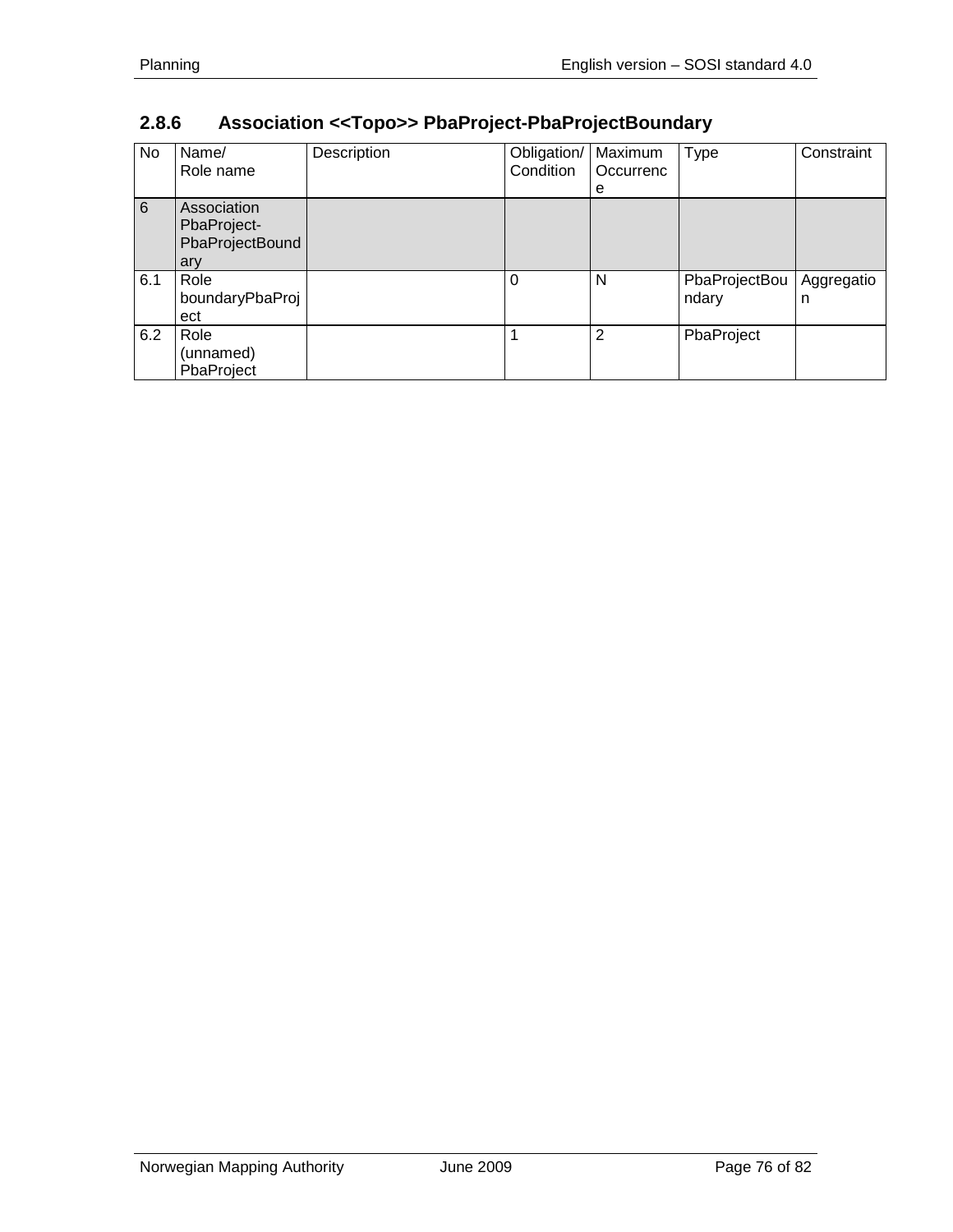### 2.8.6 Association <<Topo>> PbaProject-PbaProjectBoundary

| No | Name/ Role name | Description | Obligation/ Condition | Maximum Occurrence | Type | Constraint |
|---|---|---|---|---|---|---|
| 6 | Association PbaProject-PbaProjectBoundary | | | | | |
| 6.1 | Role boundaryPbaProject | | 0 | N | PbaProjectBoundary | Aggregation |
| 6.2 | Role (unnamed) PbaProject | | 1 | 2 | PbaProject | |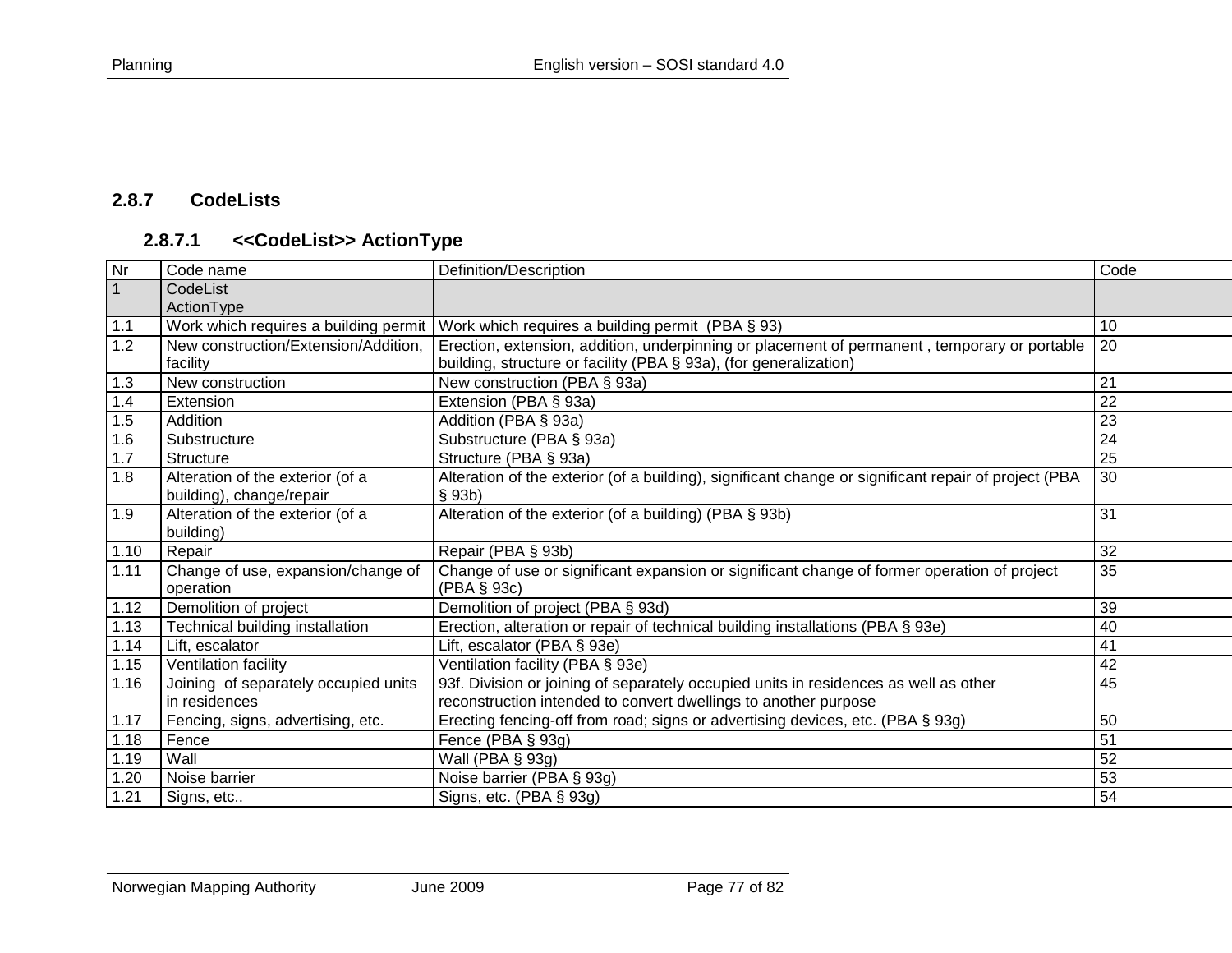## 2.8.7 CodeLists

### 2.8.7.1 <<CodeList>> ActionType

| Nr | Code name | Definition/Description | Code |
|---|---|---|---|
| 1 | CodeList ActionType | | |
| 1.1 | Work which requires a building permit | Work which requires a building permit (PBA § 93) | 10 |
| 1.2 | New construction/Extension/Addition, facility | Erection, extension, addition, underpinning or placement of permanent , temporary or portable building, structure or facility (PBA § 93a), (for generalization) | 20 |
| 1.3 | New construction | New construction (PBA § 93a) | 21 |
| 1.4 | Extension | Extension (PBA § 93a) | 22 |
| 1.5 | Addition | Addition (PBA § 93a) | 23 |
| 1.6 | Substructure | Substructure (PBA § 93a) | 24 |
| 1.7 | Structure | Structure (PBA § 93a) | 25 |
| 1.8 | Alteration of the exterior (of a building), change/repair | Alteration of the exterior (of a building), significant change or significant repair of project (PBA § 93b) | 30 |
| 1.9 | Alteration of the exterior (of a building) | Alteration of the exterior (of a building) (PBA § 93b) | 31 |
| 1.10 | Repair | Repair (PBA § 93b) | 32 |
| 1.11 | Change of use, expansion/change of operation | Change of use or significant expansion or significant change of former operation of project (PBA § 93c) | 35 |
| 1.12 | Demolition of project | Demolition of project (PBA § 93d) | 39 |
| 1.13 | Technical building installation | Erection, alteration or repair of technical building installations (PBA § 93e) | 40 |
| 1.14 | Lift, escalator | Lift, escalator (PBA § 93e) | 41 |
| 1.15 | Ventilation facility | Ventilation facility (PBA § 93e) | 42 |
| 1.16 | Joining of separately occupied units in residences | 93f. Division or joining of separately occupied units in residences as well as other reconstruction intended to convert dwellings to another purpose | 45 |
| 1.17 | Fencing, signs, advertising, etc. | Erecting fencing-off from road; signs or advertising devices, etc. (PBA § 93g) | 50 |
| 1.18 | Fence | Fence (PBA § 93g) | 51 |
| 1.19 | Wall | Wall (PBA § 93g) | 52 |
| 1.20 | Noise barrier | Noise barrier (PBA § 93g) | 53 |
| 1.21 | Signs, etc.. | Signs, etc. (PBA § 93g) | 54 |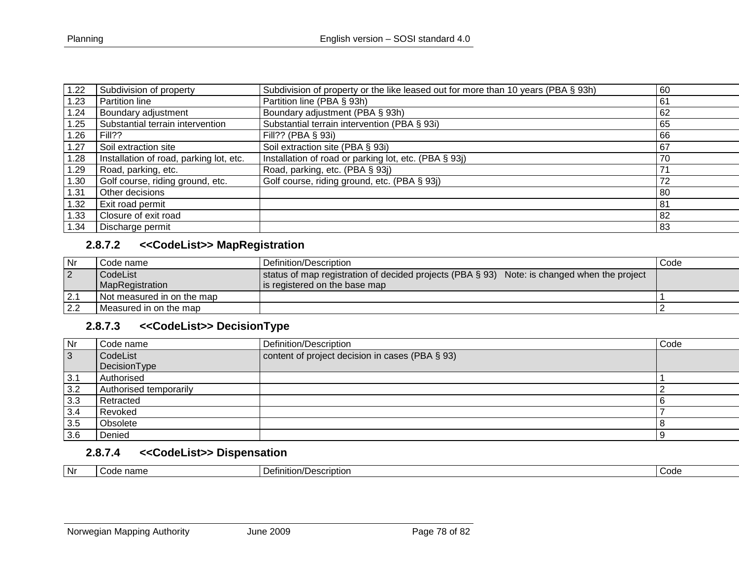| | | | |
|---|---|---|---|
| 1.22 | Subdivision of property | Subdivision of property or the like leased out for more than 10 years (PBA § 93h) | 60 |
| 1.23 | Partition line | Partition line (PBA § 93h) | 61 |
| 1.24 | Boundary adjustment | Boundary adjustment (PBA § 93h) | 62 |
| 1.25 | Substantial terrain intervention | Substantial terrain intervention (PBA § 93i) | 65 |
| 1.26 | Fill?? | Fill?? (PBA § 93i) | 66 |
| 1.27 | Soil extraction site | Soil extraction site (PBA § 93i) | 67 |
| 1.28 | Installation of road, parking lot, etc. | Installation of road or parking lot, etc. (PBA § 93j) | 70 |
| 1.29 | Road, parking, etc. | Road, parking, etc. (PBA § 93j) | 71 |
| 1.30 | Golf course, riding ground, etc. | Golf course, riding ground, etc. (PBA § 93j) | 72 |
| 1.31 | Other decisions | | 80 |
| 1.32 | Exit road permit | | 81 |
| 1.33 | Closure of exit road | | 82 |
| 1.34 | Discharge permit | | 83 |

### 2.8.7.2 <<CodeList>> MapRegistration

| Nr | Code name | Definition/Description | Code |
|---|---|---|---|
| 2 | CodeList MapRegistration | status of map registration of decided projects (PBA § 93) Note: is changed when the project is registered on the base map | |
| 2.1 | Not measured in on the map | | 1 |
| 2.2 | Measured in on the map | | 2 |

### 2.8.7.3 <<CodeList>> DecisionType

| Nr | Code name | Definition/Description | Code |
|---|---|---|---|
| 3 | CodeList DecisionType | content of project decision in cases (PBA § 93) | |
| 3.1 | Authorised | | 1 |
| 3.2 | Authorised temporarily | | 2 |
| 3.3 | Retracted | | 6 |
| 3.4 | Revoked | | 7 |
| 3.5 | Obsolete | | 8 |
| 3.6 | Denied | | 9 |

### 2.8.7.4 <<CodeList>> Dispensation

| Nr | Code name | Definition/Description | Code |
|---|---|---|---|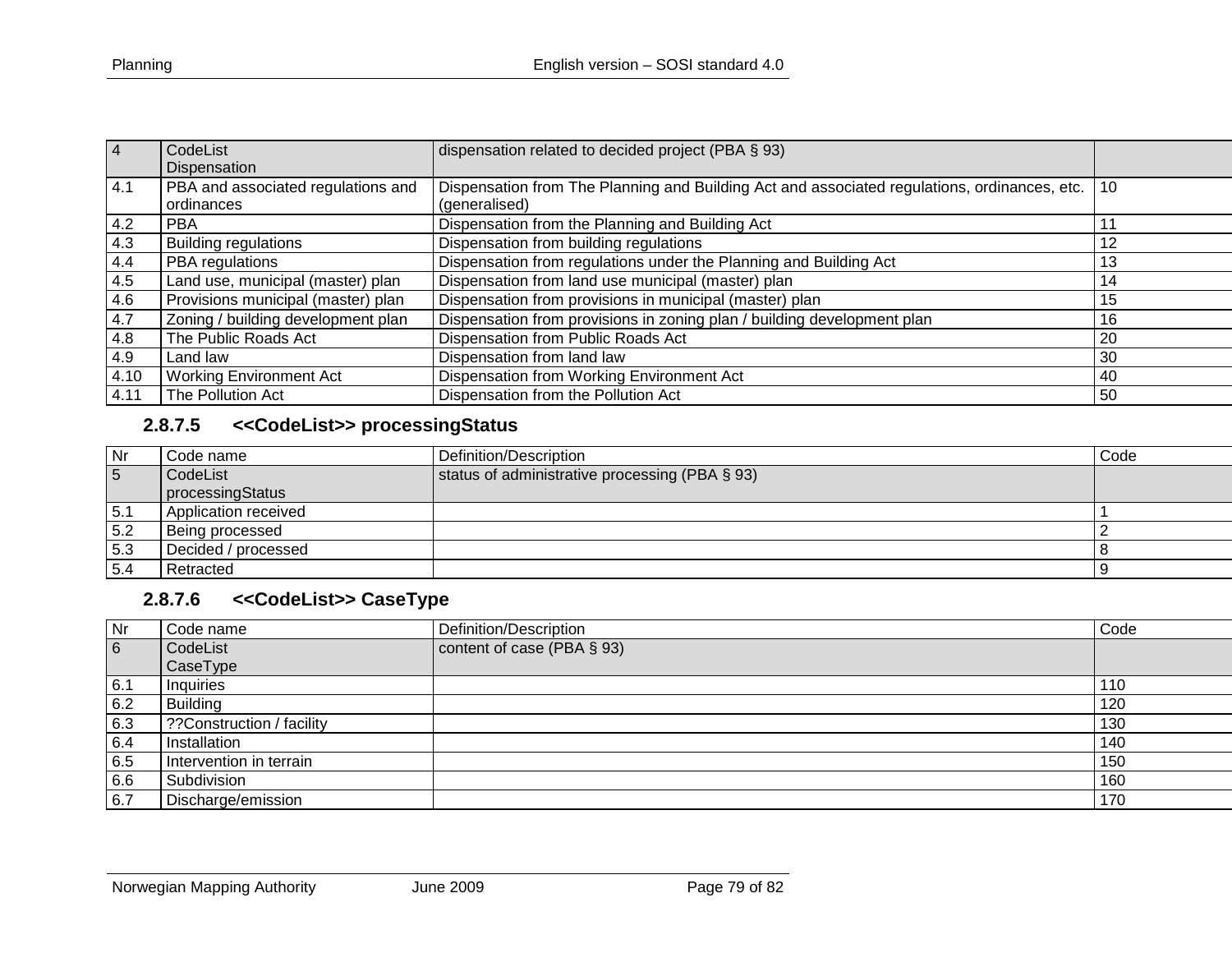| 4 | CodeList Dispensation | dispensation related to decided project (PBA § 93) | |
|---|---|---|---|
| 4.1 | PBA and associated regulations and ordinances | Dispensation from The Planning and Building Act and associated regulations, ordinances, etc. (generalised) | 10 |
| 4.2 | PBA | Dispensation from the Planning and Building Act | 11 |
| 4.3 | Building regulations | Dispensation from building regulations | 12 |
| 4.4 | PBA regulations | Dispensation from regulations under the Planning and Building Act | 13 |
| 4.5 | Land use, municipal (master) plan | Dispensation from land use municipal (master) plan | 14 |
| 4.6 | Provisions municipal (master) plan | Dispensation from provisions in municipal (master) plan | 15 |
| 4.7 | Zoning / building development plan | Dispensation from provisions in zoning plan / building development plan | 16 |
| 4.8 | The Public Roads Act | Dispensation from Public Roads Act | 20 |
| 4.9 | Land law | Dispensation from land law | 30 |
| 4.10 | Working Environment Act | Dispensation from Working Environment Act | 40 |
| 4.11 | The Pollution Act | Dispensation from the Pollution Act | 50 |

### 2.8.7.5 <<CodeList>> processingStatus

| Nr | Code name | Definition/Description | Code |
|---|---|---|---|
| 5 | CodeList processingStatus | status of administrative processing (PBA § 93) | |
| 5.1 | Application received | | 1 |
| 5.2 | Being processed | | 2 |
| 5.3 | Decided / processed | | 8 |
| 5.4 | Retracted | | 9 |

### 2.8.7.6 <<CodeList>> CaseType

| Nr | Code name | Definition/Description | Code |
|---|---|---|---|
| 6 | CodeList CaseType | content of case (PBA § 93) | |
| 6.1 | Inquiries | | 110 |
| 6.2 | Building | | 120 |
| 6.3 | ??Construction / facility | | 130 |
| 6.4 | Installation | | 140 |
| 6.5 | Intervention in terrain | | 150 |
| 6.6 | Subdivision | | 160 |
| 6.7 | Discharge/emission | | 170 |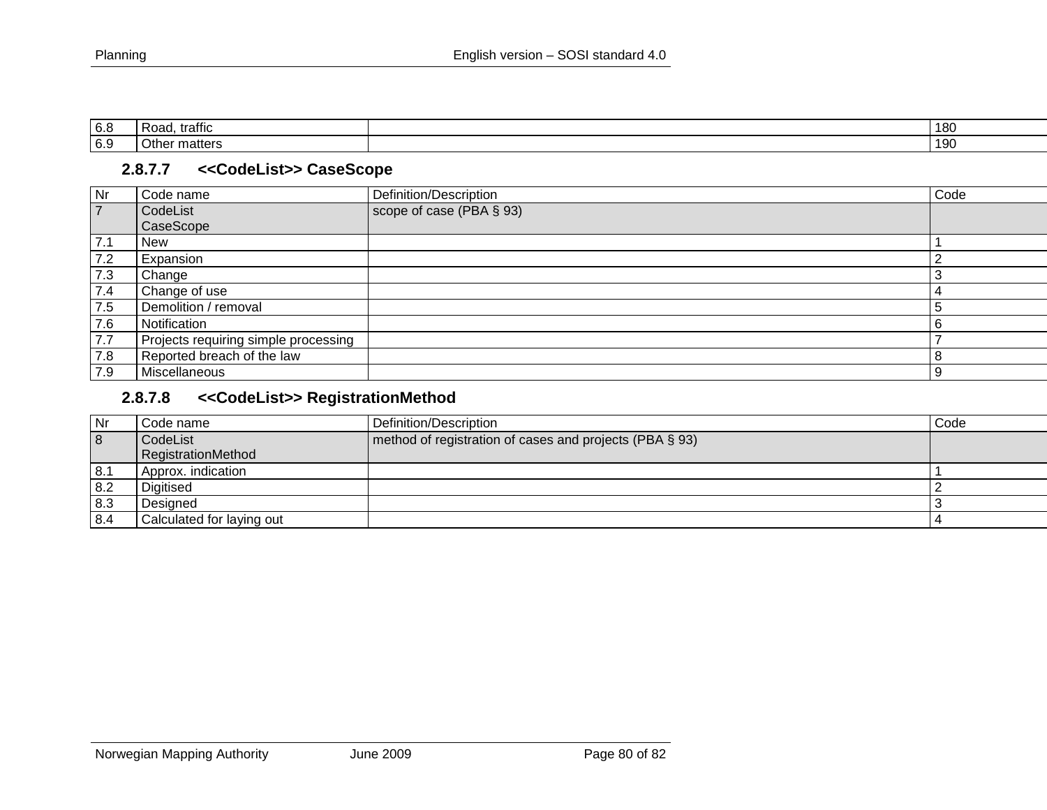| Nr | Code name | Definition/Description | Code |
|---|---|---|---|
| 6.8 | Road, traffic | | 180 |
| 6.9 | Other matters | | 190 |

#### 2.8.7.7 <<CodeList>> CaseScope

| Nr | Code name | Definition/Description | Code |
|---|---|---|---|
| 7 | CodeList CaseScope | scope of case (PBA § 93) | |
| 7.1 | New | | 1 |
| 7.2 | Expansion | | 2 |
| 7.3 | Change | | 3 |
| 7.4 | Change of use | | 4 |
| 7.5 | Demolition / removal | | 5 |
| 7.6 | Notification | | 6 |
| 7.7 | Projects requiring simple processing | | 7 |
| 7.8 | Reported breach of the law | | 8 |
| 7.9 | Miscellaneous | | 9 |

#### 2.8.7.8 <<CodeList>> RegistrationMethod

| Nr | Code name | Definition/Description | Code |
|---|---|---|---|
| 8 | CodeList RegistrationMethod | method of registration of cases and projects (PBA § 93) | |
| 8.1 | Approx. indication | | 1 |
| 8.2 | Digitised | | 2 |
| 8.3 | Designed | | 3 |
| 8.4 | Calculated for laying out | | 4 |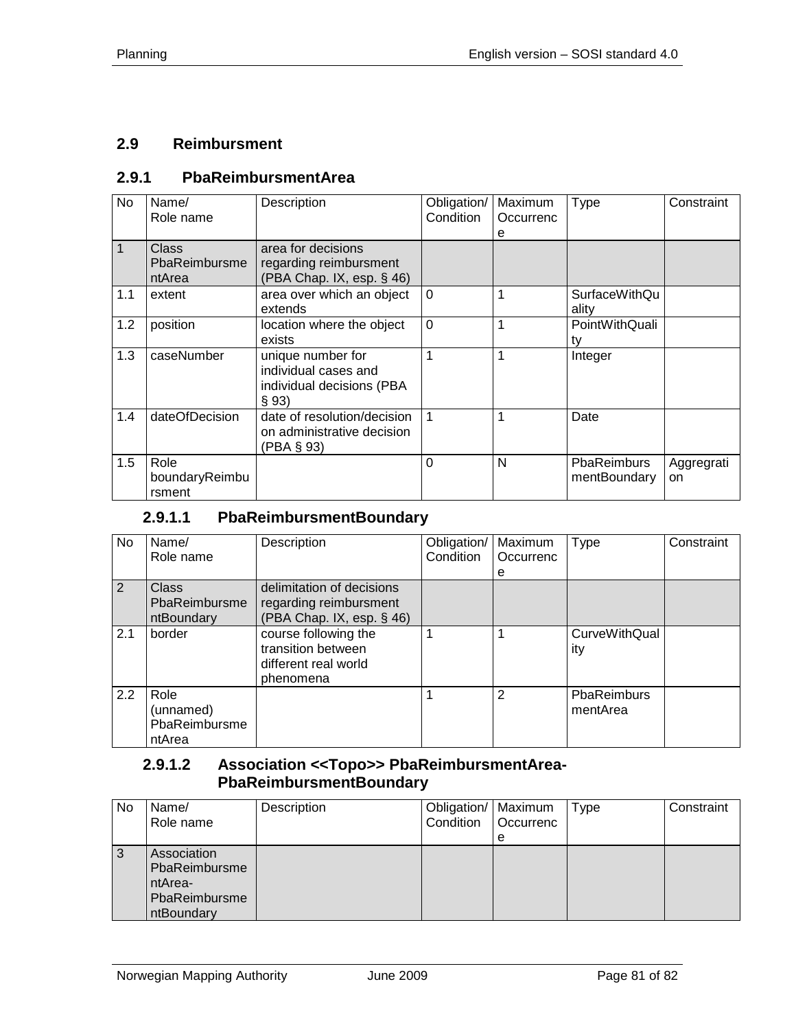## 2.9 Reimbursment

### 2.9.1 PbaReimbursmentArea

| No | Name/ Role name | Description | Obligation/ Condition | Maximum Occurrence | Type | Constraint |
|---|---|---|---|---|---|---|
| 1 | Class PbaReimbursmentArea | area for decisions regarding reimbursment (PBA Chap. IX, esp. § 46) | | | | |
| 1.1 | extent | area over which an object extends | 0 | 1 | SurfaceWithQuality | |
| 1.2 | position | location where the object exists | 0 | 1 | PointWithQuality | |
| 1.3 | caseNumber | unique number for individual cases and individual decisions (PBA § 93) | 1 | 1 | Integer | |
| 1.4 | dateOfDecision | date of resolution/decision on administrative decision (PBA § 93) | 1 | 1 | Date | |
| 1.5 | Role boundaryReimbursment | | 0 | N | PbaReimbursmentBoundary | Aggregration |

#### 2.9.1.1 PbaReimbursmentBoundary

| No | Name/ Role name | Description | Obligation/ Condition | Maximum Occurrence | Type | Constraint |
|---|---|---|---|---|---|---|
| 2 | Class PbaReimbursmentBoundary | delimitation of decisions regarding reimbursment (PBA Chap. IX, esp. § 46) | | | | |
| 2.1 | border | course following the transition between different real world phenomena | 1 | 1 | CurveWithQuality | |
| 2.2 | Role (unnamed) PbaReimbursmentArea | | 1 | 2 | PbaReimbursmentArea | |

#### 2.9.1.2 Association <<Topo>> PbaReimbursmentArea-PbaReimbursmentBoundary

| No | Name/ Role name | Description | Obligation/ Condition | Maximum Occurrence | Type | Constraint |
|---|---|---|---|---|---|---|
| 3 | Association PbaReimbursmentArea-PbaReimbursmentBoundary | | | | | |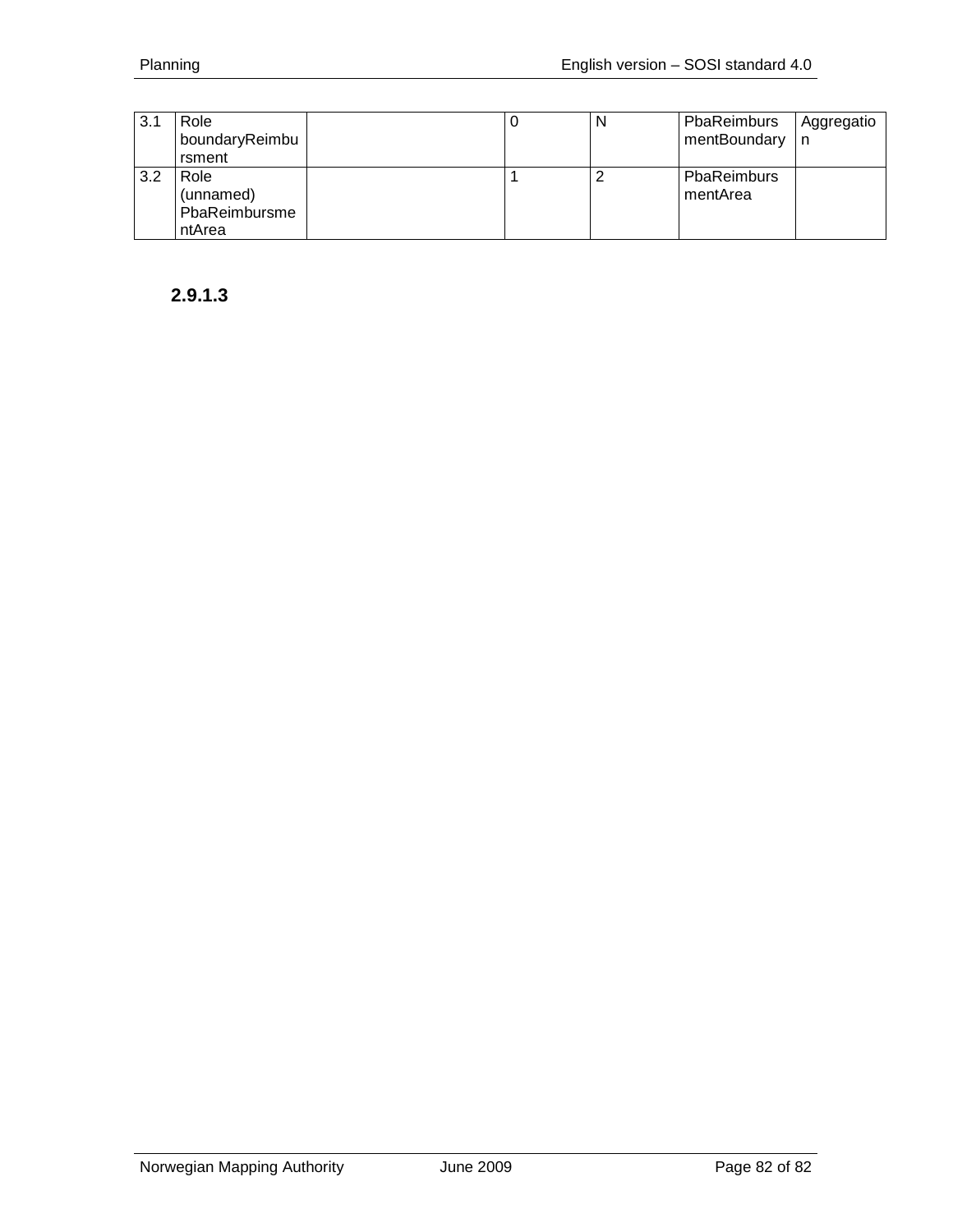| | | | | | | |
|---|---|---|---|---|---|---|
| 3.1 | Role boundaryReimbursment | | 0 | N | PbaReimbursmentBoundary | Aggregation |
| 3.2 | Role (unnamed) PbaReimbursmentArea | | 1 | 2 | PbaReimbursmentArea | |

#### 2.9.1.3